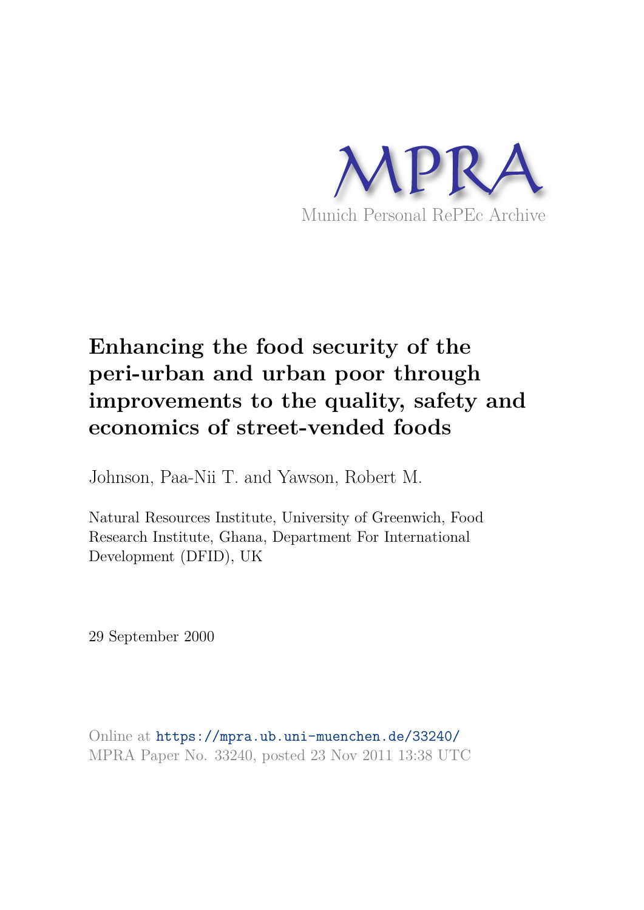MPRA

Munich Personal RePEc Archive

# Enhancing the food security of the peri-urban and urban poor through improvements to the quality, safety and economics of street-vended foods

Johnson, Paa-Nii T. and Yawson, Robert M.

Natural Resources Institute, University of Greenwich, Food Research Institute, Ghana, Department For International Development (DFID), UK

29 September 2000

Online at https://mpra.ub.uni-muenchen.de/33240/
MPRA Paper No. 33240, posted 23 Nov 2011 13:38 UTC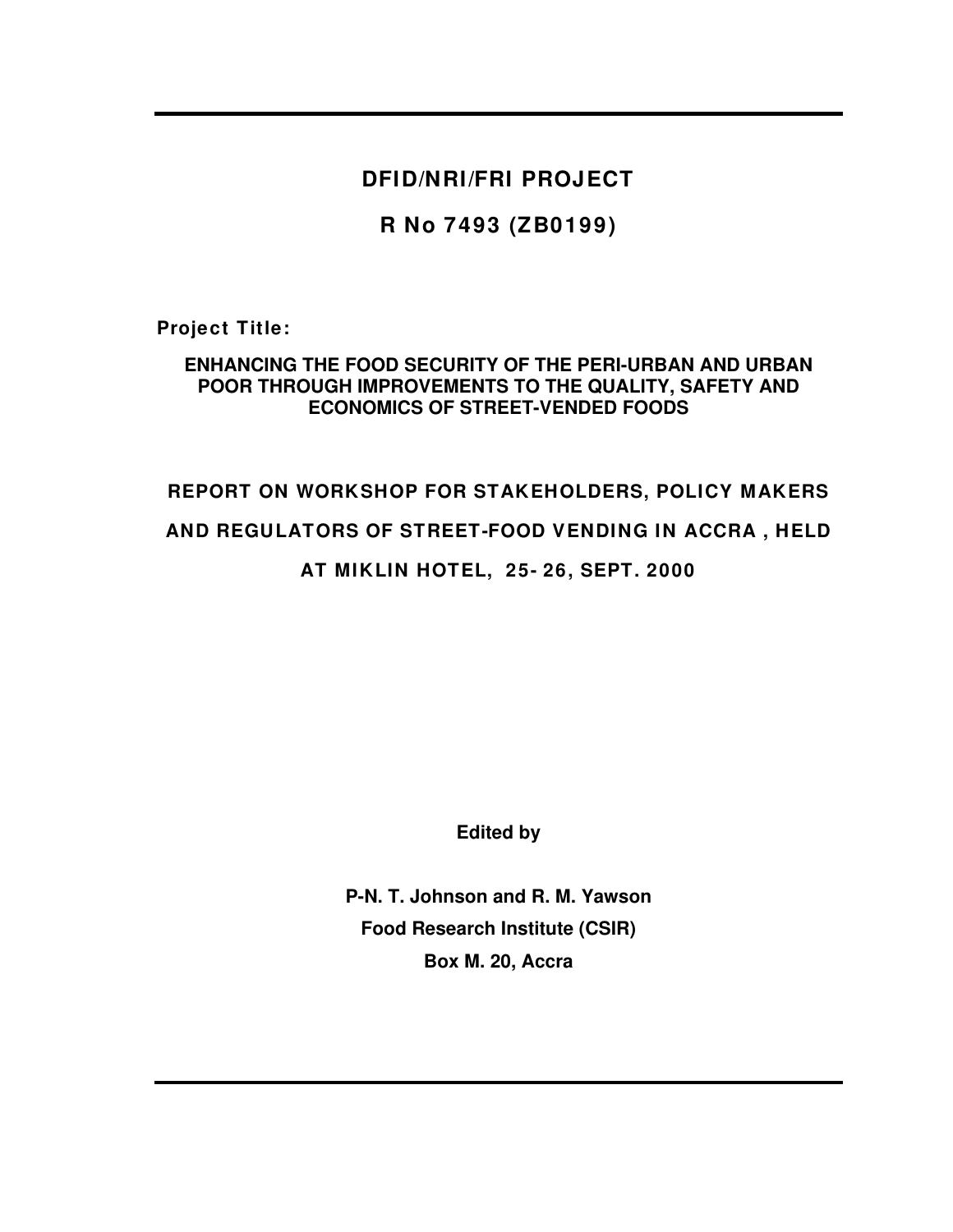# DFID/NRI/FRI PROJECT

## R No 7493 (ZB0199)

**Project Title:**

**ENHANCING THE FOOD SECURITY OF THE PERI-URBAN AND URBAN POOR THROUGH IMPROVEMENTS TO THE QUALITY, SAFETY AND ECONOMICS OF STREET-VENDED FOODS**

## REPORT ON WORKSHOP FOR STAKEHOLDERS, POLICY MAKERS AND REGULATORS OF STREET-FOOD VENDING IN ACCRA , HELD AT MIKLIN HOTEL, 25- 26, SEPT. 2000

**Edited by**

**P-N. T. Johnson and R. M. Yawson**
**Food Research Institute (CSIR)**
**Box M. 20, Accra**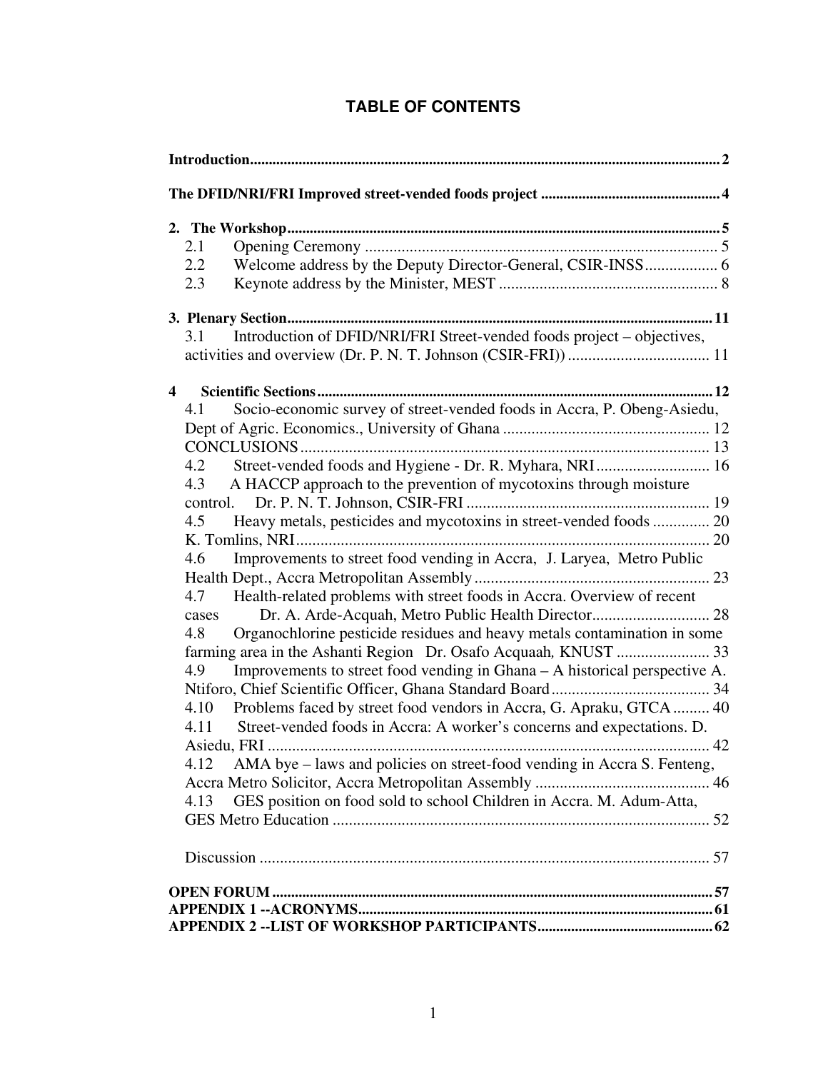## TABLE OF CONTENTS

**Introduction** ..... **2**

**The DFID/NRI/FRI Improved street-vended foods project** ..... **4**

**2. The Workshop** ..... **5**

- 2.1 Opening Ceremony ..... 5
- 2.2 Welcome address by the Deputy Director-General, CSIR-INSS ..... 6
- 2.3 Keynote address by the Minister, MEST ..... 8

**3. Plenary Section** ..... **11**

- 3.1 Introduction of DFID/NRI/FRI Street-vended foods project – objectives, activities and overview (Dr. P. N. T. Johnson (CSIR-FRI)) ..... 11

**4 Scientific Sections** ..... **12**

- 4.1 Socio-economic survey of street-vended foods in Accra, P. Obeng-Asiedu, Dept of Agric. Economics., University of Ghana ..... 12
- CONCLUSIONS ..... 13
- 4.2 Street-vended foods and Hygiene - Dr. R. Myhara, NRI ..... 16
- 4.3 A HACCP approach to the prevention of mycotoxins through moisture control. Dr. P. N. T. Johnson, CSIR-FRI ..... 19
- 4.5 Heavy metals, pesticides and mycotoxins in street-vended foods ..... 20
- K. Tomlins, NRI ..... 20
- 4.6 Improvements to street food vending in Accra, J. Laryea, Metro Public Health Dept., Accra Metropolitan Assembly ..... 23
- 4.7 Health-related problems with street foods in Accra. Overview of recent cases Dr. A. Arde-Acquah, Metro Public Health Director ..... 28
- 4.8 Organochlorine pesticide residues and heavy metals contamination in some farming area in the Ashanti Region Dr. Osafo Acquaah, KNUST ..... 33
- 4.9 Improvements to street food vending in Ghana – A historical perspective A. Ntiforo, Chief Scientific Officer, Ghana Standard Board ..... 34
- 4.10 Problems faced by street food vendors in Accra, G. Apraku, GTCA ..... 40
- 4.11 Street-vended foods in Accra: A worker's concerns and expectations. D. Asiedu, FRI ..... 42
- 4.12 AMA bye – laws and policies on street-food vending in Accra S. Fenteng, Accra Metro Solicitor, Accra Metropolitan Assembly ..... 46
- 4.13 GES position on food sold to school Children in Accra. M. Adum-Atta, GES Metro Education ..... 52
- Discussion ..... 57

**OPEN FORUM** ..... **57**

**APPENDIX 1 --ACRONYMS** ..... **61**

**APPENDIX 2 --LIST OF WORKSHOP PARTICIPANTS** ..... **62**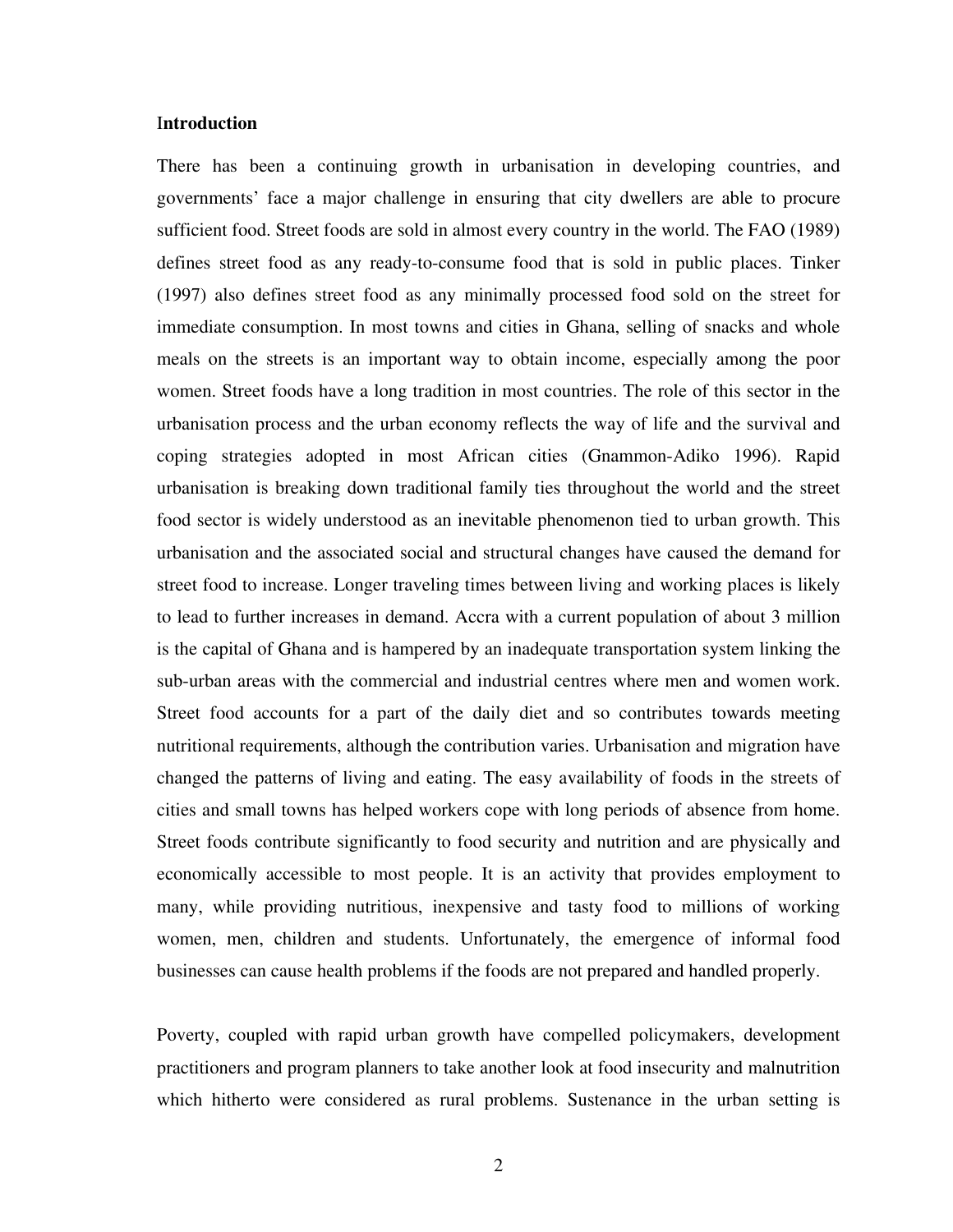## Introduction

There has been a continuing growth in urbanisation in developing countries, and governments' face a major challenge in ensuring that city dwellers are able to procure sufficient food. Street foods are sold in almost every country in the world. The FAO (1989) defines street food as any ready-to-consume food that is sold in public places. Tinker (1997) also defines street food as any minimally processed food sold on the street for immediate consumption. In most towns and cities in Ghana, selling of snacks and whole meals on the streets is an important way to obtain income, especially among the poor women. Street foods have a long tradition in most countries. The role of this sector in the urbanisation process and the urban economy reflects the way of life and the survival and coping strategies adopted in most African cities (Gnammon-Adiko 1996). Rapid urbanisation is breaking down traditional family ties throughout the world and the street food sector is widely understood as an inevitable phenomenon tied to urban growth. This urbanisation and the associated social and structural changes have caused the demand for street food to increase. Longer traveling times between living and working places is likely to lead to further increases in demand. Accra with a current population of about 3 million is the capital of Ghana and is hampered by an inadequate transportation system linking the sub-urban areas with the commercial and industrial centres where men and women work. Street food accounts for a part of the daily diet and so contributes towards meeting nutritional requirements, although the contribution varies. Urbanisation and migration have changed the patterns of living and eating. The easy availability of foods in the streets of cities and small towns has helped workers cope with long periods of absence from home. Street foods contribute significantly to food security and nutrition and are physically and economically accessible to most people. It is an activity that provides employment to many, while providing nutritious, inexpensive and tasty food to millions of working women, men, children and students. Unfortunately, the emergence of informal food businesses can cause health problems if the foods are not prepared and handled properly.

Poverty, coupled with rapid urban growth have compelled policymakers, development practitioners and program planners to take another look at food insecurity and malnutrition which hitherto were considered as rural problems. Sustenance in the urban setting is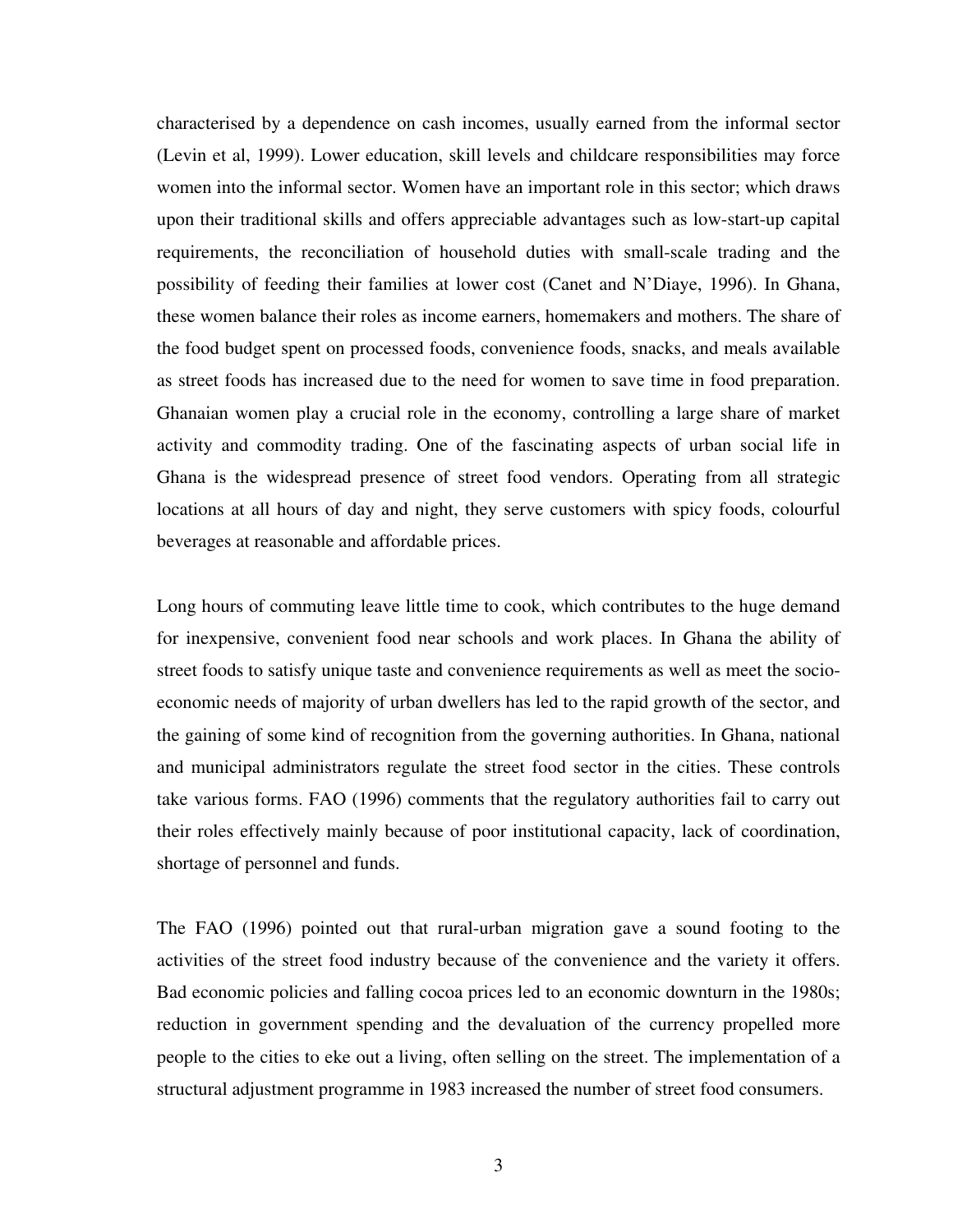characterised by a dependence on cash incomes, usually earned from the informal sector (Levin et al, 1999). Lower education, skill levels and childcare responsibilities may force women into the informal sector. Women have an important role in this sector; which draws upon their traditional skills and offers appreciable advantages such as low-start-up capital requirements, the reconciliation of household duties with small-scale trading and the possibility of feeding their families at lower cost (Canet and N'Diaye, 1996). In Ghana, these women balance their roles as income earners, homemakers and mothers. The share of the food budget spent on processed foods, convenience foods, snacks, and meals available as street foods has increased due to the need for women to save time in food preparation. Ghanaian women play a crucial role in the economy, controlling a large share of market activity and commodity trading. One of the fascinating aspects of urban social life in Ghana is the widespread presence of street food vendors. Operating from all strategic locations at all hours of day and night, they serve customers with spicy foods, colourful beverages at reasonable and affordable prices.

Long hours of commuting leave little time to cook, which contributes to the huge demand for inexpensive, convenient food near schools and work places. In Ghana the ability of street foods to satisfy unique taste and convenience requirements as well as meet the socio-economic needs of majority of urban dwellers has led to the rapid growth of the sector, and the gaining of some kind of recognition from the governing authorities. In Ghana, national and municipal administrators regulate the street food sector in the cities. These controls take various forms. FAO (1996) comments that the regulatory authorities fail to carry out their roles effectively mainly because of poor institutional capacity, lack of coordination, shortage of personnel and funds.

The FAO (1996) pointed out that rural-urban migration gave a sound footing to the activities of the street food industry because of the convenience and the variety it offers. Bad economic policies and falling cocoa prices led to an economic downturn in the 1980s; reduction in government spending and the devaluation of the currency propelled more people to the cities to eke out a living, often selling on the street. The implementation of a structural adjustment programme in 1983 increased the number of street food consumers.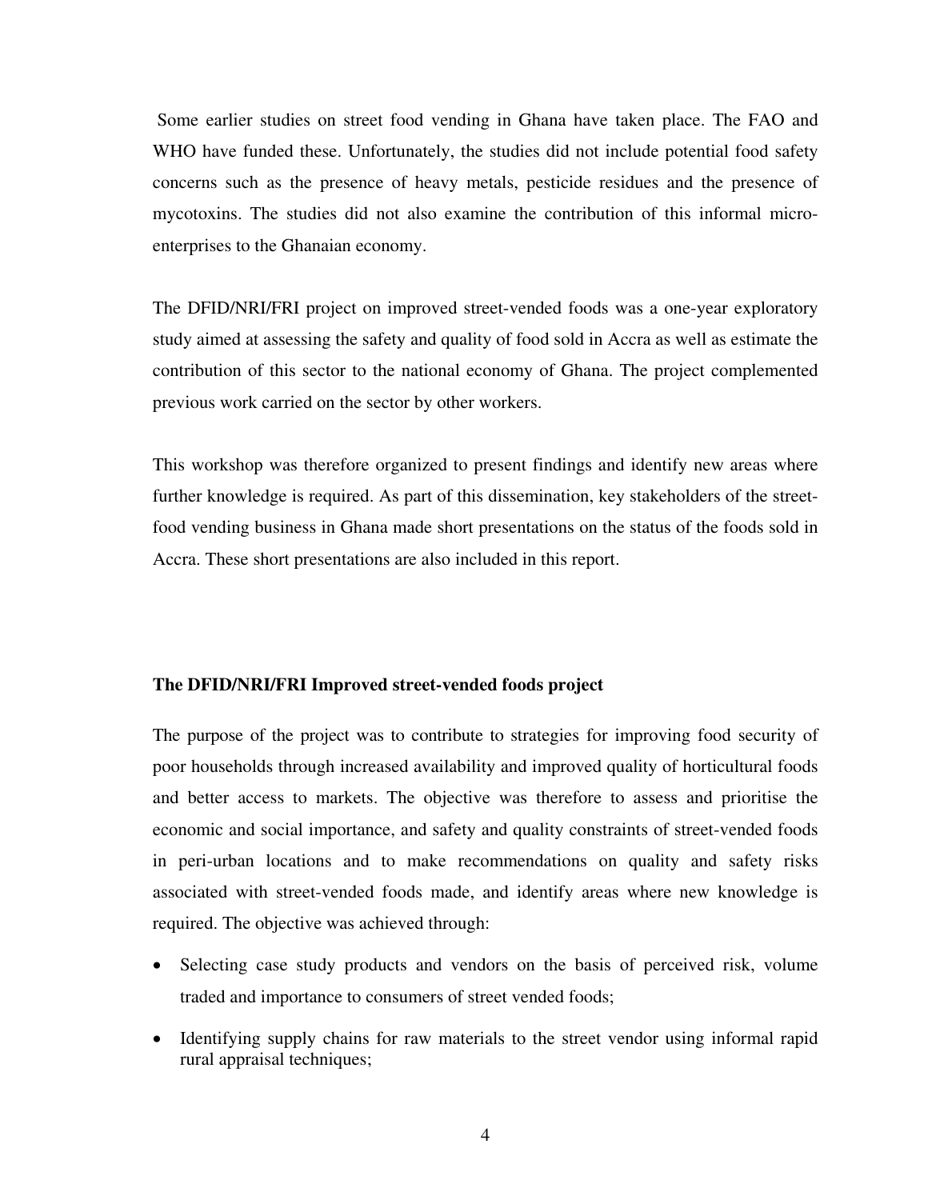Some earlier studies on street food vending in Ghana have taken place. The FAO and WHO have funded these. Unfortunately, the studies did not include potential food safety concerns such as the presence of heavy metals, pesticide residues and the presence of mycotoxins. The studies did not also examine the contribution of this informal micro-enterprises to the Ghanaian economy.

The DFID/NRI/FRI project on improved street-vended foods was a one-year exploratory study aimed at assessing the safety and quality of food sold in Accra as well as estimate the contribution of this sector to the national economy of Ghana. The project complemented previous work carried on the sector by other workers.

This workshop was therefore organized to present findings and identify new areas where further knowledge is required. As part of this dissemination, key stakeholders of the street-food vending business in Ghana made short presentations on the status of the foods sold in Accra. These short presentations are also included in this report.

**The DFID/NRI/FRI Improved street-vended foods project**

The purpose of the project was to contribute to strategies for improving food security of poor households through increased availability and improved quality of horticultural foods and better access to markets. The objective was therefore to assess and prioritise the economic and social importance, and safety and quality constraints of street-vended foods in peri-urban locations and to make recommendations on quality and safety risks associated with street-vended foods made, and identify areas where new knowledge is required. The objective was achieved through:

- Selecting case study products and vendors on the basis of perceived risk, volume traded and importance to consumers of street vended foods;
- Identifying supply chains for raw materials to the street vendor using informal rapid rural appraisal techniques;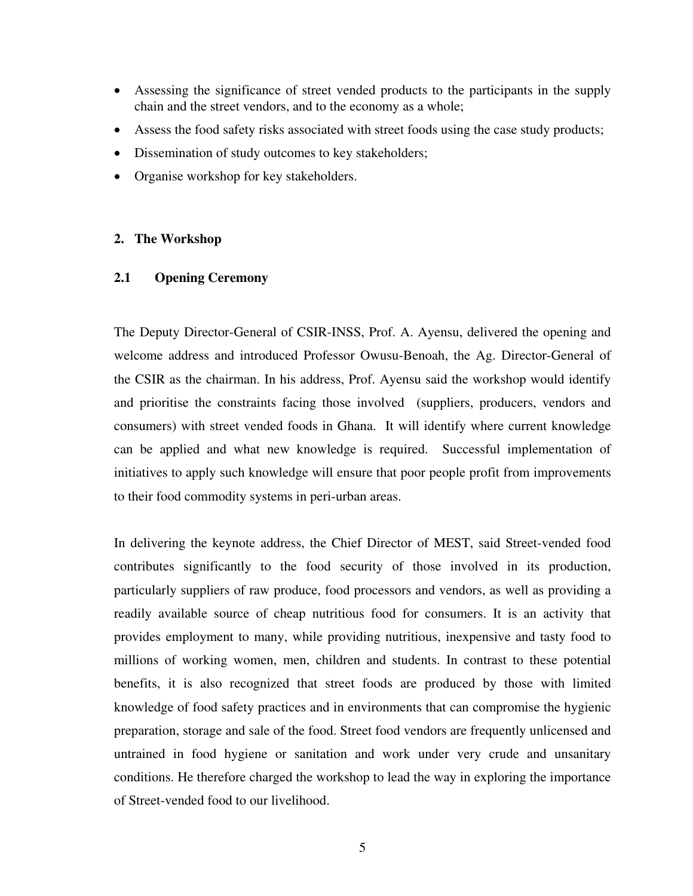- Assessing the significance of street vended products to the participants in the supply chain and the street vendors, and to the economy as a whole;
- Assess the food safety risks associated with street foods using the case study products;
- Dissemination of study outcomes to key stakeholders;
- Organise workshop for key stakeholders.

## 2. The Workshop

### 2.1 Opening Ceremony

The Deputy Director-General of CSIR-INSS, Prof. A. Ayensu, delivered the opening and welcome address and introduced Professor Owusu-Benoah, the Ag. Director-General of the CSIR as the chairman. In his address, Prof. Ayensu said the workshop would identify and prioritise the constraints facing those involved (suppliers, producers, vendors and consumers) with street vended foods in Ghana. It will identify where current knowledge can be applied and what new knowledge is required. Successful implementation of initiatives to apply such knowledge will ensure that poor people profit from improvements to their food commodity systems in peri-urban areas.

In delivering the keynote address, the Chief Director of MEST, said Street-vended food contributes significantly to the food security of those involved in its production, particularly suppliers of raw produce, food processors and vendors, as well as providing a readily available source of cheap nutritious food for consumers. It is an activity that provides employment to many, while providing nutritious, inexpensive and tasty food to millions of working women, men, children and students. In contrast to these potential benefits, it is also recognized that street foods are produced by those with limited knowledge of food safety practices and in environments that can compromise the hygienic preparation, storage and sale of the food. Street food vendors are frequently unlicensed and untrained in food hygiene or sanitation and work under very crude and unsanitary conditions. He therefore charged the workshop to lead the way in exploring the importance of Street-vended food to our livelihood.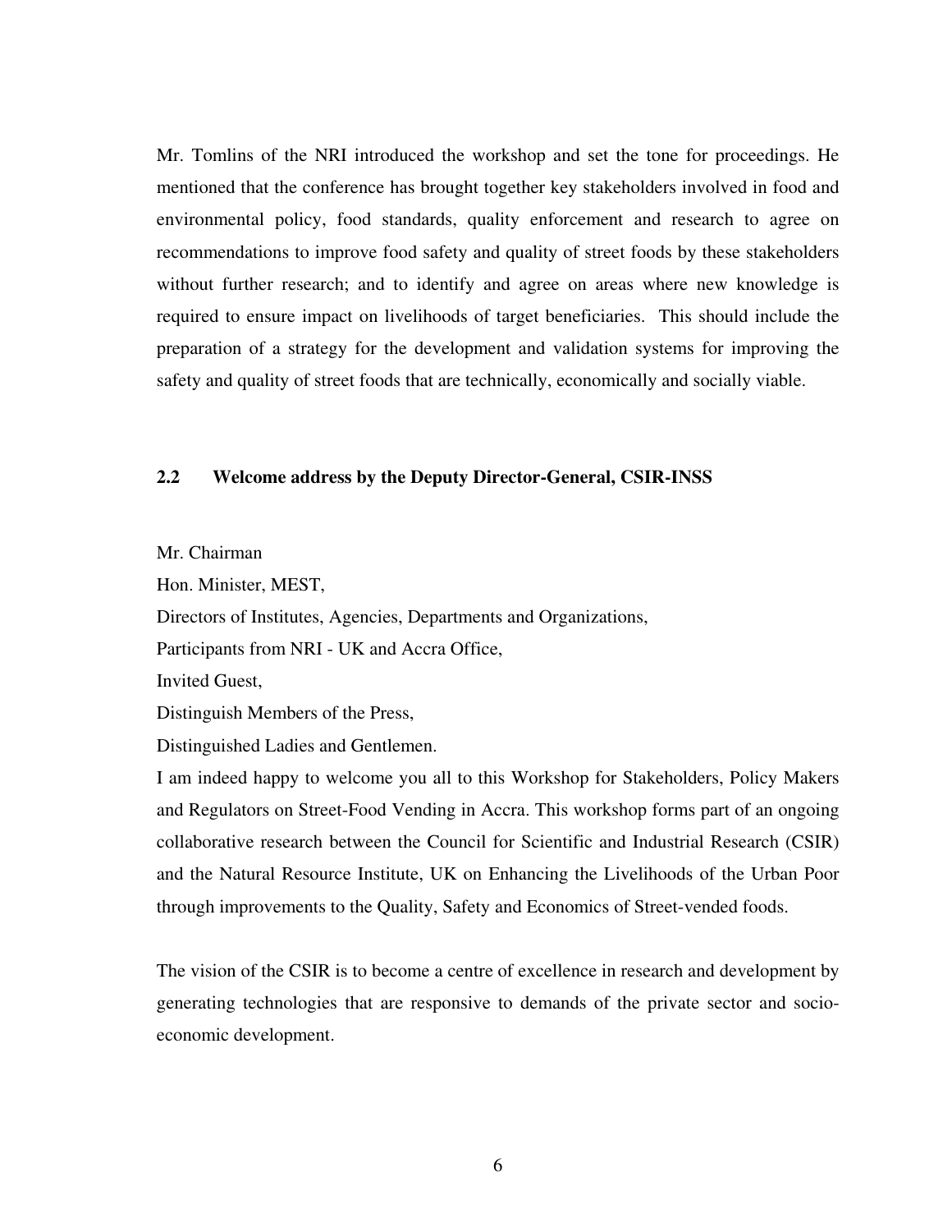Mr. Tomlins of the NRI introduced the workshop and set the tone for proceedings. He mentioned that the conference has brought together key stakeholders involved in food and environmental policy, food standards, quality enforcement and research to agree on recommendations to improve food safety and quality of street foods by these stakeholders without further research; and to identify and agree on areas where new knowledge is required to ensure impact on livelihoods of target beneficiaries. This should include the preparation of a strategy for the development and validation systems for improving the safety and quality of street foods that are technically, economically and socially viable.

## 2.2 Welcome address by the Deputy Director-General, CSIR-INSS

Mr. Chairman  
Hon. Minister, MEST,  
Directors of Institutes, Agencies, Departments and Organizations,  
Participants from NRI - UK and Accra Office,  
Invited Guest,  
Distinguish Members of the Press,  
Distinguished Ladies and Gentlemen.

I am indeed happy to welcome you all to this Workshop for Stakeholders, Policy Makers and Regulators on Street-Food Vending in Accra. This workshop forms part of an ongoing collaborative research between the Council for Scientific and Industrial Research (CSIR) and the Natural Resource Institute, UK on Enhancing the Livelihoods of the Urban Poor through improvements to the Quality, Safety and Economics of Street-vended foods.

The vision of the CSIR is to become a centre of excellence in research and development by generating technologies that are responsive to demands of the private sector and socio-economic development.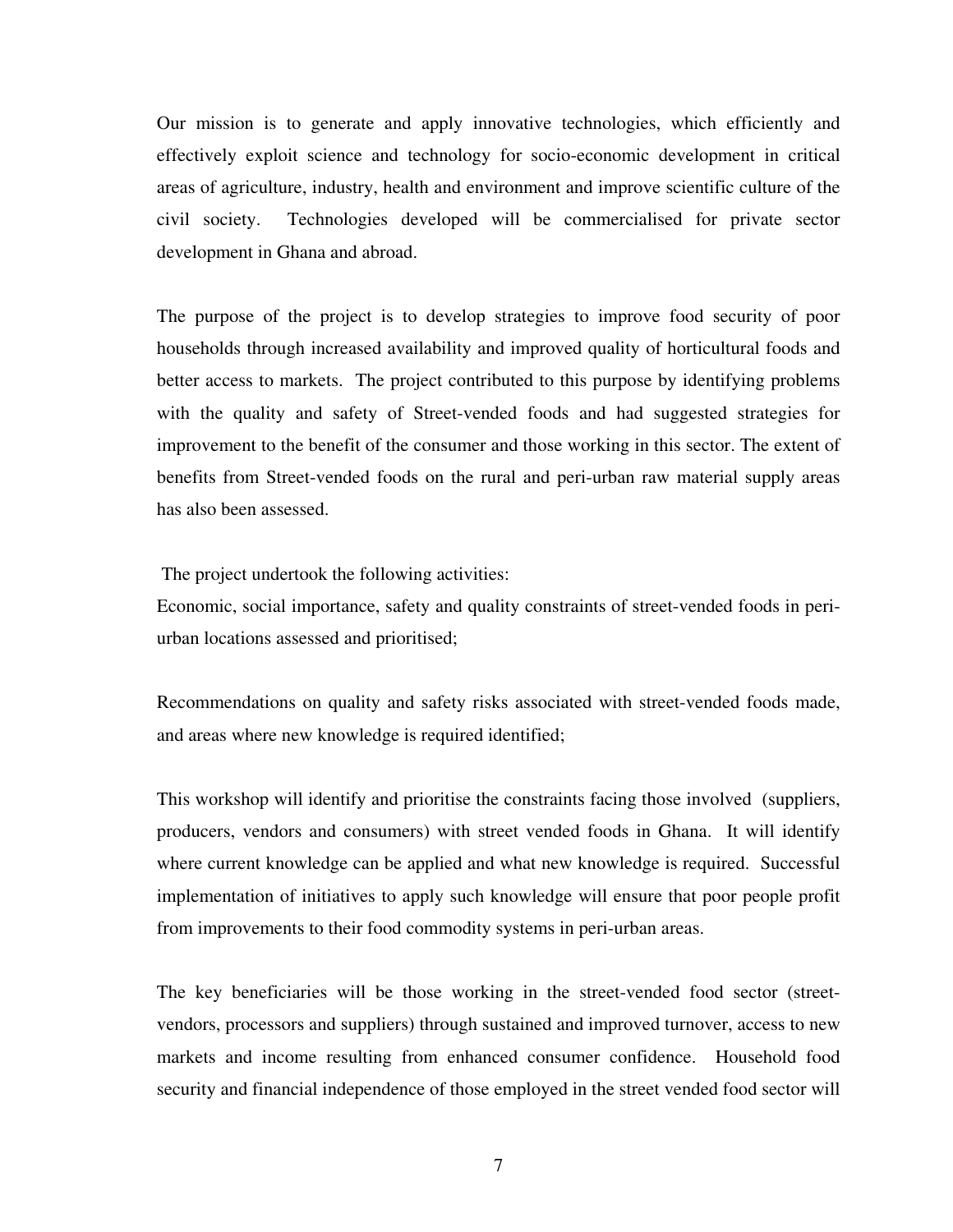Our mission is to generate and apply innovative technologies, which efficiently and effectively exploit science and technology for socio-economic development in critical areas of agriculture, industry, health and environment and improve scientific culture of the civil society. Technologies developed will be commercialised for private sector development in Ghana and abroad.

The purpose of the project is to develop strategies to improve food security of poor households through increased availability and improved quality of horticultural foods and better access to markets. The project contributed to this purpose by identifying problems with the quality and safety of Street-vended foods and had suggested strategies for improvement to the benefit of the consumer and those working in this sector. The extent of benefits from Street-vended foods on the rural and peri-urban raw material supply areas has also been assessed.

The project undertook the following activities:

Economic, social importance, safety and quality constraints of street-vended foods in peri-urban locations assessed and prioritised;

Recommendations on quality and safety risks associated with street-vended foods made, and areas where new knowledge is required identified;

This workshop will identify and prioritise the constraints facing those involved (suppliers, producers, vendors and consumers) with street vended foods in Ghana. It will identify where current knowledge can be applied and what new knowledge is required. Successful implementation of initiatives to apply such knowledge will ensure that poor people profit from improvements to their food commodity systems in peri-urban areas.

The key beneficiaries will be those working in the street-vended food sector (street-vendors, processors and suppliers) through sustained and improved turnover, access to new markets and income resulting from enhanced consumer confidence. Household food security and financial independence of those employed in the street vended food sector will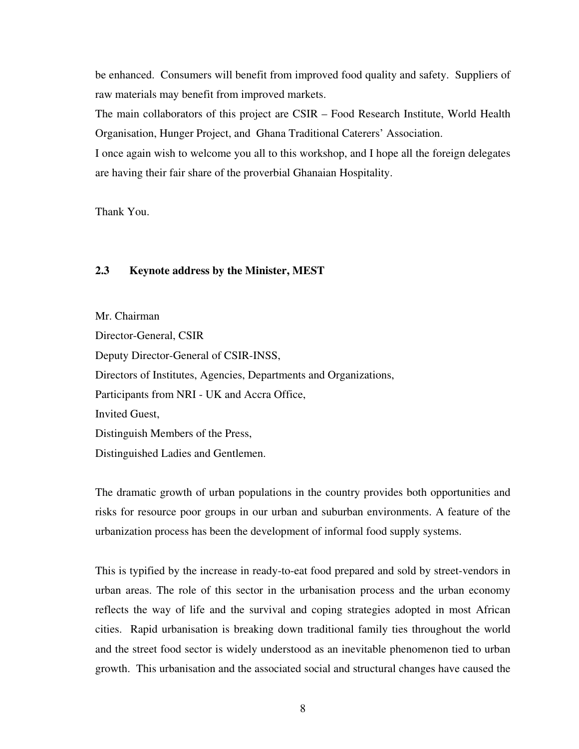be enhanced. Consumers will benefit from improved food quality and safety. Suppliers of raw materials may benefit from improved markets.

The main collaborators of this project are CSIR – Food Research Institute, World Health Organisation, Hunger Project, and Ghana Traditional Caterers' Association.

I once again wish to welcome you all to this workshop, and I hope all the foreign delegates are having their fair share of the proverbial Ghanaian Hospitality.

Thank You.

### 2.3 Keynote address by the Minister, MEST

Mr. Chairman  
Director-General, CSIR  
Deputy Director-General of CSIR-INSS,  
Directors of Institutes, Agencies, Departments and Organizations,  
Participants from NRI - UK and Accra Office,  
Invited Guest,  
Distinguish Members of the Press,  
Distinguished Ladies and Gentlemen.

The dramatic growth of urban populations in the country provides both opportunities and risks for resource poor groups in our urban and suburban environments. A feature of the urbanization process has been the development of informal food supply systems.

This is typified by the increase in ready-to-eat food prepared and sold by street-vendors in urban areas. The role of this sector in the urbanisation process and the urban economy reflects the way of life and the survival and coping strategies adopted in most African cities. Rapid urbanisation is breaking down traditional family ties throughout the world and the street food sector is widely understood as an inevitable phenomenon tied to urban growth. This urbanisation and the associated social and structural changes have caused the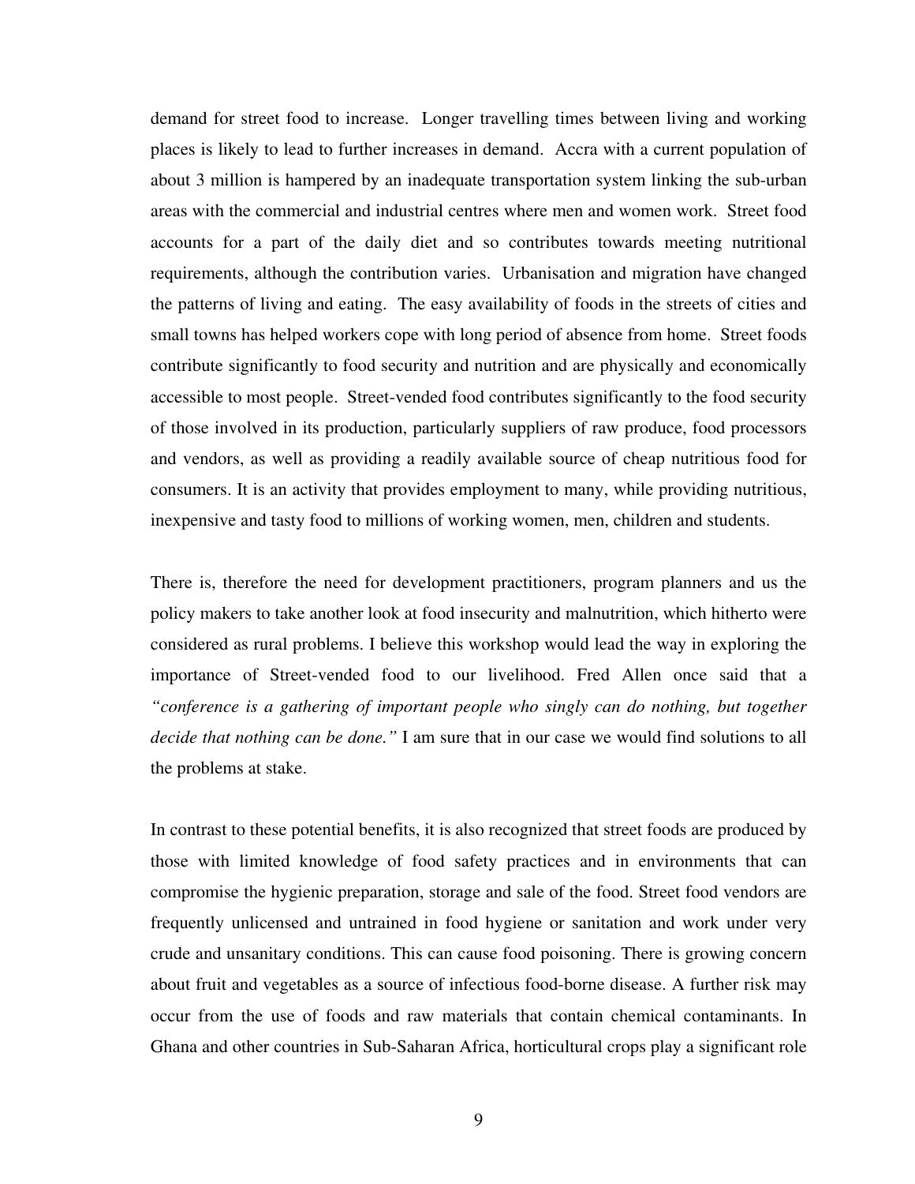demand for street food to increase. Longer travelling times between living and working places is likely to lead to further increases in demand. Accra with a current population of about 3 million is hampered by an inadequate transportation system linking the sub-urban areas with the commercial and industrial centres where men and women work. Street food accounts for a part of the daily diet and so contributes towards meeting nutritional requirements, although the contribution varies. Urbanisation and migration have changed the patterns of living and eating. The easy availability of foods in the streets of cities and small towns has helped workers cope with long period of absence from home. Street foods contribute significantly to food security and nutrition and are physically and economically accessible to most people. Street-vended food contributes significantly to the food security of those involved in its production, particularly suppliers of raw produce, food processors and vendors, as well as providing a readily available source of cheap nutritious food for consumers. It is an activity that provides employment to many, while providing nutritious, inexpensive and tasty food to millions of working women, men, children and students.

There is, therefore the need for development practitioners, program planners and us the policy makers to take another look at food insecurity and malnutrition, which hitherto were considered as rural problems. I believe this workshop would lead the way in exploring the importance of Street-vended food to our livelihood. Fred Allen once said that a *"conference is a gathering of important people who singly can do nothing, but together decide that nothing can be done."* I am sure that in our case we would find solutions to all the problems at stake.

In contrast to these potential benefits, it is also recognized that street foods are produced by those with limited knowledge of food safety practices and in environments that can compromise the hygienic preparation, storage and sale of the food. Street food vendors are frequently unlicensed and untrained in food hygiene or sanitation and work under very crude and unsanitary conditions. This can cause food poisoning. There is growing concern about fruit and vegetables as a source of infectious food-borne disease. A further risk may occur from the use of foods and raw materials that contain chemical contaminants. In Ghana and other countries in Sub-Saharan Africa, horticultural crops play a significant role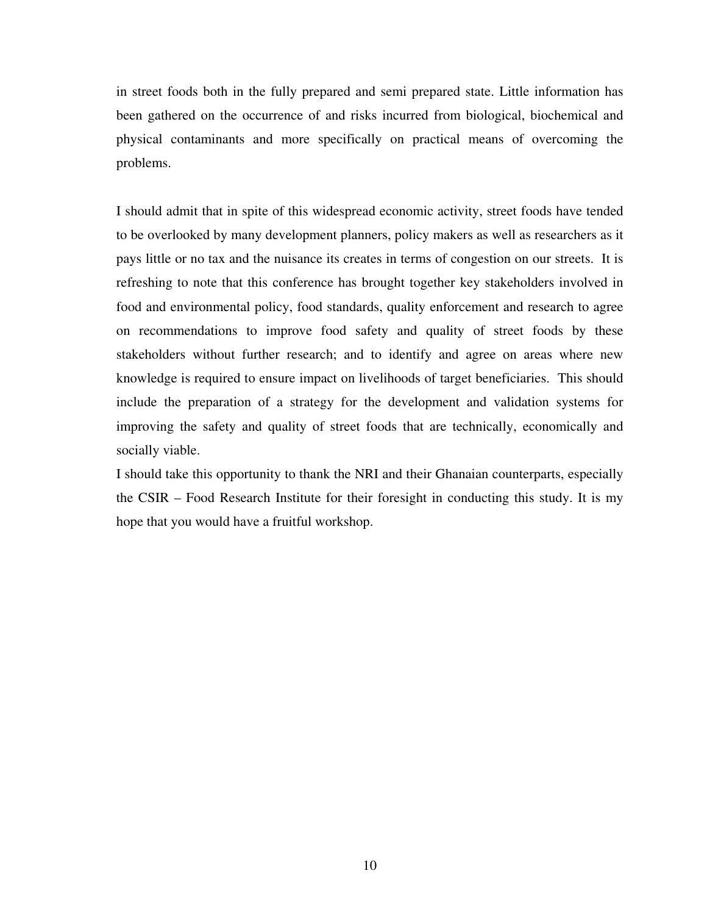in street foods both in the fully prepared and semi prepared state. Little information has been gathered on the occurrence of and risks incurred from biological, biochemical and physical contaminants and more specifically on practical means of overcoming the problems.

I should admit that in spite of this widespread economic activity, street foods have tended to be overlooked by many development planners, policy makers as well as researchers as it pays little or no tax and the nuisance its creates in terms of congestion on our streets. It is refreshing to note that this conference has brought together key stakeholders involved in food and environmental policy, food standards, quality enforcement and research to agree on recommendations to improve food safety and quality of street foods by these stakeholders without further research; and to identify and agree on areas where new knowledge is required to ensure impact on livelihoods of target beneficiaries. This should include the preparation of a strategy for the development and validation systems for improving the safety and quality of street foods that are technically, economically and socially viable.

I should take this opportunity to thank the NRI and their Ghanaian counterparts, especially the CSIR – Food Research Institute for their foresight in conducting this study. It is my hope that you would have a fruitful workshop.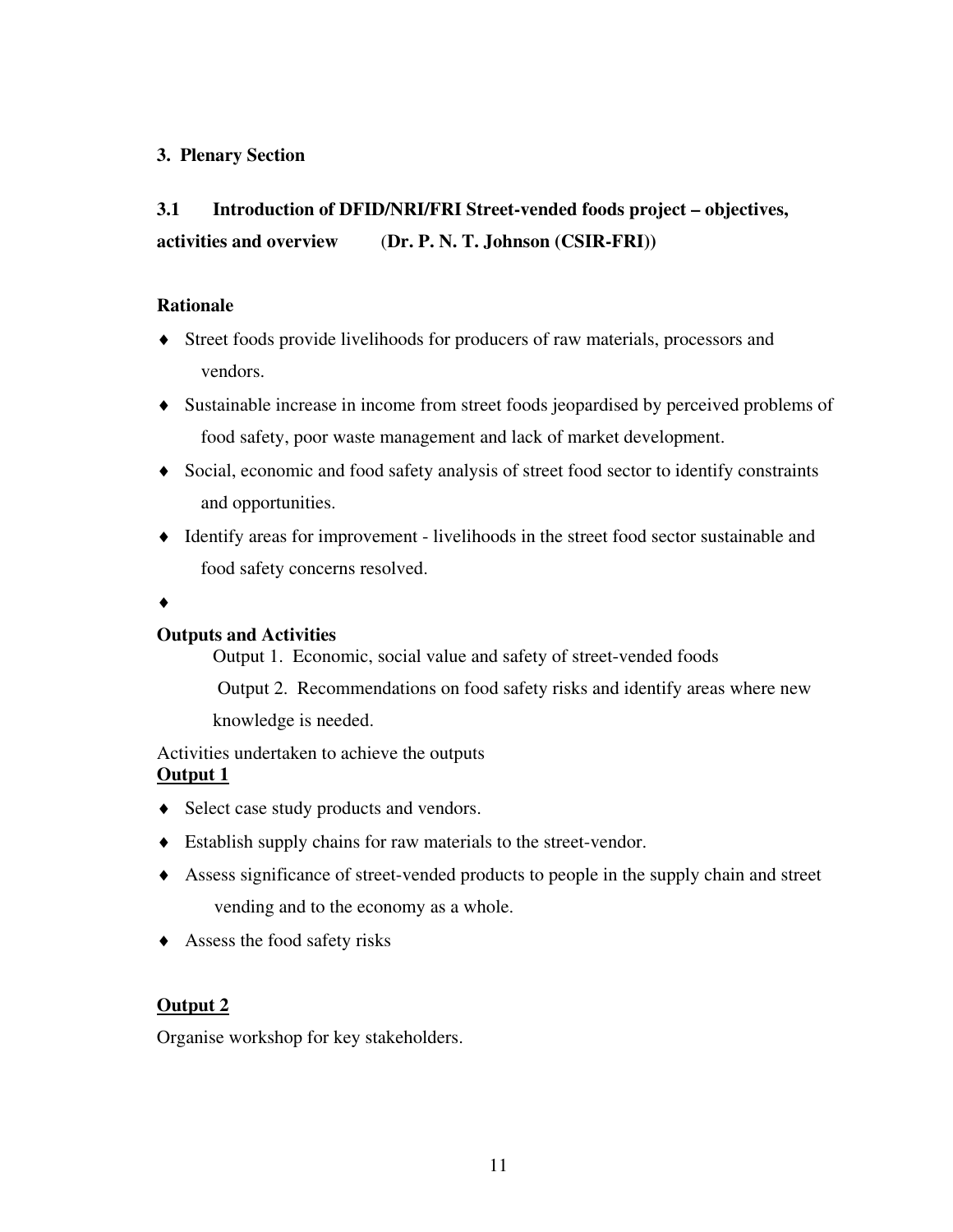## 3. Plenary Section

### 3.1 Introduction of DFID/NRI/FRI Street-vended foods project – objectives, activities and overview (Dr. P. N. T. Johnson (CSIR-FRI))

**Rationale**

- Street foods provide livelihoods for producers of raw materials, processors and vendors.
- Sustainable increase in income from street foods jeopardised by perceived problems of food safety, poor waste management and lack of market development.
- Social, economic and food safety analysis of street food sector to identify constraints and opportunities.
- Identify areas for improvement - livelihoods in the street food sector sustainable and food safety concerns resolved.
- 

**Outputs and Activities**

Output 1. Economic, social value and safety of street-vended foods

Output 2. Recommendations on food safety risks and identify areas where new knowledge is needed.

Activities undertaken to achieve the outputs

**<u>Output 1</u>**

- Select case study products and vendors.
- Establish supply chains for raw materials to the street-vendor.
- Assess significance of street-vended products to people in the supply chain and street vending and to the economy as a whole.
- Assess the food safety risks

**<u>Output 2</u>**

Organise workshop for key stakeholders.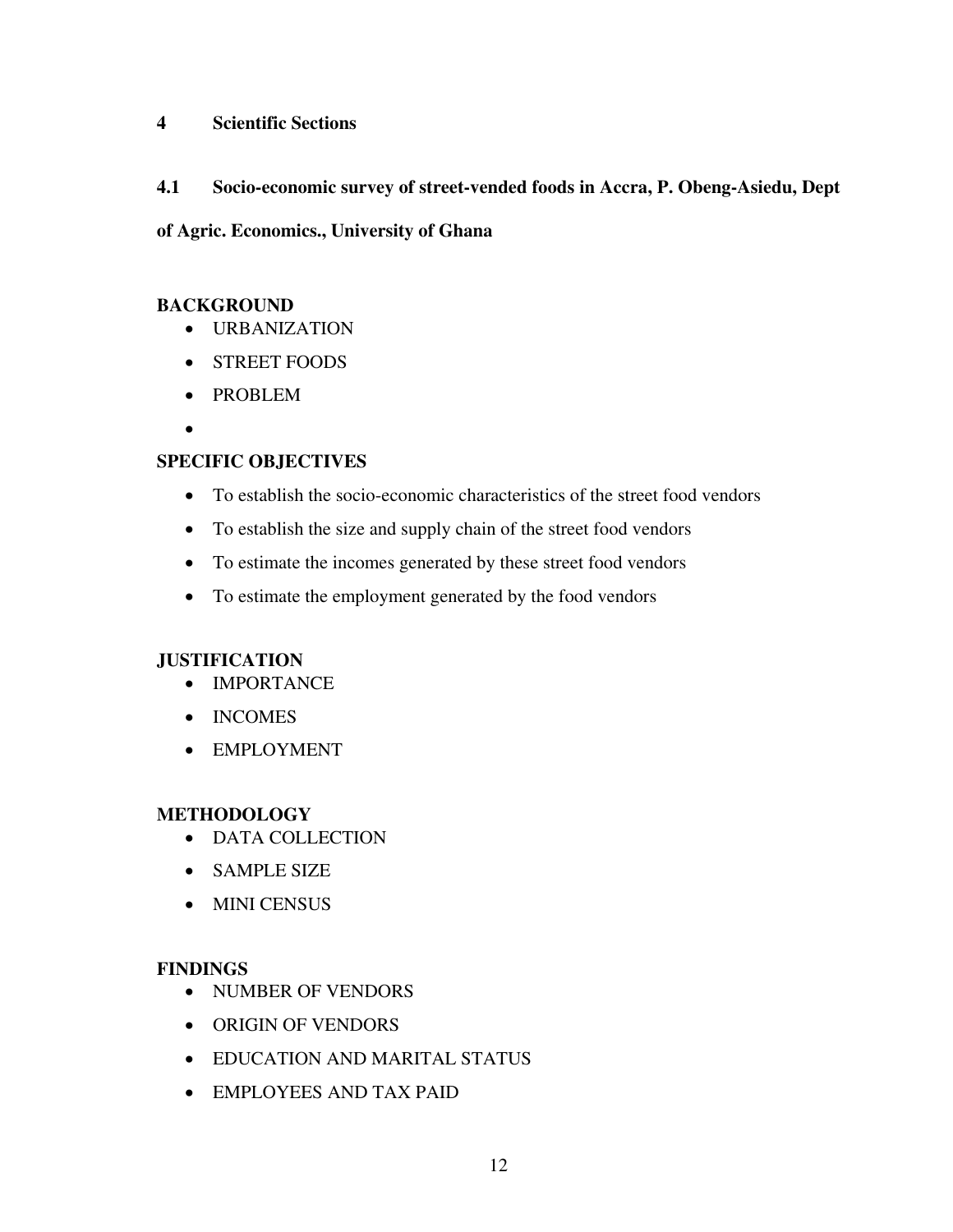# 4 Scientific Sections

## 4.1 Socio-economic survey of street-vended foods in Accra, P. Obeng-Asiedu, Dept of Agric. Economics., University of Ghana

**BACKGROUND**

- URBANIZATION
- STREET FOODS
- PROBLEM
-

**SPECIFIC OBJECTIVES**

- To establish the socio-economic characteristics of the street food vendors
- To establish the size and supply chain of the street food vendors
- To estimate the incomes generated by these street food vendors
- To estimate the employment generated by the food vendors

**JUSTIFICATION**

- IMPORTANCE
- INCOMES
- EMPLOYMENT

**METHODOLOGY**

- DATA COLLECTION
- SAMPLE SIZE
- MINI CENSUS

**FINDINGS**

- NUMBER OF VENDORS
- ORIGIN OF VENDORS
- EDUCATION AND MARITAL STATUS
- EMPLOYEES AND TAX PAID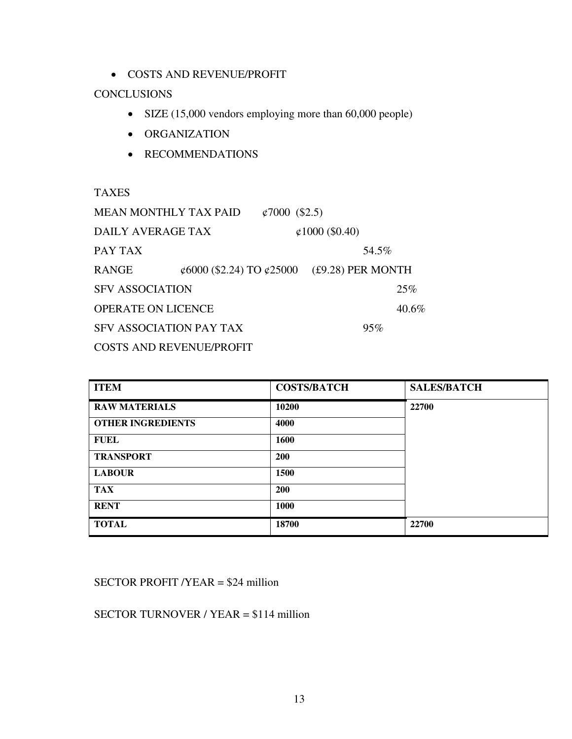- COSTS AND REVENUE/PROFIT

CONCLUSIONS

- SIZE (15,000 vendors employing more than 60,000 people)
- ORGANIZATION
- RECOMMENDATIONS

TAXES

MEAN MONTHLY TAX PAID ¢7000 ($2.5)

DAILY AVERAGE TAX ¢1000 ($0.40)

PAY TAX 54.5%

RANGE ¢6000 ($2.24) TO ¢25000 (£9.28) PER MONTH

SFV ASSOCIATION 25%

OPERATE ON LICENCE 40.6%

SFV ASSOCIATION PAY TAX 95%

COSTS AND REVENUE/PROFIT

| ITEM | COSTS/BATCH | SALES/BATCH |
|---|---|---|
| **RAW MATERIALS** | **10200** | **22700** |
| **OTHER INGREDIENTS** | **4000** | |
| **FUEL** | **1600** | |
| **TRANSPORT** | **200** | |
| **LABOUR** | **1500** | |
| **TAX** | **200** | |
| **RENT** | **1000** | |
| **TOTAL** | **18700** | **22700** |

SECTOR PROFIT /YEAR = $24 million

SECTOR TURNOVER / YEAR = $114 million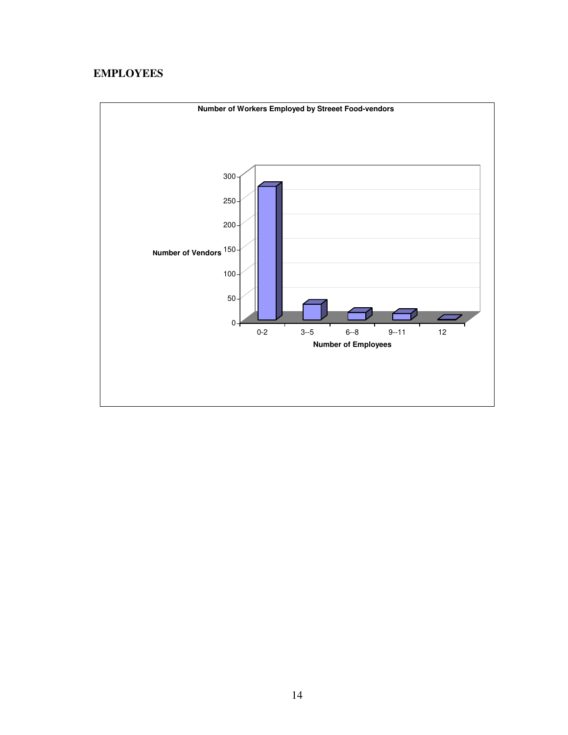## EMPLOYEES

**Number of Workers Employed by Streeet Food-vendors**

Number of Vendors

300
250
200
150
100
50
0

0-2 | 3--5 | 6--8 | 9--11 | 12

**Number of Employees**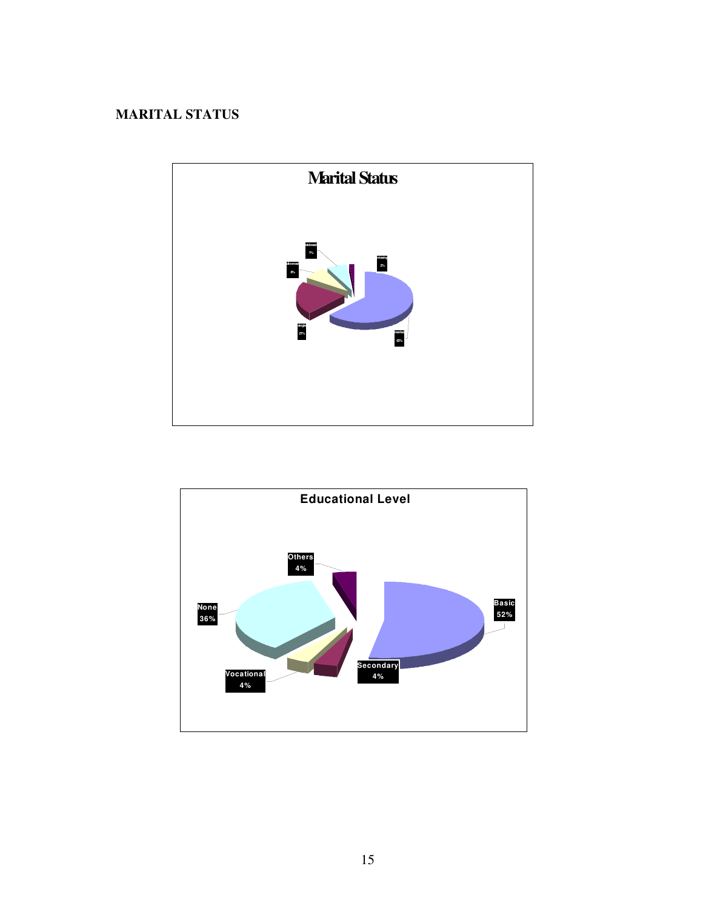## MARITAL STATUS

**Marital Status**

- widowed 7%
- missing 2%
- divorced 8%
- single 21%
- married 62%

**Educational Level**

- Others 4%
- Basic 52%
- None 36%
- Secondary 4%
- Vocational 4%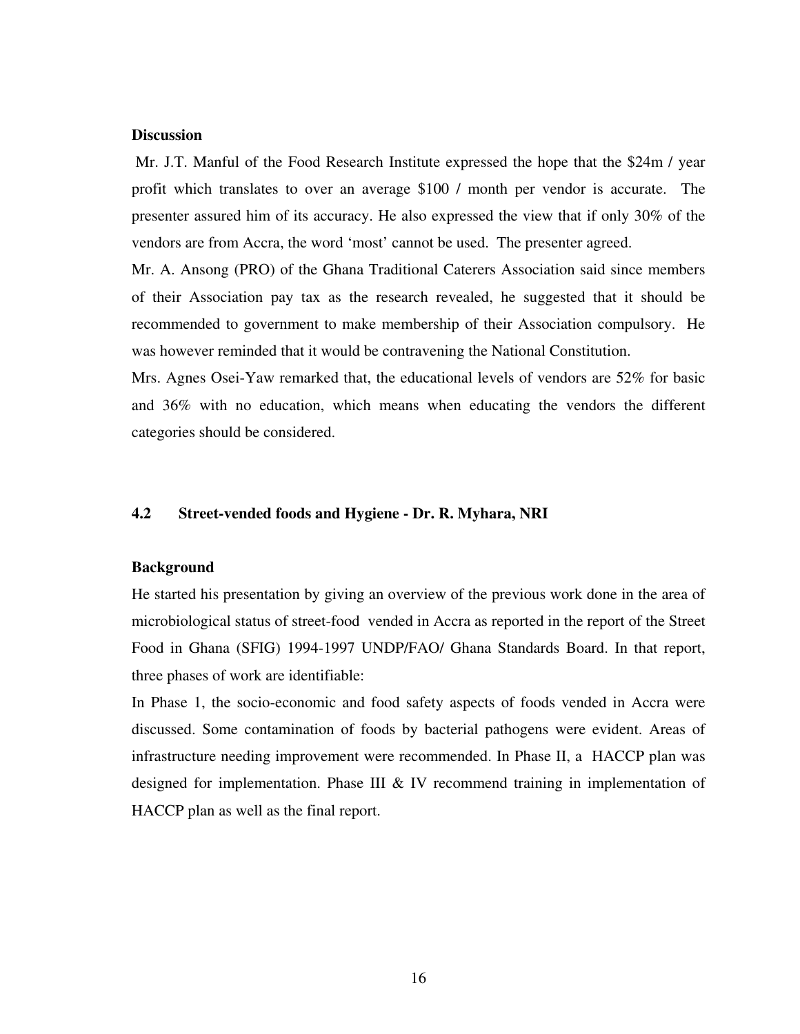**Discussion**

Mr. J.T. Manful of the Food Research Institute expressed the hope that the $24m / year profit which translates to over an average $100 / month per vendor is accurate. The presenter assured him of its accuracy. He also expressed the view that if only 30% of the vendors are from Accra, the word 'most' cannot be used. The presenter agreed.

Mr. A. Ansong (PRO) of the Ghana Traditional Caterers Association said since members of their Association pay tax as the research revealed, he suggested that it should be recommended to government to make membership of their Association compulsory. He was however reminded that it would be contravening the National Constitution.

Mrs. Agnes Osei-Yaw remarked that, the educational levels of vendors are 52% for basic and 36% with no education, which means when educating the vendors the different categories should be considered.

## 4.2 Street-vended foods and Hygiene - Dr. R. Myhara, NRI

**Background**

He started his presentation by giving an overview of the previous work done in the area of microbiological status of street-food vended in Accra as reported in the report of the Street Food in Ghana (SFIG) 1994-1997 UNDP/FAO/ Ghana Standards Board. In that report, three phases of work are identifiable:

In Phase 1, the socio-economic and food safety aspects of foods vended in Accra were discussed. Some contamination of foods by bacterial pathogens were evident. Areas of infrastructure needing improvement were recommended. In Phase II, a HACCP plan was designed for implementation. Phase III & IV recommend training in implementation of HACCP plan as well as the final report.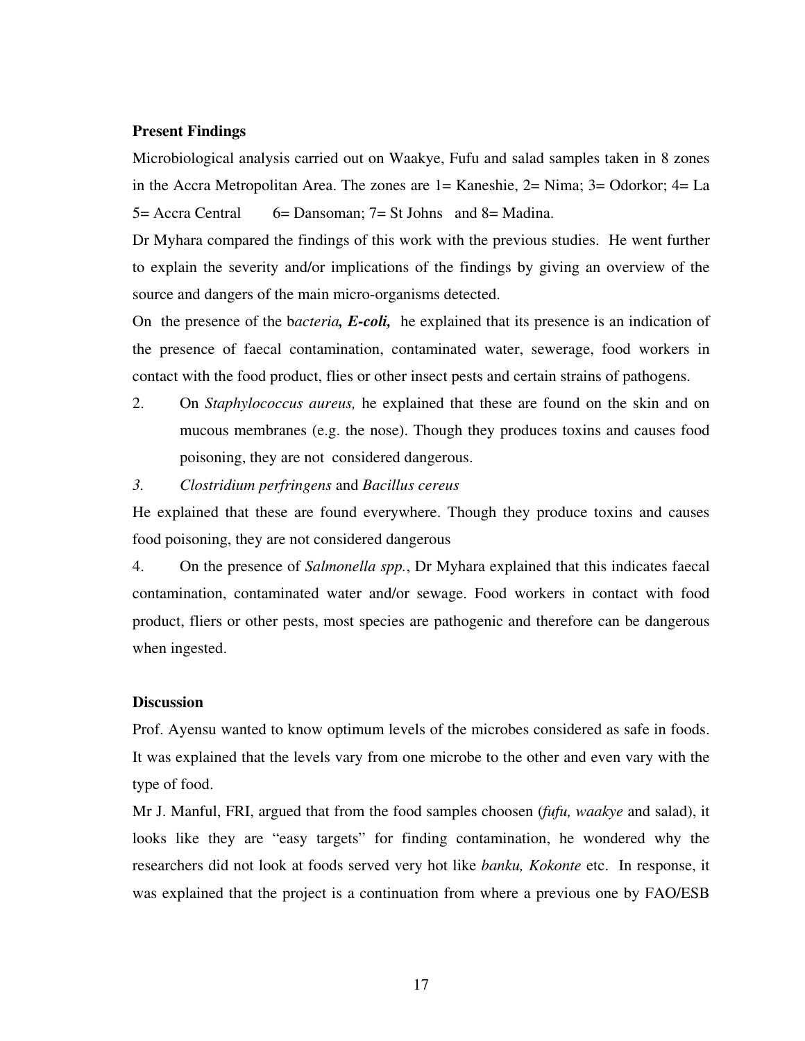**Present Findings**

Microbiological analysis carried out on Waakye, Fufu and salad samples taken in 8 zones in the Accra Metropolitan Area. The zones are 1= Kaneshie, 2= Nima; 3= Odorkor; 4= La 5= Accra Central 6= Dansoman; 7= St Johns and 8= Madina.

Dr Myhara compared the findings of this work with the previous studies. He went further to explain the severity and/or implications of the findings by giving an overview of the source and dangers of the main micro-organisms detected.

On the presence of the b*acteria**, E-coli,*** he explained that its presence is an indication of the presence of faecal contamination, contaminated water, sewerage, food workers in contact with the food product, flies or other insect pests and certain strains of pathogens.

2. On *Staphylococcus aureus,* he explained that these are found on the skin and on mucous membranes (e.g. the nose). Though they produces toxins and causes food poisoning, they are not considered dangerous.

*3. Clostridium perfringens* and *Bacillus cereus*

He explained that these are found everywhere. Though they produce toxins and causes food poisoning, they are not considered dangerous

4. On the presence of *Salmonella spp.*, Dr Myhara explained that this indicates faecal contamination, contaminated water and/or sewage. Food workers in contact with food product, fliers or other pests, most species are pathogenic and therefore can be dangerous when ingested.

**Discussion**

Prof. Ayensu wanted to know optimum levels of the microbes considered as safe in foods. It was explained that the levels vary from one microbe to the other and even vary with the type of food.

Mr J. Manful, FRI, argued that from the food samples choosen (*fufu, waakye* and salad), it looks like they are "easy targets" for finding contamination, he wondered why the researchers did not look at foods served very hot like *banku, Kokonte* etc. In response, it was explained that the project is a continuation from where a previous one by FAO/ESB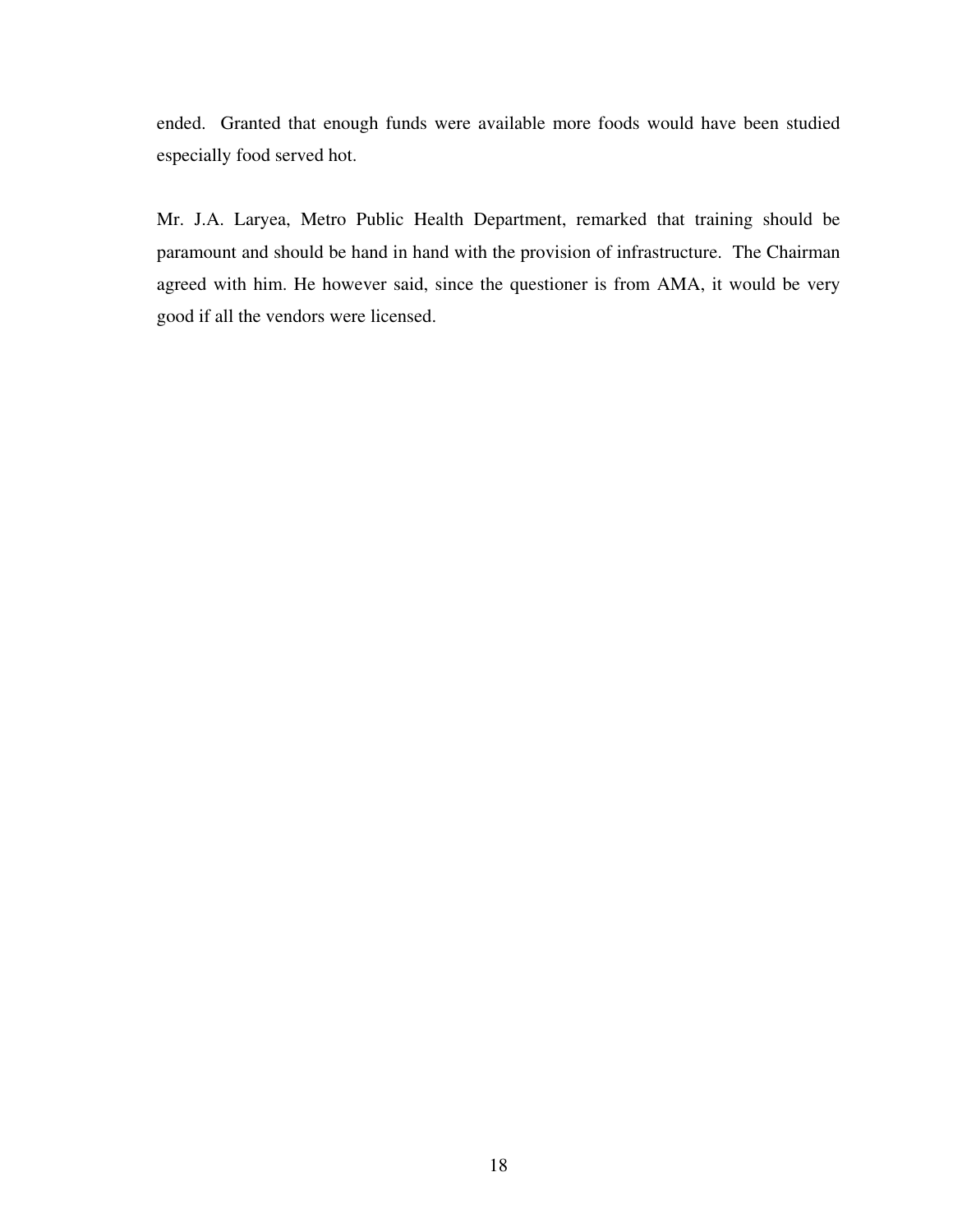ended. Granted that enough funds were available more foods would have been studied especially food served hot.

Mr. J.A. Laryea, Metro Public Health Department, remarked that training should be paramount and should be hand in hand with the provision of infrastructure. The Chairman agreed with him. He however said, since the questioner is from AMA, it would be very good if all the vendors were licensed.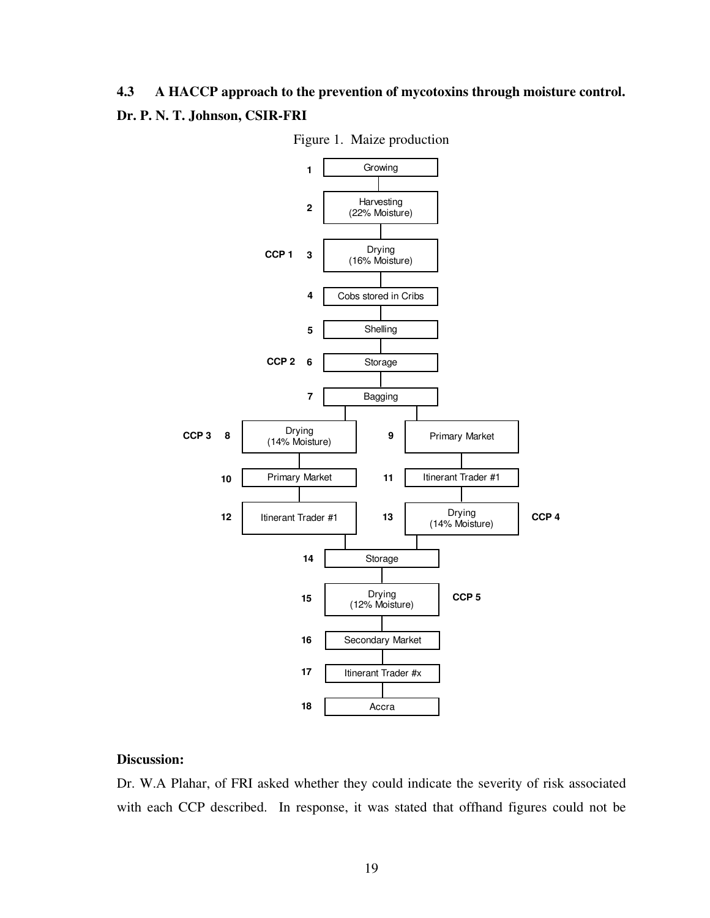## 4.3 A HACCP approach to the prevention of mycotoxins through moisture control.

**Dr. P. N. T. Johnson, CSIR-FRI**

Figure 1. Maize production

1. Growing
2. Harvesting (22% Moisture)
3. Drying (16% Moisture) — CCP 1
4. Cobs stored in Cribs
5. Shelling
6. Storage — CCP 2
7. Bagging
   - Branch A:
     8. Drying (14% Moisture) — CCP 3
     10. Primary Market
     12. Itinerant Trader #1
   - Branch B:
     9. Primary Market
     11. Itinerant Trader #1
     13. Drying (14% Moisture) — CCP 4
14. Storage
15. Drying (12% Moisture) — CCP 5
16. Secondary Market
17. Itinerant Trader #x
18. Accra

**Discussion:**

Dr. W.A Plahar, of FRI asked whether they could indicate the severity of risk associated with each CCP described. In response, it was stated that offhand figures could not be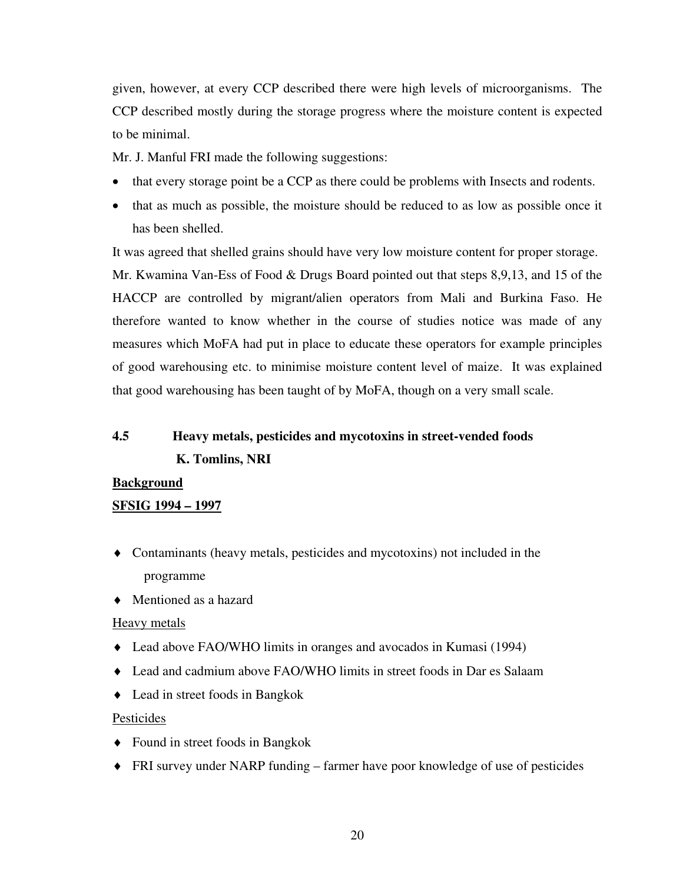given, however, at every CCP described there were high levels of microorganisms. The CCP described mostly during the storage progress where the moisture content is expected to be minimal.

Mr. J. Manful FRI made the following suggestions:

- that every storage point be a CCP as there could be problems with Insects and rodents.
- that as much as possible, the moisture should be reduced to as low as possible once it has been shelled.

It was agreed that shelled grains should have very low moisture content for proper storage.

Mr. Kwamina Van-Ess of Food & Drugs Board pointed out that steps 8,9,13, and 15 of the HACCP are controlled by migrant/alien operators from Mali and Burkina Faso. He therefore wanted to know whether in the course of studies notice was made of any measures which MoFA had put in place to educate these operators for example principles of good warehousing etc. to minimise moisture content level of maize. It was explained that good warehousing has been taught of by MoFA, though on a very small scale.

### 4.5 Heavy metals, pesticides and mycotoxins in street-vended foods
**K. Tomlins, NRI**

**Background**

**SFSIG 1994 – 1997**

- Contaminants (heavy metals, pesticides and mycotoxins) not included in the programme
- Mentioned as a hazard

Heavy metals

- Lead above FAO/WHO limits in oranges and avocados in Kumasi (1994)
- Lead and cadmium above FAO/WHO limits in street foods in Dar es Salaam
- Lead in street foods in Bangkok

Pesticides

- Found in street foods in Bangkok
- FRI survey under NARP funding – farmer have poor knowledge of use of pesticides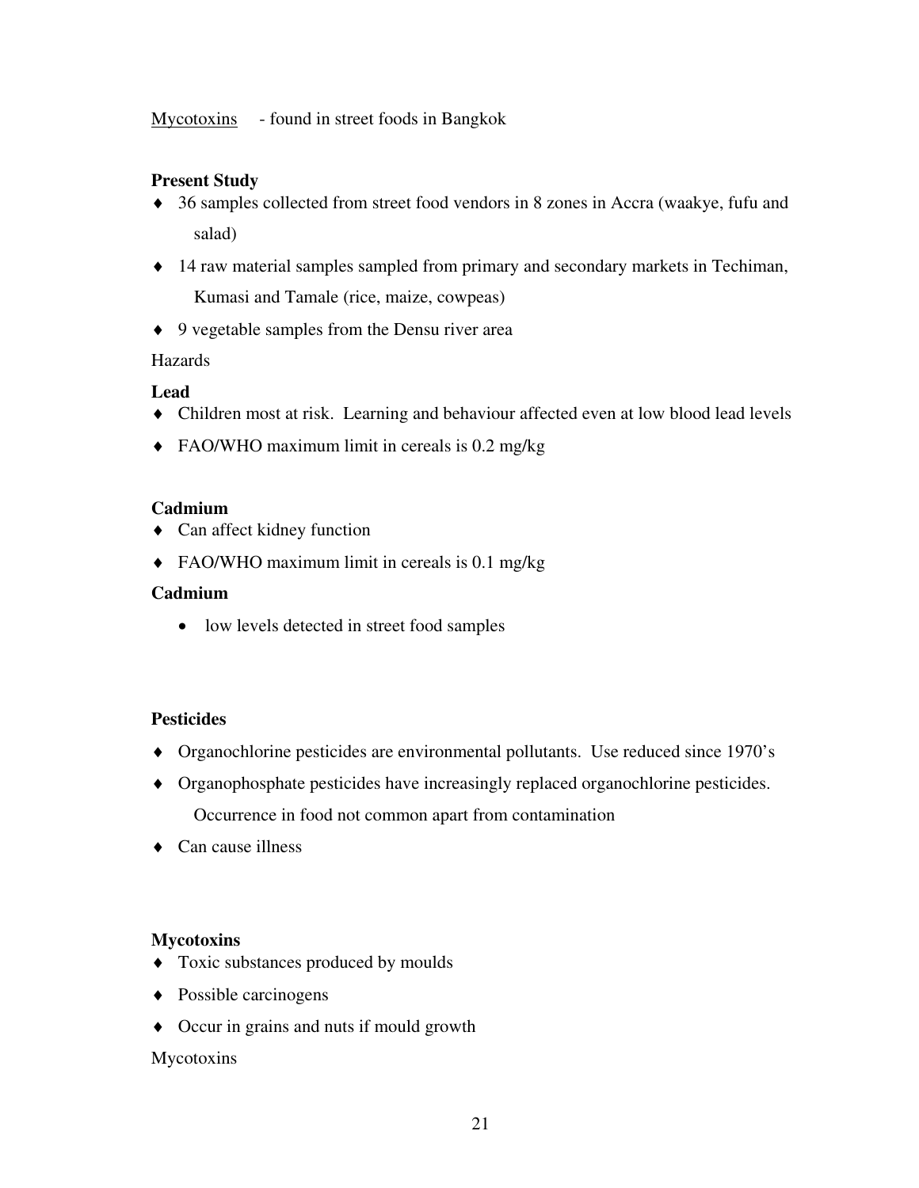Mycotoxins - found in street foods in Bangkok

**Present Study**

- 36 samples collected from street food vendors in 8 zones in Accra (waakye, fufu and salad)
- 14 raw material samples sampled from primary and secondary markets in Techiman, Kumasi and Tamale (rice, maize, cowpeas)
- 9 vegetable samples from the Densu river area

Hazards

**Lead**

- Children most at risk. Learning and behaviour affected even at low blood lead levels
- FAO/WHO maximum limit in cereals is 0.2 mg/kg

**Cadmium**

- Can affect kidney function
- FAO/WHO maximum limit in cereals is 0.1 mg/kg

**Cadmium**

- low levels detected in street food samples

**Pesticides**

- Organochlorine pesticides are environmental pollutants. Use reduced since 1970's
- Organophosphate pesticides have increasingly replaced organochlorine pesticides. Occurrence in food not common apart from contamination
- Can cause illness

**Mycotoxins**

- Toxic substances produced by moulds
- Possible carcinogens
- Occur in grains and nuts if mould growth

Mycotoxins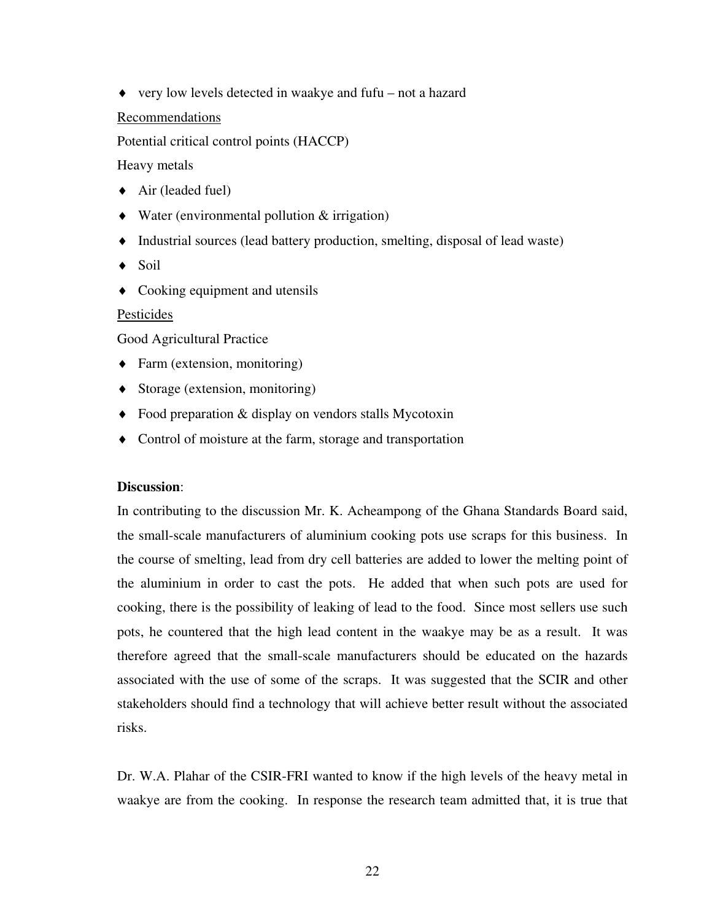- very low levels detected in waakye and fufu – not a hazard

<u>Recommendations</u>

Potential critical control points (HACCP)

Heavy metals

- Air (leaded fuel)
- Water (environmental pollution & irrigation)
- Industrial sources (lead battery production, smelting, disposal of lead waste)
- Soil
- Cooking equipment and utensils

<u>Pesticides</u>

Good Agricultural Practice

- Farm (extension, monitoring)
- Storage (extension, monitoring)
- Food preparation & display on vendors stalls Mycotoxin
- Control of moisture at the farm, storage and transportation

**Discussion**:

In contributing to the discussion Mr. K. Acheampong of the Ghana Standards Board said, the small-scale manufacturers of aluminium cooking pots use scraps for this business. In the course of smelting, lead from dry cell batteries are added to lower the melting point of the aluminium in order to cast the pots. He added that when such pots are used for cooking, there is the possibility of leaking of lead to the food. Since most sellers use such pots, he countered that the high lead content in the waakye may be as a result. It was therefore agreed that the small-scale manufacturers should be educated on the hazards associated with the use of some of the scraps. It was suggested that the SCIR and other stakeholders should find a technology that will achieve better result without the associated risks.

Dr. W.A. Plahar of the CSIR-FRI wanted to know if the high levels of the heavy metal in waakye are from the cooking. In response the research team admitted that, it is true that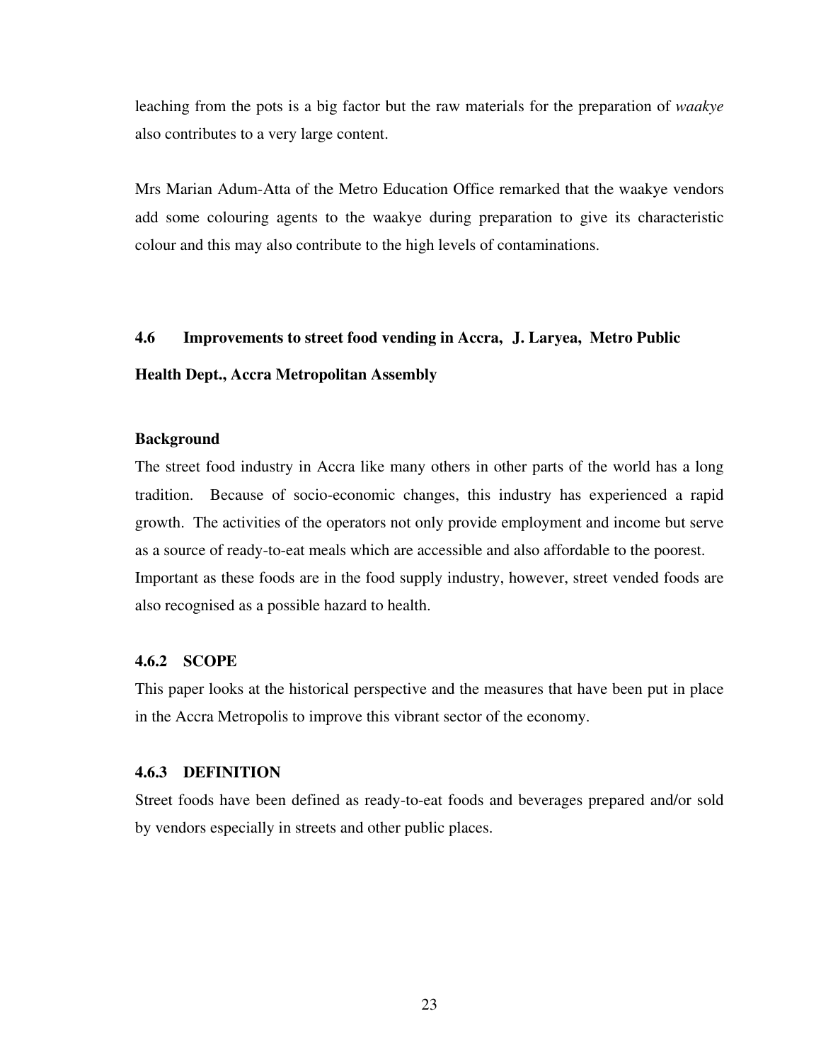leaching from the pots is a big factor but the raw materials for the preparation of *waakye* also contributes to a very large content.

Mrs Marian Adum-Atta of the Metro Education Office remarked that the waakye vendors add some colouring agents to the waakye during preparation to give its characteristic colour and this may also contribute to the high levels of contaminations.

## 4.6 Improvements to street food vending in Accra, J. Laryea, Metro Public Health Dept., Accra Metropolitan Assembly

**Background**

The street food industry in Accra like many others in other parts of the world has a long tradition. Because of socio-economic changes, this industry has experienced a rapid growth. The activities of the operators not only provide employment and income but serve as a source of ready-to-eat meals which are accessible and also affordable to the poorest. Important as these foods are in the food supply industry, however, street vended foods are also recognised as a possible hazard to health.

### 4.6.2 SCOPE

This paper looks at the historical perspective and the measures that have been put in place in the Accra Metropolis to improve this vibrant sector of the economy.

### 4.6.3 DEFINITION

Street foods have been defined as ready-to-eat foods and beverages prepared and/or sold by vendors especially in streets and other public places.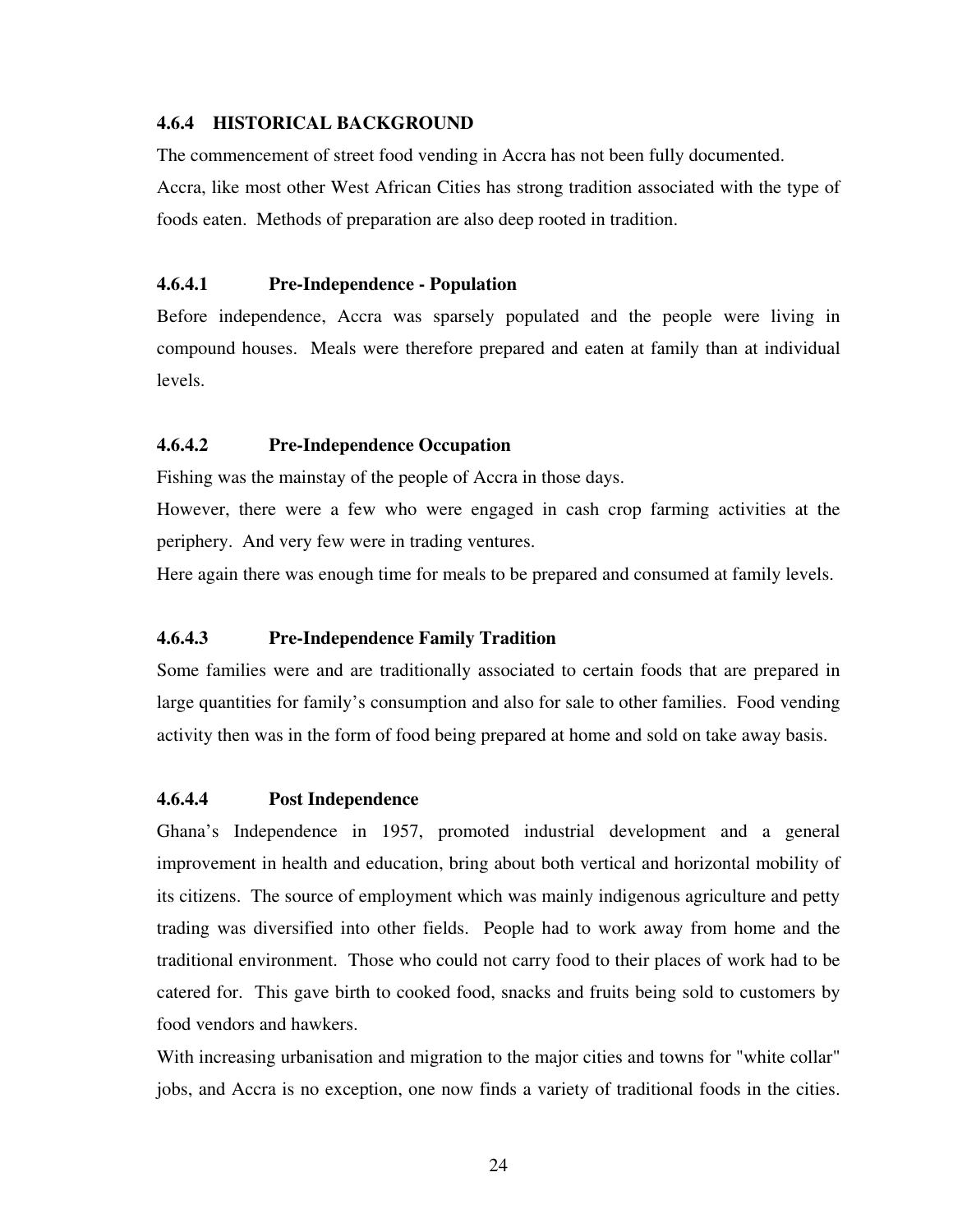### 4.6.4 HISTORICAL BACKGROUND

The commencement of street food vending in Accra has not been fully documented.
Accra, like most other West African Cities has strong tradition associated with the type of foods eaten. Methods of preparation are also deep rooted in tradition.

#### 4.6.4.1 Pre-Independence - Population

Before independence, Accra was sparsely populated and the people were living in compound houses. Meals were therefore prepared and eaten at family than at individual levels.

#### 4.6.4.2 Pre-Independence Occupation

Fishing was the mainstay of the people of Accra in those days.
However, there were a few who were engaged in cash crop farming activities at the periphery. And very few were in trading ventures.
Here again there was enough time for meals to be prepared and consumed at family levels.

#### 4.6.4.3 Pre-Independence Family Tradition

Some families were and are traditionally associated to certain foods that are prepared in large quantities for family's consumption and also for sale to other families. Food vending activity then was in the form of food being prepared at home and sold on take away basis.

#### 4.6.4.4 Post Independence

Ghana's Independence in 1957, promoted industrial development and a general improvement in health and education, bring about both vertical and horizontal mobility of its citizens. The source of employment which was mainly indigenous agriculture and petty trading was diversified into other fields. People had to work away from home and the traditional environment. Those who could not carry food to their places of work had to be catered for. This gave birth to cooked food, snacks and fruits being sold to customers by food vendors and hawkers.
With increasing urbanisation and migration to the major cities and towns for "white collar" jobs, and Accra is no exception, one now finds a variety of traditional foods in the cities.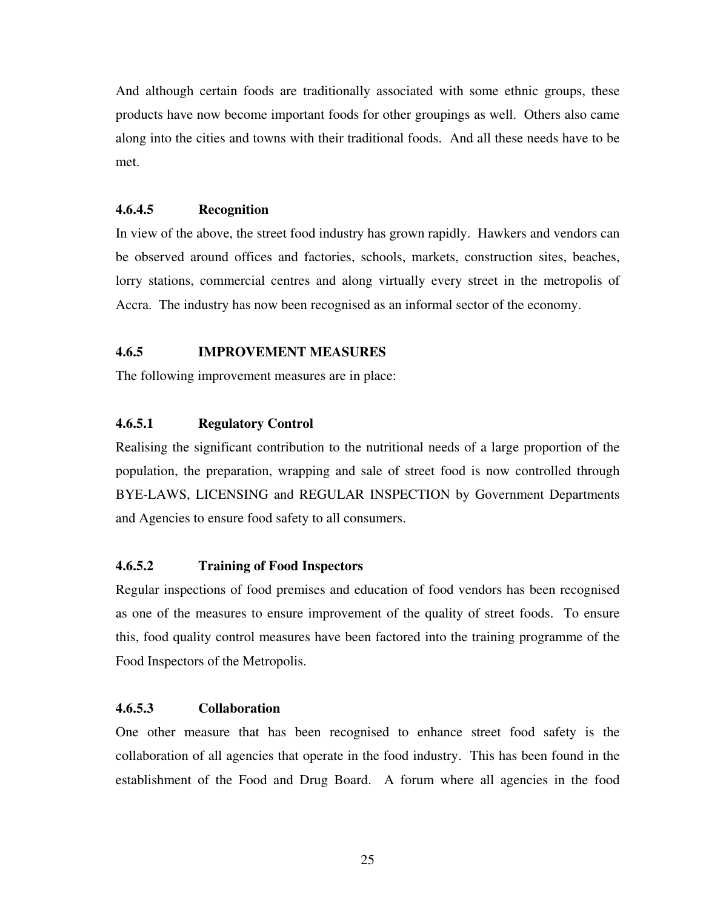And although certain foods are traditionally associated with some ethnic groups, these products have now become important foods for other groupings as well. Others also came along into the cities and towns with their traditional foods. And all these needs have to be met.

#### 4.6.4.5 Recognition

In view of the above, the street food industry has grown rapidly. Hawkers and vendors can be observed around offices and factories, schools, markets, construction sites, beaches, lorry stations, commercial centres and along virtually every street in the metropolis of Accra. The industry has now been recognised as an informal sector of the economy.

### 4.6.5 IMPROVEMENT MEASURES

The following improvement measures are in place:

#### 4.6.5.1 Regulatory Control

Realising the significant contribution to the nutritional needs of a large proportion of the population, the preparation, wrapping and sale of street food is now controlled through BYE-LAWS, LICENSING and REGULAR INSPECTION by Government Departments and Agencies to ensure food safety to all consumers.

#### 4.6.5.2 Training of Food Inspectors

Regular inspections of food premises and education of food vendors has been recognised as one of the measures to ensure improvement of the quality of street foods. To ensure this, food quality control measures have been factored into the training programme of the Food Inspectors of the Metropolis.

#### 4.6.5.3 Collaboration

One other measure that has been recognised to enhance street food safety is the collaboration of all agencies that operate in the food industry. This has been found in the establishment of the Food and Drug Board. A forum where all agencies in the food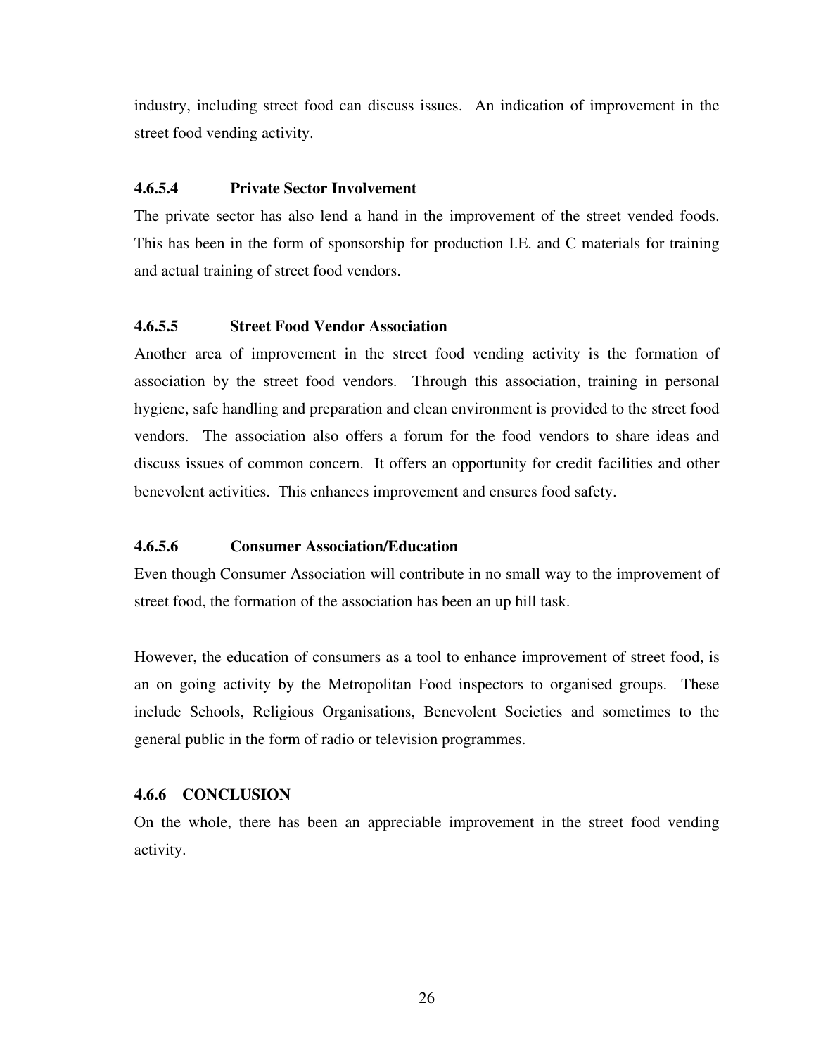industry, including street food can discuss issues. An indication of improvement in the street food vending activity.

#### 4.6.5.4 Private Sector Involvement

The private sector has also lend a hand in the improvement of the street vended foods. This has been in the form of sponsorship for production I.E. and C materials for training and actual training of street food vendors.

#### 4.6.5.5 Street Food Vendor Association

Another area of improvement in the street food vending activity is the formation of association by the street food vendors. Through this association, training in personal hygiene, safe handling and preparation and clean environment is provided to the street food vendors. The association also offers a forum for the food vendors to share ideas and discuss issues of common concern. It offers an opportunity for credit facilities and other benevolent activities. This enhances improvement and ensures food safety.

#### 4.6.5.6 Consumer Association/Education

Even though Consumer Association will contribute in no small way to the improvement of street food, the formation of the association has been an up hill task.

However, the education of consumers as a tool to enhance improvement of street food, is an on going activity by the Metropolitan Food inspectors to organised groups. These include Schools, Religious Organisations, Benevolent Societies and sometimes to the general public in the form of radio or television programmes.

### 4.6.6 CONCLUSION

On the whole, there has been an appreciable improvement in the street food vending activity.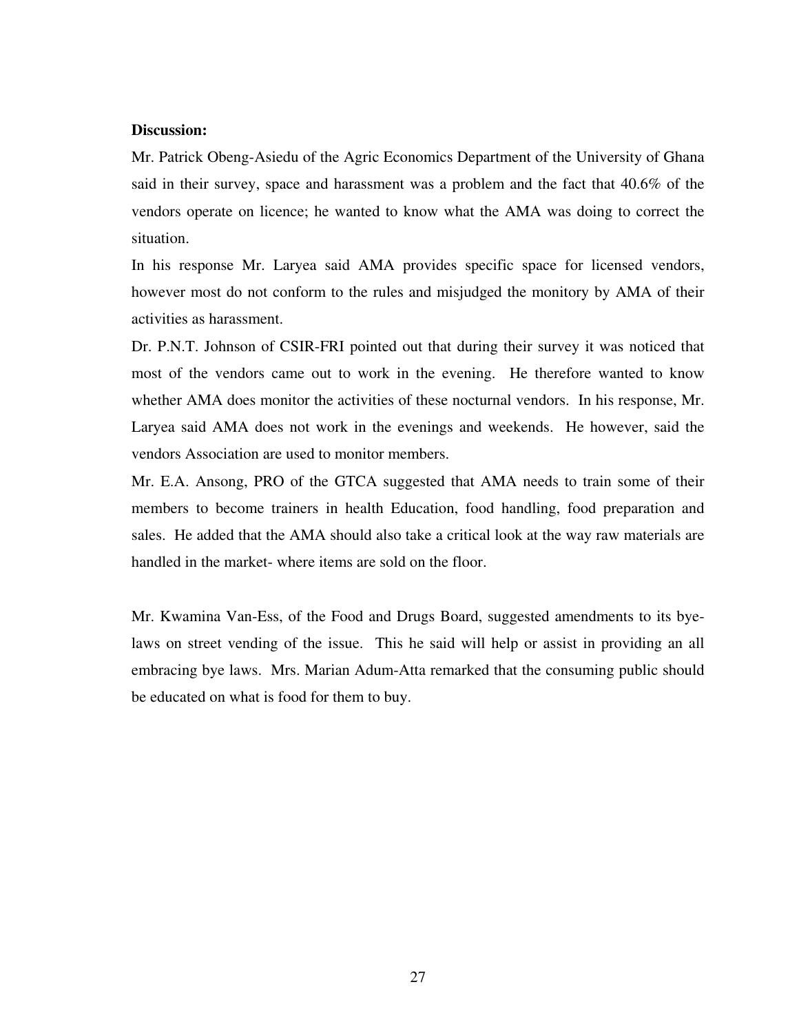**Discussion:**

Mr. Patrick Obeng-Asiedu of the Agric Economics Department of the University of Ghana said in their survey, space and harassment was a problem and the fact that 40.6% of the vendors operate on licence; he wanted to know what the AMA was doing to correct the situation.

In his response Mr. Laryea said AMA provides specific space for licensed vendors, however most do not conform to the rules and misjudged the monitory by AMA of their activities as harassment.

Dr. P.N.T. Johnson of CSIR-FRI pointed out that during their survey it was noticed that most of the vendors came out to work in the evening. He therefore wanted to know whether AMA does monitor the activities of these nocturnal vendors. In his response, Mr. Laryea said AMA does not work in the evenings and weekends. He however, said the vendors Association are used to monitor members.

Mr. E.A. Ansong, PRO of the GTCA suggested that AMA needs to train some of their members to become trainers in health Education, food handling, food preparation and sales. He added that the AMA should also take a critical look at the way raw materials are handled in the market- where items are sold on the floor.

Mr. Kwamina Van-Ess, of the Food and Drugs Board, suggested amendments to its bye-laws on street vending of the issue. This he said will help or assist in providing an all embracing bye laws. Mrs. Marian Adum-Atta remarked that the consuming public should be educated on what is food for them to buy.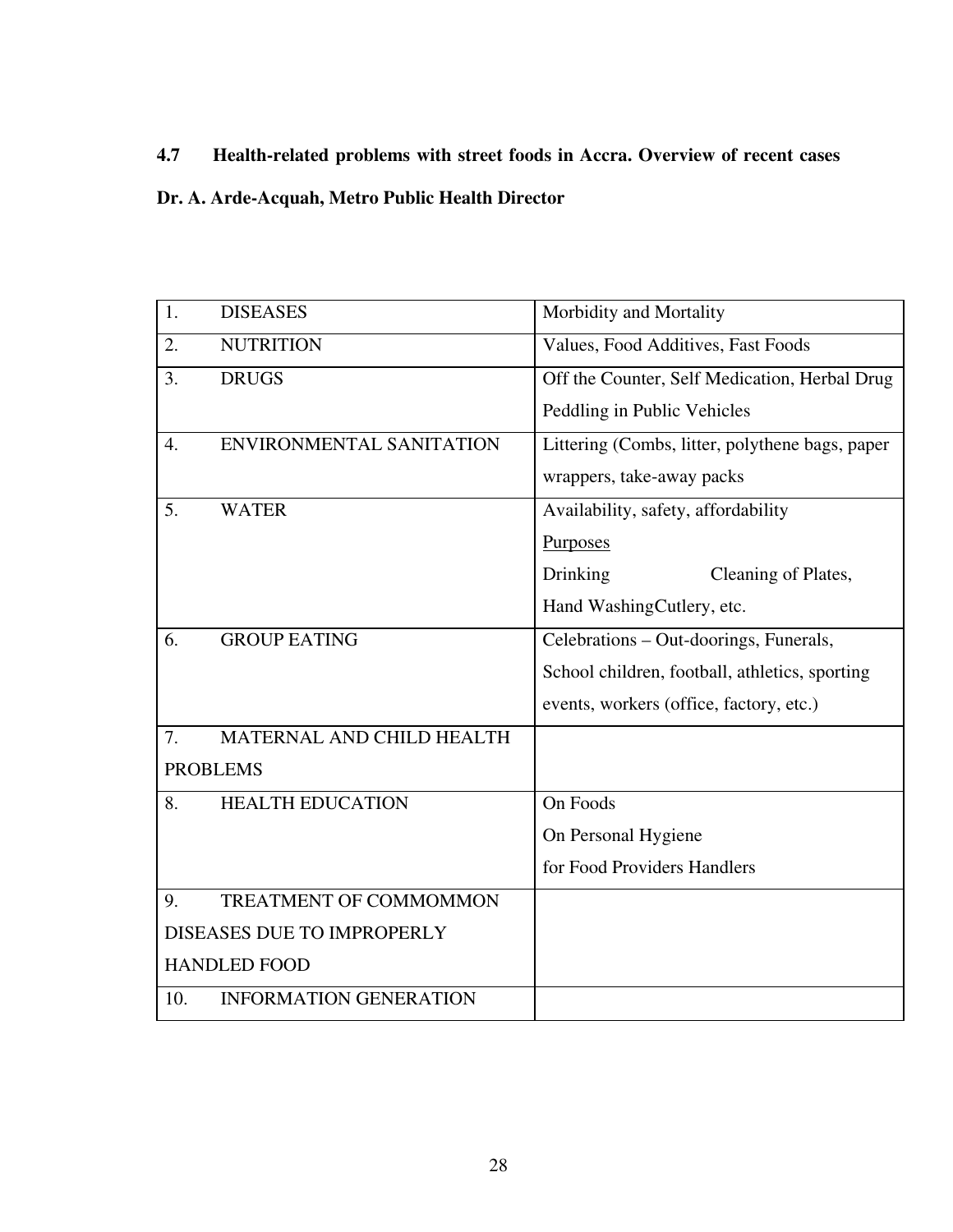### 4.7 Health-related problems with street foods in Accra. Overview of recent cases

**Dr. A. Arde-Acquah, Metro Public Health Director**

| | |
|---|---|
| 1. DISEASES | Morbidity and Mortality |
| 2. NUTRITION | Values, Food Additives, Fast Foods |
| 3. DRUGS | Off the Counter, Self Medication, Herbal Drug Peddling in Public Vehicles |
| 4. ENVIRONMENTAL SANITATION | Littering (Combs, litter, polythene bags, paper wrappers, take-away packs |
| 5. WATER | Availability, safety, affordability<br>Purposes<br>Drinking Cleaning of Plates,<br>Hand WashingCutlery, etc. |
| 6. GROUP EATING | Celebrations – Out-doorings, Funerals, School children, football, athletics, sporting events, workers (office, factory, etc.) |
| 7. MATERNAL AND CHILD HEALTH PROBLEMS | |
| 8. HEALTH EDUCATION | On Foods<br>On Personal Hygiene<br>for Food Providers Handlers |
| 9. TREATMENT OF COMMOMMON DISEASES DUE TO IMPROPERLY HANDLED FOOD | |
| 10. INFORMATION GENERATION | |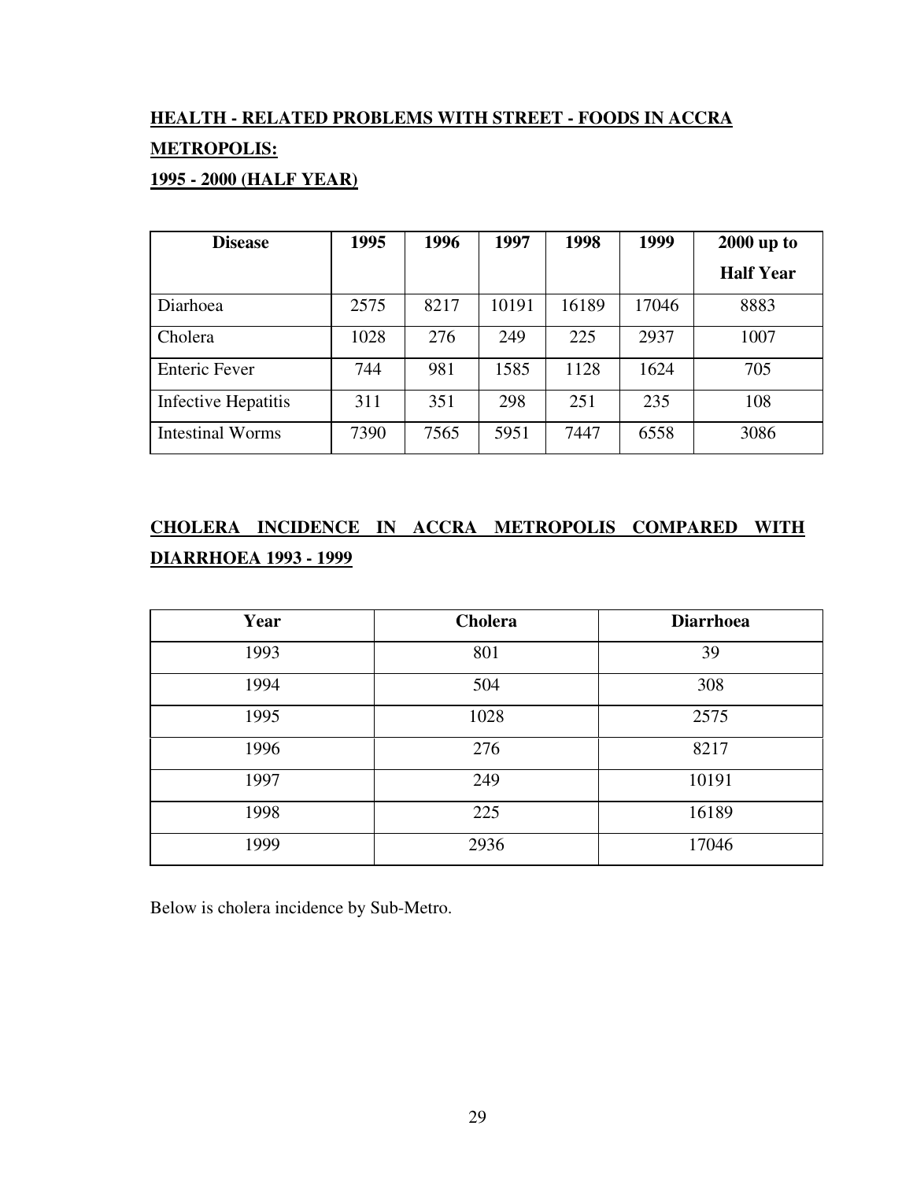**HEALTH - RELATED PROBLEMS WITH STREET - FOODS IN ACCRA METROPOLIS:**

**1995 - 2000 (HALF YEAR)**

| Disease | 1995 | 1996 | 1997 | 1998 | 1999 | 2000 up to Half Year |
|---|---|---|---|---|---|---|
| Diarhoea | 2575 | 8217 | 10191 | 16189 | 17046 | 8883 |
| Cholera | 1028 | 276 | 249 | 225 | 2937 | 1007 |
| Enteric Fever | 744 | 981 | 1585 | 1128 | 1624 | 705 |
| Infective Hepatitis | 311 | 351 | 298 | 251 | 235 | 108 |
| Intestinal Worms | 7390 | 7565 | 5951 | 7447 | 6558 | 3086 |

**CHOLERA INCIDENCE IN ACCRA METROPOLIS COMPARED WITH DIARRHOEA 1993 - 1999**

| Year | Cholera | Diarrhoea |
|---|---|---|
| 1993 | 801 | 39 |
| 1994 | 504 | 308 |
| 1995 | 1028 | 2575 |
| 1996 | 276 | 8217 |
| 1997 | 249 | 10191 |
| 1998 | 225 | 16189 |
| 1999 | 2936 | 17046 |

Below is cholera incidence by Sub-Metro.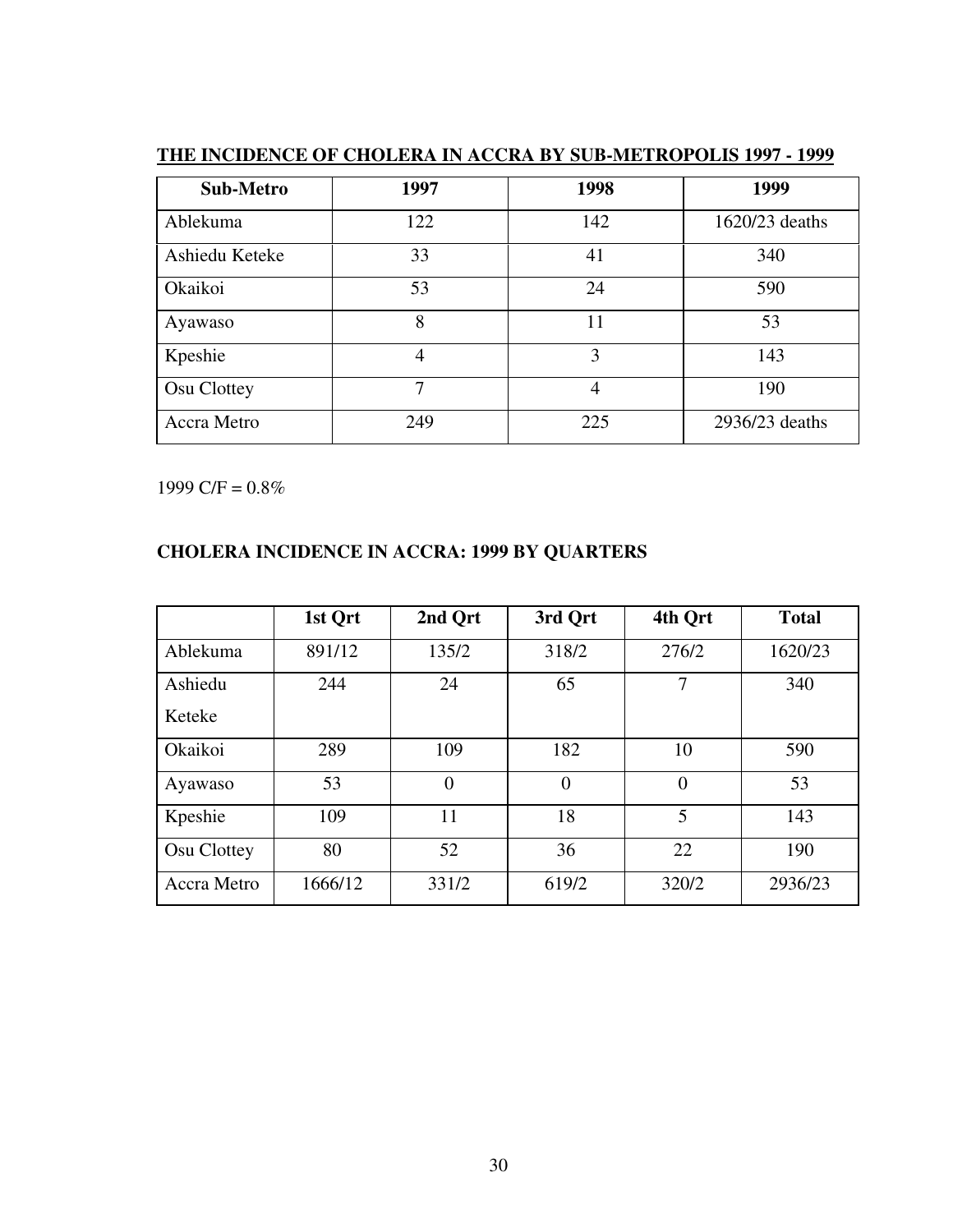**THE INCIDENCE OF CHOLERA IN ACCRA BY SUB-METROPOLIS 1997 - 1999**

| Sub-Metro | 1997 | 1998 | 1999 |
|---|---|---|---|
| Ablekuma | 122 | 142 | 1620/23 deaths |
| Ashiedu Keteke | 33 | 41 | 340 |
| Okaikoi | 53 | 24 | 590 |
| Ayawaso | 8 | 11 | 53 |
| Kpeshie | 4 | 3 | 143 |
| Osu Clottey | 7 | 4 | 190 |
| Accra Metro | 249 | 225 | 2936/23 deaths |

1999 C/F = 0.8%

**CHOLERA INCIDENCE IN ACCRA: 1999 BY QUARTERS**

| | 1st Qrt | 2nd Qrt | 3rd Qrt | 4th Qrt | Total |
|---|---|---|---|---|---|
| Ablekuma | 891/12 | 135/2 | 318/2 | 276/2 | 1620/23 |
| Ashiedu Keteke | 244 | 24 | 65 | 7 | 340 |
| Okaikoi | 289 | 109 | 182 | 10 | 590 |
| Ayawaso | 53 | 0 | 0 | 0 | 53 |
| Kpeshie | 109 | 11 | 18 | 5 | 143 |
| Osu Clottey | 80 | 52 | 36 | 22 | 190 |
| Accra Metro | 1666/12 | 331/2 | 619/2 | 320/2 | 2936/23 |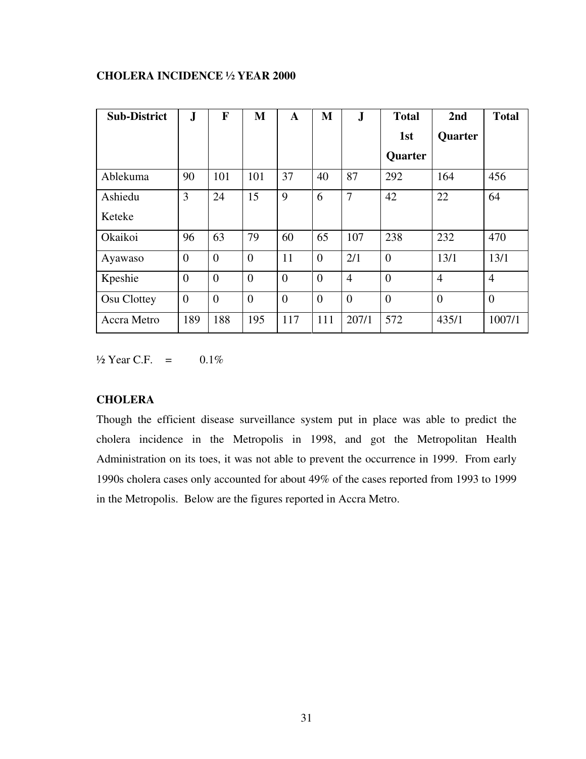**CHOLERA INCIDENCE ½ YEAR 2000**

| Sub-District | J | F | M | A | M | J | Total 1st Quarter | 2nd Quarter | Total |
|---|---|---|---|---|---|---|---|---|---|
| Ablekuma | 90 | 101 | 101 | 37 | 40 | 87 | 292 | 164 | 456 |
| Ashiedu Keteke | 3 | 24 | 15 | 9 | 6 | 7 | 42 | 22 | 64 |
| Okaikoi | 96 | 63 | 79 | 60 | 65 | 107 | 238 | 232 | 470 |
| Ayawaso | 0 | 0 | 0 | 11 | 0 | 2/1 | 0 | 13/1 | 13/1 |
| Kpeshie | 0 | 0 | 0 | 0 | 0 | 4 | 0 | 4 | 4 |
| Osu Clottey | 0 | 0 | 0 | 0 | 0 | 0 | 0 | 0 | 0 |
| Accra Metro | 189 | 188 | 195 | 117 | 111 | 207/1 | 572 | 435/1 | 1007/1 |

½ Year C.F. = 0.1%

**CHOLERA**

Though the efficient disease surveillance system put in place was able to predict the cholera incidence in the Metropolis in 1998, and got the Metropolitan Health Administration on its toes, it was not able to prevent the occurrence in 1999. From early 1990s cholera cases only accounted for about 49% of the cases reported from 1993 to 1999 in the Metropolis. Below are the figures reported in Accra Metro.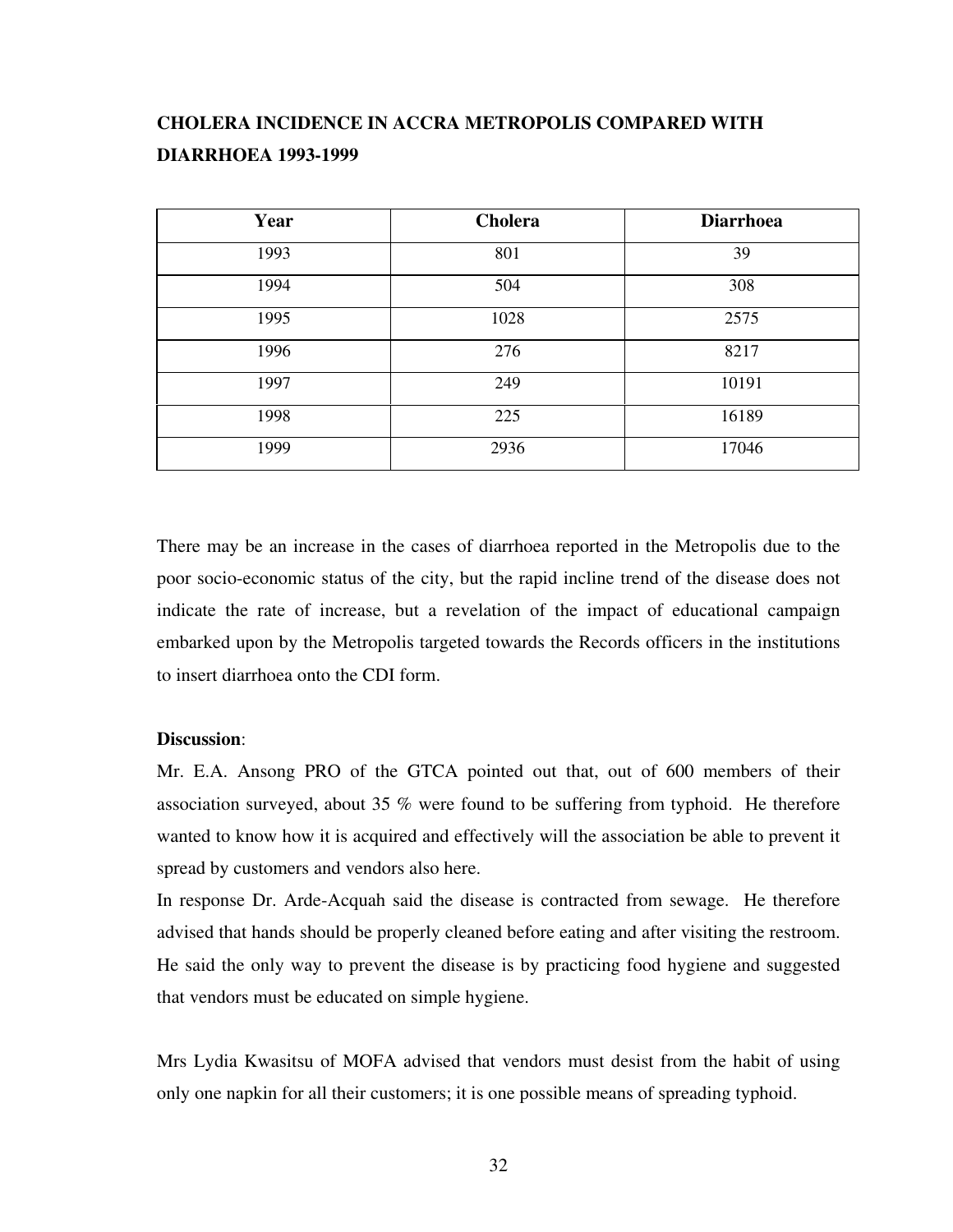**CHOLERA INCIDENCE IN ACCRA METROPOLIS COMPARED WITH DIARRHOEA 1993-1999**

| Year | Cholera | Diarrhoea |
|---|---|---|
| 1993 | 801 | 39 |
| 1994 | 504 | 308 |
| 1995 | 1028 | 2575 |
| 1996 | 276 | 8217 |
| 1997 | 249 | 10191 |
| 1998 | 225 | 16189 |
| 1999 | 2936 | 17046 |

There may be an increase in the cases of diarrhoea reported in the Metropolis due to the poor socio-economic status of the city, but the rapid incline trend of the disease does not indicate the rate of increase, but a revelation of the impact of educational campaign embarked upon by the Metropolis targeted towards the Records officers in the institutions to insert diarrhoea onto the CDI form.

**Discussion**:

Mr. E.A. Ansong PRO of the GTCA pointed out that, out of 600 members of their association surveyed, about 35 % were found to be suffering from typhoid. He therefore wanted to know how it is acquired and effectively will the association be able to prevent it spread by customers and vendors also here.

In response Dr. Arde-Acquah said the disease is contracted from sewage. He therefore advised that hands should be properly cleaned before eating and after visiting the restroom. He said the only way to prevent the disease is by practicing food hygiene and suggested that vendors must be educated on simple hygiene.

Mrs Lydia Kwasitsu of MOFA advised that vendors must desist from the habit of using only one napkin for all their customers; it is one possible means of spreading typhoid.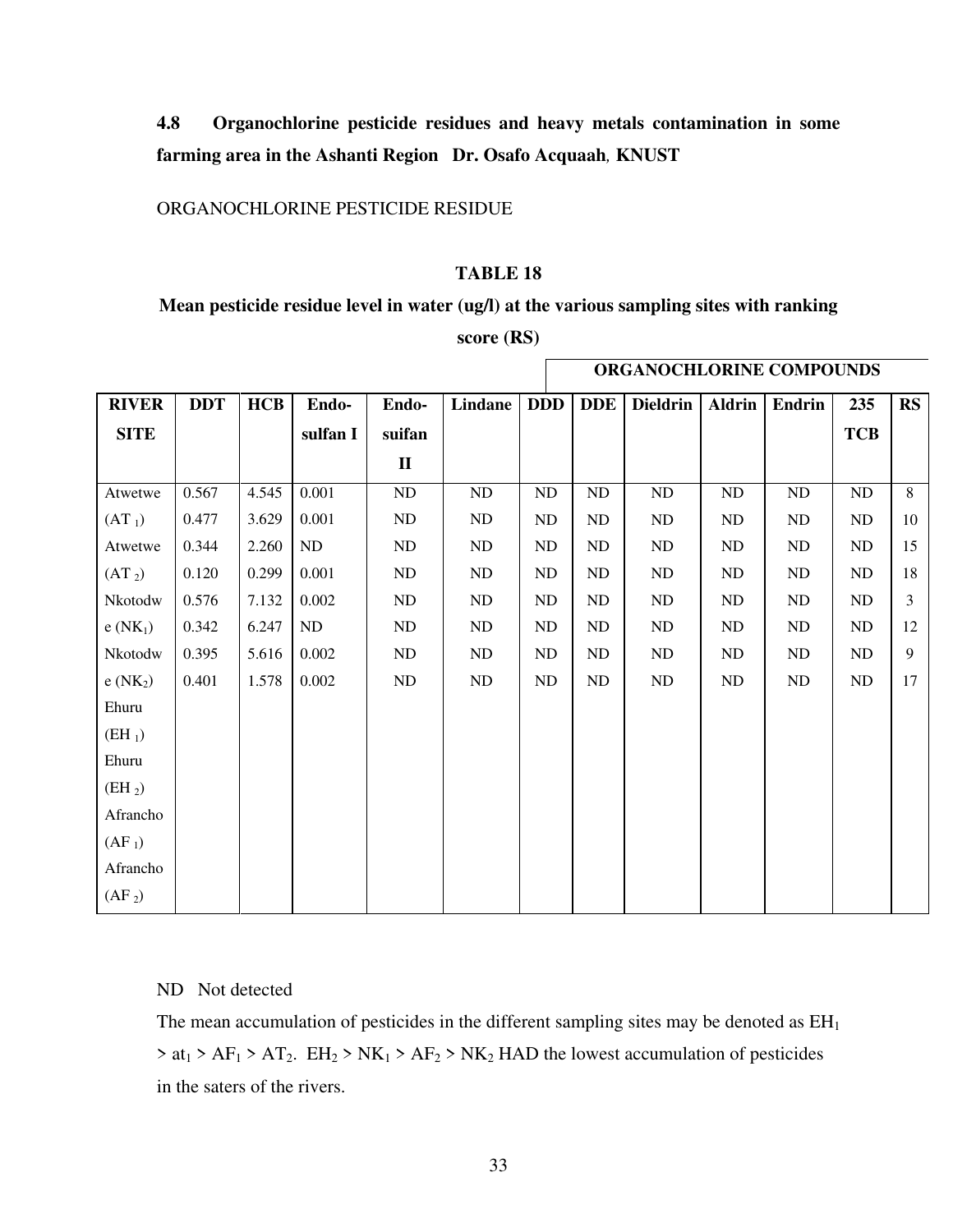### 4.8 Organochlorine pesticide residues and heavy metals contamination in some farming area in the Ashanti Region Dr. Osafo Acquaah, KNUST

ORGANOCHLORINE PESTICIDE RESIDUE

**TABLE 18**

**Mean pesticide residue level in water (ug/l) at the various sampling sites with ranking score (RS)**

| | | | | | | | ORGANOCHLORINE COMPOUNDS | | | | | |
|---|---|---|---|---|---|---|---|---|---|---|---|---|
| **RIVER SITE** | **DDT** | **HCB** | **Endo-sulfan I** | **Endo-suifan II** | **Lindane** | **DDD** | **DDE** | **Dieldrin** | **Aldrin** | **Endrin** | **235 TCB** | **RS** |
| Atwetwe ($AT_1$) | 0.567 | 4.545 | 0.001 | ND | ND | ND | ND | ND | ND | ND | ND | 8 |
| Atwetwe ($AT_2$) | 0.477 | 3.629 | 0.001 | ND | ND | ND | ND | ND | ND | ND | ND | 10 |
| Nkotodwe ($NK_1$) | 0.344 | 2.260 | ND | ND | ND | ND | ND | ND | ND | ND | ND | 15 |
| Nkotodwe ($NK_2$) | 0.120 | 0.299 | 0.001 | ND | ND | ND | ND | ND | ND | ND | ND | 18 |
| Ehuru ($EH_1$) | 0.576 | 7.132 | 0.002 | ND | ND | ND | ND | ND | ND | ND | ND | 3 |
| Ehuru ($EH_2$) | 0.342 | 6.247 | ND | ND | ND | ND | ND | ND | ND | ND | ND | 12 |
| Afrancho ($AF_1$) | 0.395 | 5.616 | 0.002 | ND | ND | ND | ND | ND | ND | ND | ND | 9 |
| Afrancho ($AF_2$) | 0.401 | 1.578 | 0.002 | ND | ND | ND | ND | ND | ND | ND | ND | 17 |

ND Not detected

The mean accumulation of pesticides in the different sampling sites may be denoted as $EH_1$ > $at_1$ > $AF_1$ > $AT_2$. $EH_2$ > $NK_1$ > $AF_2$ > $NK_2$ HAD the lowest accumulation of pesticides in the saters of the rivers.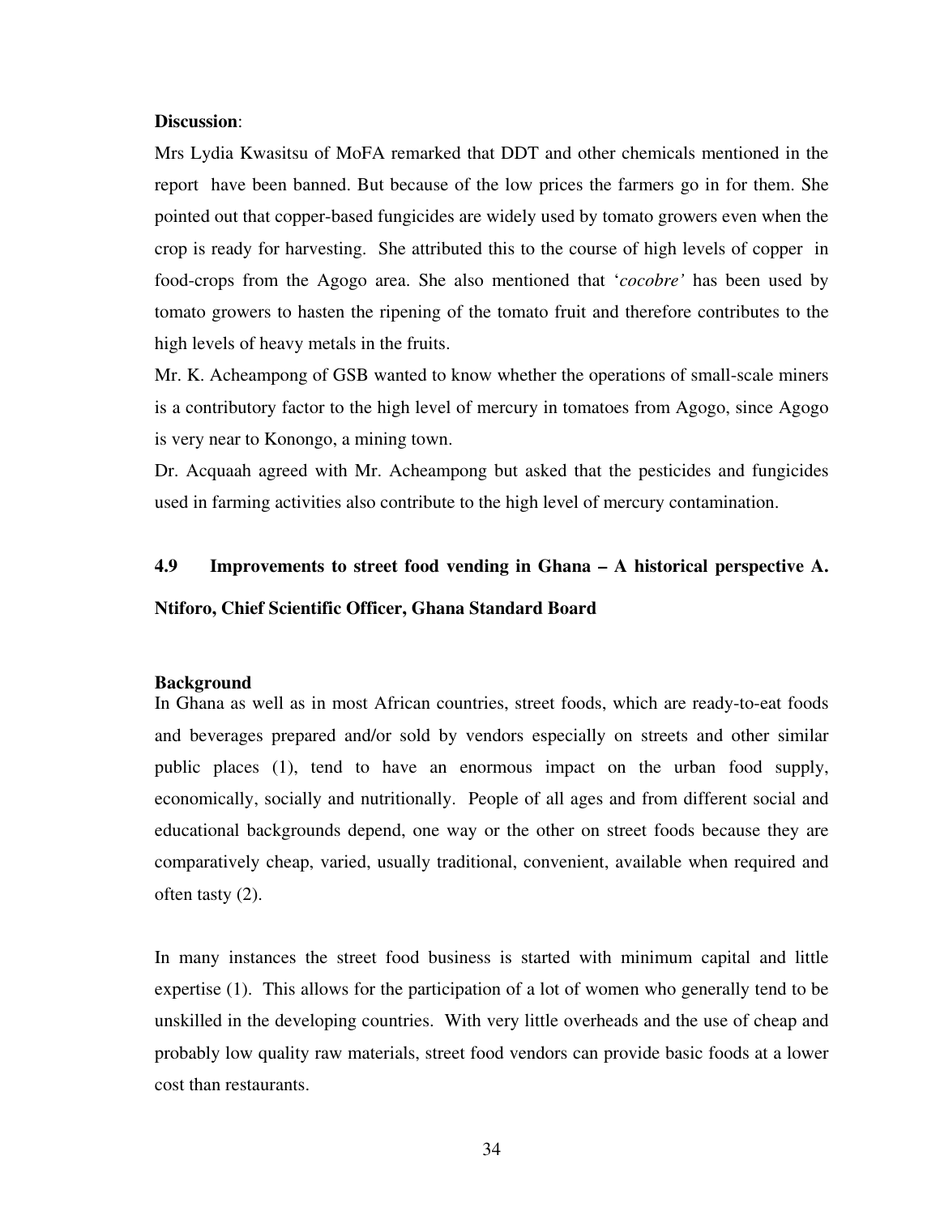**Discussion**:

Mrs Lydia Kwasitsu of MoFA remarked that DDT and other chemicals mentioned in the report have been banned. But because of the low prices the farmers go in for them. She pointed out that copper-based fungicides are widely used by tomato growers even when the crop is ready for harvesting. She attributed this to the course of high levels of copper in food-crops from the Agogo area. She also mentioned that '*cocobre'* has been used by tomato growers to hasten the ripening of the tomato fruit and therefore contributes to the high levels of heavy metals in the fruits.

Mr. K. Acheampong of GSB wanted to know whether the operations of small-scale miners is a contributory factor to the high level of mercury in tomatoes from Agogo, since Agogo is very near to Konongo, a mining town.

Dr. Acquaah agreed with Mr. Acheampong but asked that the pesticides and fungicides used in farming activities also contribute to the high level of mercury contamination.

## 4.9 Improvements to street food vending in Ghana – A historical perspective A. Ntiforo, Chief Scientific Officer, Ghana Standard Board

**Background**

In Ghana as well as in most African countries, street foods, which are ready-to-eat foods and beverages prepared and/or sold by vendors especially on streets and other similar public places (1), tend to have an enormous impact on the urban food supply, economically, socially and nutritionally. People of all ages and from different social and educational backgrounds depend, one way or the other on street foods because they are comparatively cheap, varied, usually traditional, convenient, available when required and often tasty (2).

In many instances the street food business is started with minimum capital and little expertise (1). This allows for the participation of a lot of women who generally tend to be unskilled in the developing countries. With very little overheads and the use of cheap and probably low quality raw materials, street food vendors can provide basic foods at a lower cost than restaurants.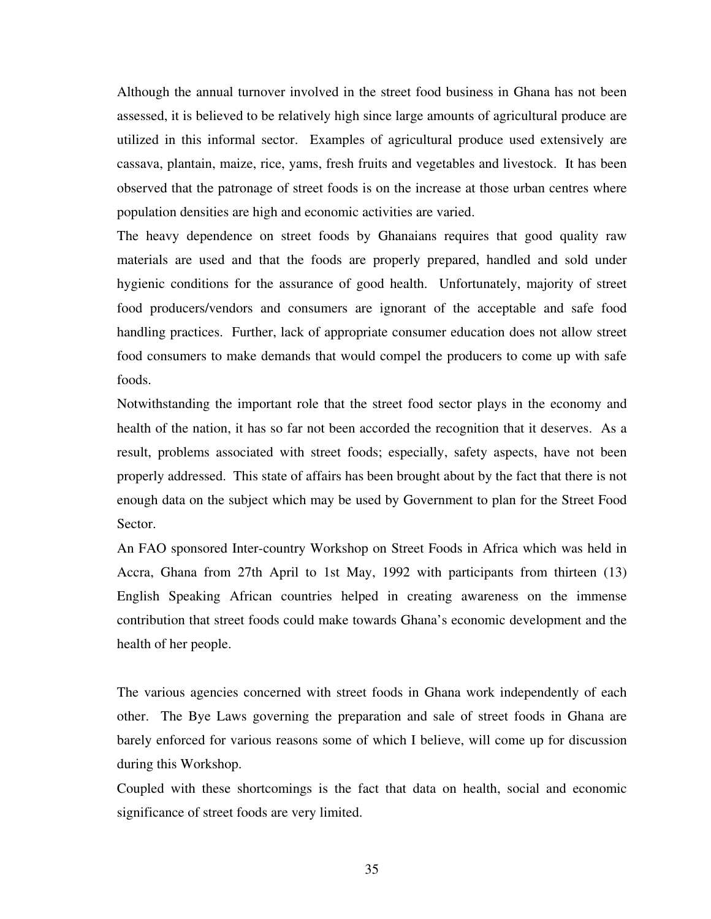Although the annual turnover involved in the street food business in Ghana has not been assessed, it is believed to be relatively high since large amounts of agricultural produce are utilized in this informal sector. Examples of agricultural produce used extensively are cassava, plantain, maize, rice, yams, fresh fruits and vegetables and livestock. It has been observed that the patronage of street foods is on the increase at those urban centres where population densities are high and economic activities are varied.

The heavy dependence on street foods by Ghanaians requires that good quality raw materials are used and that the foods are properly prepared, handled and sold under hygienic conditions for the assurance of good health. Unfortunately, majority of street food producers/vendors and consumers are ignorant of the acceptable and safe food handling practices. Further, lack of appropriate consumer education does not allow street food consumers to make demands that would compel the producers to come up with safe foods.

Notwithstanding the important role that the street food sector plays in the economy and health of the nation, it has so far not been accorded the recognition that it deserves. As a result, problems associated with street foods; especially, safety aspects, have not been properly addressed. This state of affairs has been brought about by the fact that there is not enough data on the subject which may be used by Government to plan for the Street Food Sector.

An FAO sponsored Inter-country Workshop on Street Foods in Africa which was held in Accra, Ghana from 27th April to 1st May, 1992 with participants from thirteen (13) English Speaking African countries helped in creating awareness on the immense contribution that street foods could make towards Ghana's economic development and the health of her people.

The various agencies concerned with street foods in Ghana work independently of each other. The Bye Laws governing the preparation and sale of street foods in Ghana are barely enforced for various reasons some of which I believe, will come up for discussion during this Workshop.

Coupled with these shortcomings is the fact that data on health, social and economic significance of street foods are very limited.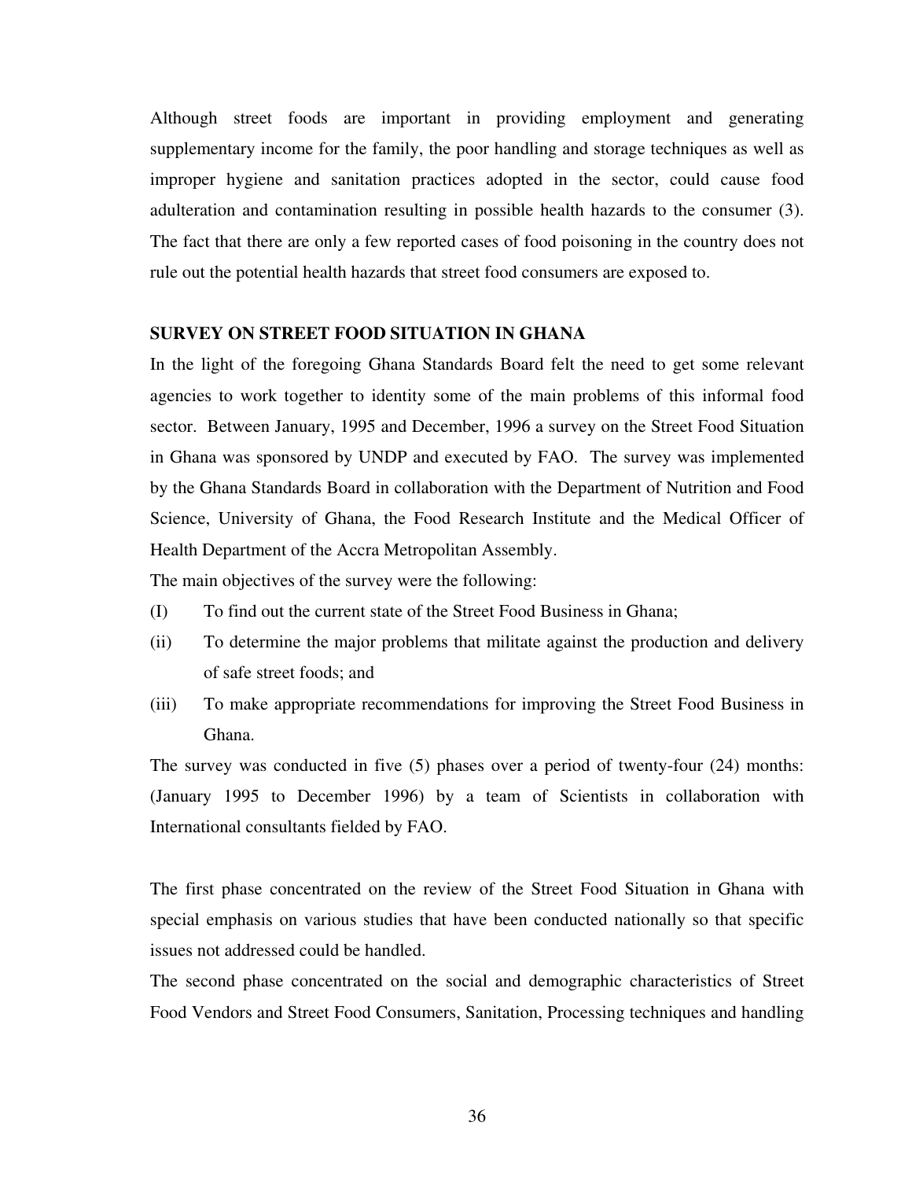Although street foods are important in providing employment and generating supplementary income for the family, the poor handling and storage techniques as well as improper hygiene and sanitation practices adopted in the sector, could cause food adulteration and contamination resulting in possible health hazards to the consumer (3). The fact that there are only a few reported cases of food poisoning in the country does not rule out the potential health hazards that street food consumers are exposed to.

## SURVEY ON STREET FOOD SITUATION IN GHANA

In the light of the foregoing Ghana Standards Board felt the need to get some relevant agencies to work together to identity some of the main problems of this informal food sector. Between January, 1995 and December, 1996 a survey on the Street Food Situation in Ghana was sponsored by UNDP and executed by FAO. The survey was implemented by the Ghana Standards Board in collaboration with the Department of Nutrition and Food Science, University of Ghana, the Food Research Institute and the Medical Officer of Health Department of the Accra Metropolitan Assembly.

The main objectives of the survey were the following:

(I) To find out the current state of the Street Food Business in Ghana;

(ii) To determine the major problems that militate against the production and delivery of safe street foods; and

(iii) To make appropriate recommendations for improving the Street Food Business in Ghana.

The survey was conducted in five (5) phases over a period of twenty-four (24) months: (January 1995 to December 1996) by a team of Scientists in collaboration with International consultants fielded by FAO.

The first phase concentrated on the review of the Street Food Situation in Ghana with special emphasis on various studies that have been conducted nationally so that specific issues not addressed could be handled.

The second phase concentrated on the social and demographic characteristics of Street Food Vendors and Street Food Consumers, Sanitation, Processing techniques and handling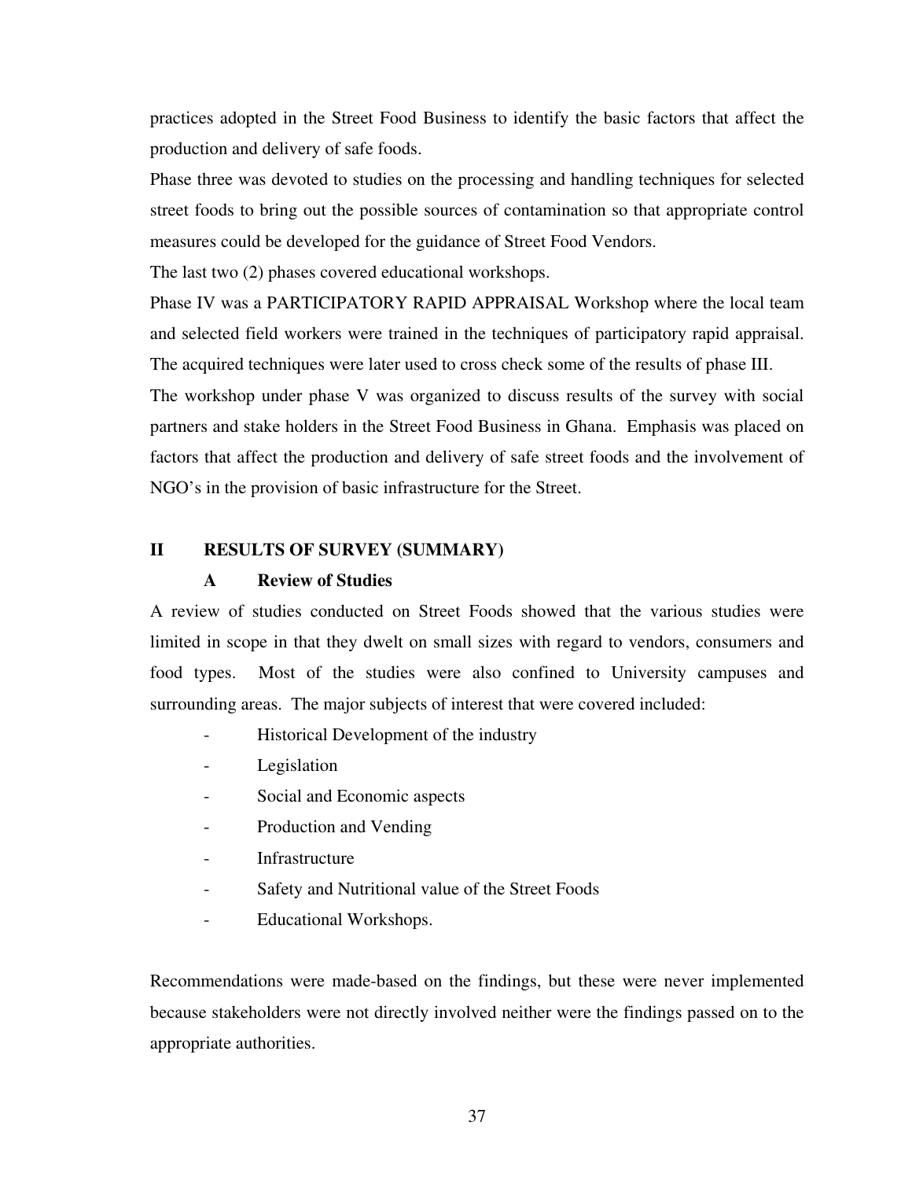practices adopted in the Street Food Business to identify the basic factors that affect the production and delivery of safe foods.

Phase three was devoted to studies on the processing and handling techniques for selected street foods to bring out the possible sources of contamination so that appropriate control measures could be developed for the guidance of Street Food Vendors.

The last two (2) phases covered educational workshops.

Phase IV was a PARTICIPATORY RAPID APPRAISAL Workshop where the local team and selected field workers were trained in the techniques of participatory rapid appraisal. The acquired techniques were later used to cross check some of the results of phase III.

The workshop under phase V was organized to discuss results of the survey with social partners and stake holders in the Street Food Business in Ghana. Emphasis was placed on factors that affect the production and delivery of safe street foods and the involvement of NGO's in the provision of basic infrastructure for the Street.

## II RESULTS OF SURVEY (SUMMARY)

### A Review of Studies

A review of studies conducted on Street Foods showed that the various studies were limited in scope in that they dwelt on small sizes with regard to vendors, consumers and food types. Most of the studies were also confined to University campuses and surrounding areas. The major subjects of interest that were covered included:

- Historical Development of the industry
- Legislation
- Social and Economic aspects
- Production and Vending
- Infrastructure
- Safety and Nutritional value of the Street Foods
- Educational Workshops.

Recommendations were made-based on the findings, but these were never implemented because stakeholders were not directly involved neither were the findings passed on to the appropriate authorities.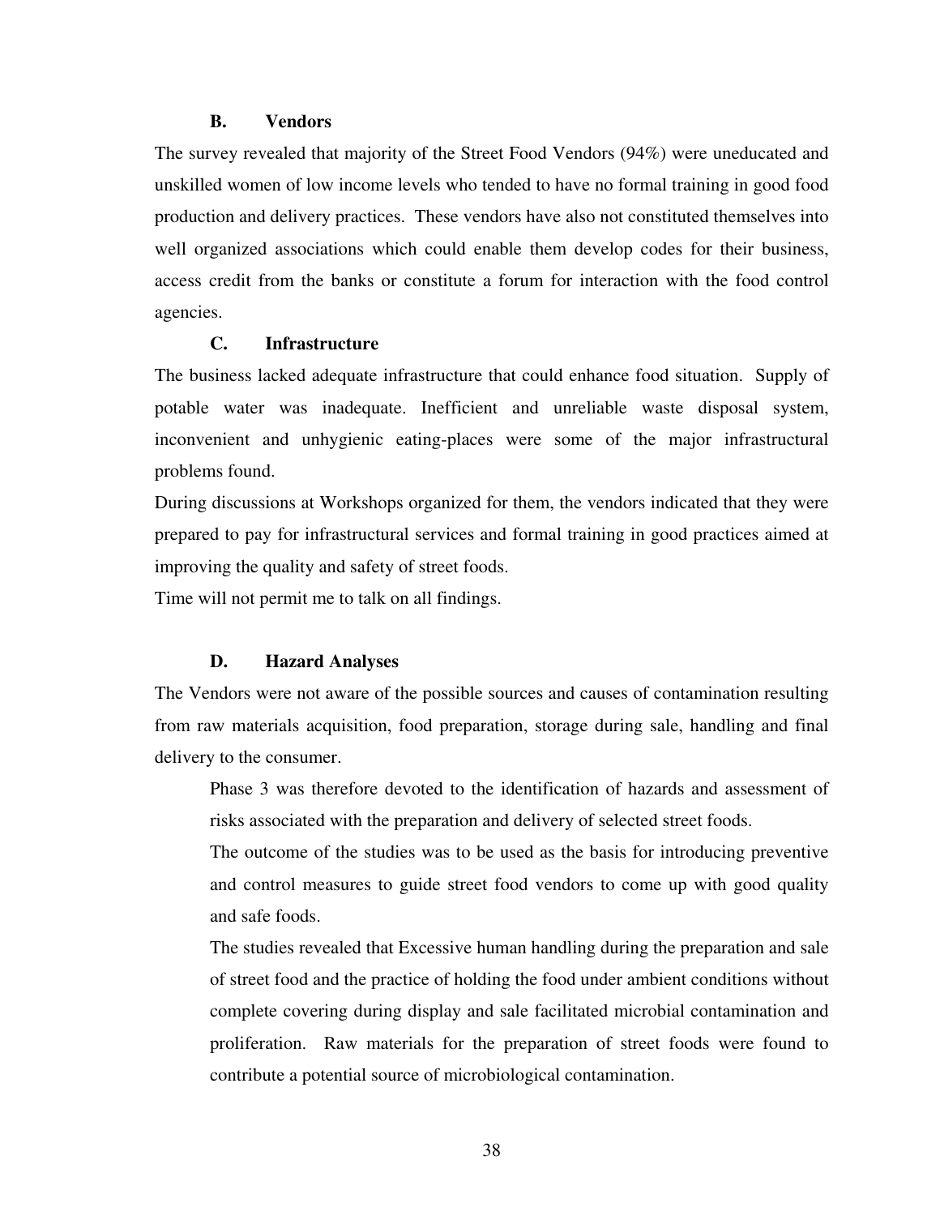### B. Vendors

The survey revealed that majority of the Street Food Vendors (94%) were uneducated and unskilled women of low income levels who tended to have no formal training in good food production and delivery practices. These vendors have also not constituted themselves into well organized associations which could enable them develop codes for their business, access credit from the banks or constitute a forum for interaction with the food control agencies.

### C. Infrastructure

The business lacked adequate infrastructure that could enhance food situation. Supply of potable water was inadequate. Inefficient and unreliable waste disposal system, inconvenient and unhygienic eating-places were some of the major infrastructural problems found.

During discussions at Workshops organized for them, the vendors indicated that they were prepared to pay for infrastructural services and formal training in good practices aimed at improving the quality and safety of street foods.

Time will not permit me to talk on all findings.

### D. Hazard Analyses

The Vendors were not aware of the possible sources and causes of contamination resulting from raw materials acquisition, food preparation, storage during sale, handling and final delivery to the consumer.

> Phase 3 was therefore devoted to the identification of hazards and assessment of risks associated with the preparation and delivery of selected street foods.
>
> The outcome of the studies was to be used as the basis for introducing preventive and control measures to guide street food vendors to come up with good quality and safe foods.
>
> The studies revealed that Excessive human handling during the preparation and sale of street food and the practice of holding the food under ambient conditions without complete covering during display and sale facilitated microbial contamination and proliferation. Raw materials for the preparation of street foods were found to contribute a potential source of microbiological contamination.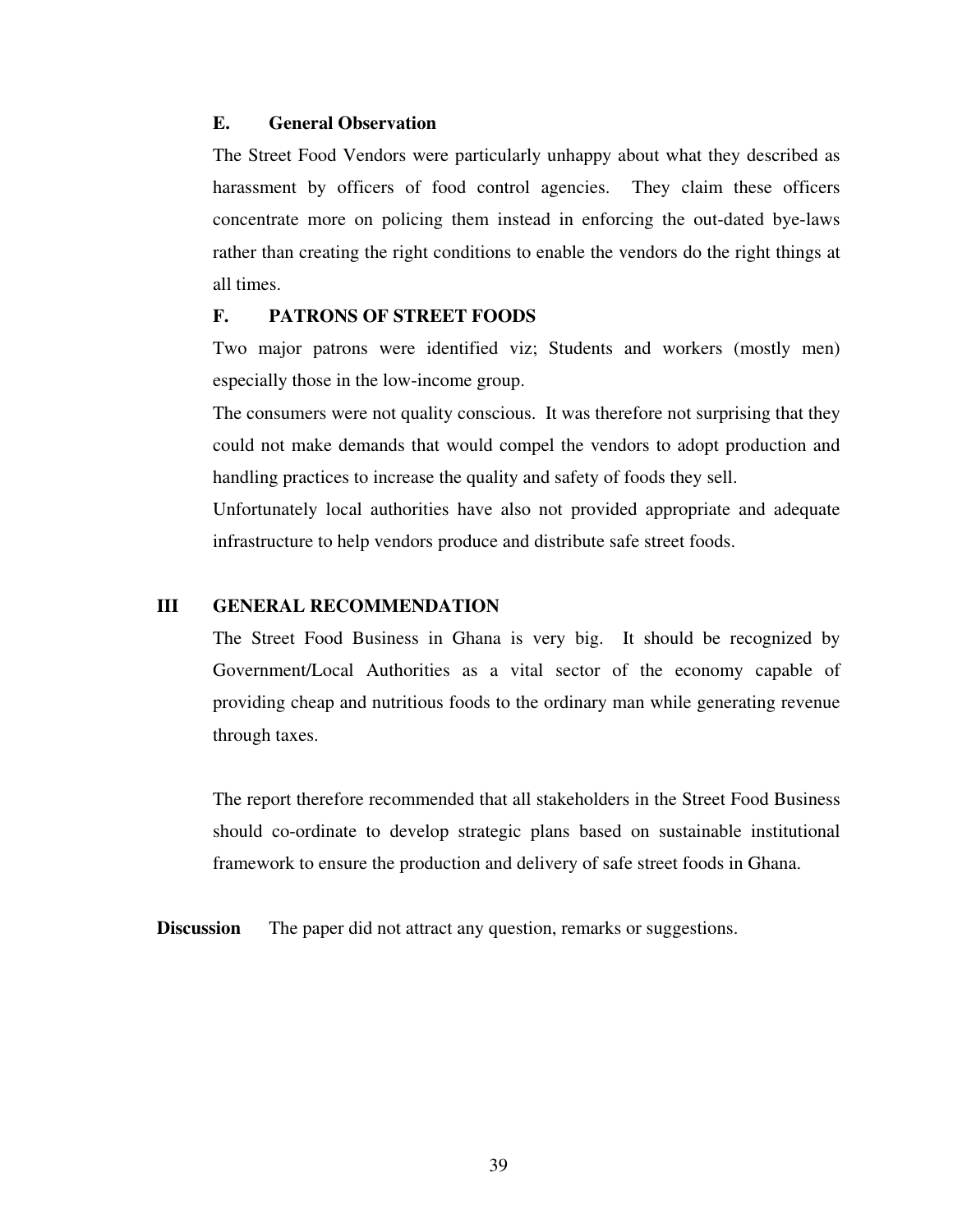### E. General Observation

The Street Food Vendors were particularly unhappy about what they described as harassment by officers of food control agencies. They claim these officers concentrate more on policing them instead in enforcing the out-dated bye-laws rather than creating the right conditions to enable the vendors do the right things at all times.

### F. PATRONS OF STREET FOODS

Two major patrons were identified viz; Students and workers (mostly men) especially those in the low-income group.

The consumers were not quality conscious. It was therefore not surprising that they could not make demands that would compel the vendors to adopt production and handling practices to increase the quality and safety of foods they sell.

Unfortunately local authorities have also not provided appropriate and adequate infrastructure to help vendors produce and distribute safe street foods.

## III GENERAL RECOMMENDATION

The Street Food Business in Ghana is very big. It should be recognized by Government/Local Authorities as a vital sector of the economy capable of providing cheap and nutritious foods to the ordinary man while generating revenue through taxes.

The report therefore recommended that all stakeholders in the Street Food Business should co-ordinate to develop strategic plans based on sustainable institutional framework to ensure the production and delivery of safe street foods in Ghana.

**Discussion** The paper did not attract any question, remarks or suggestions.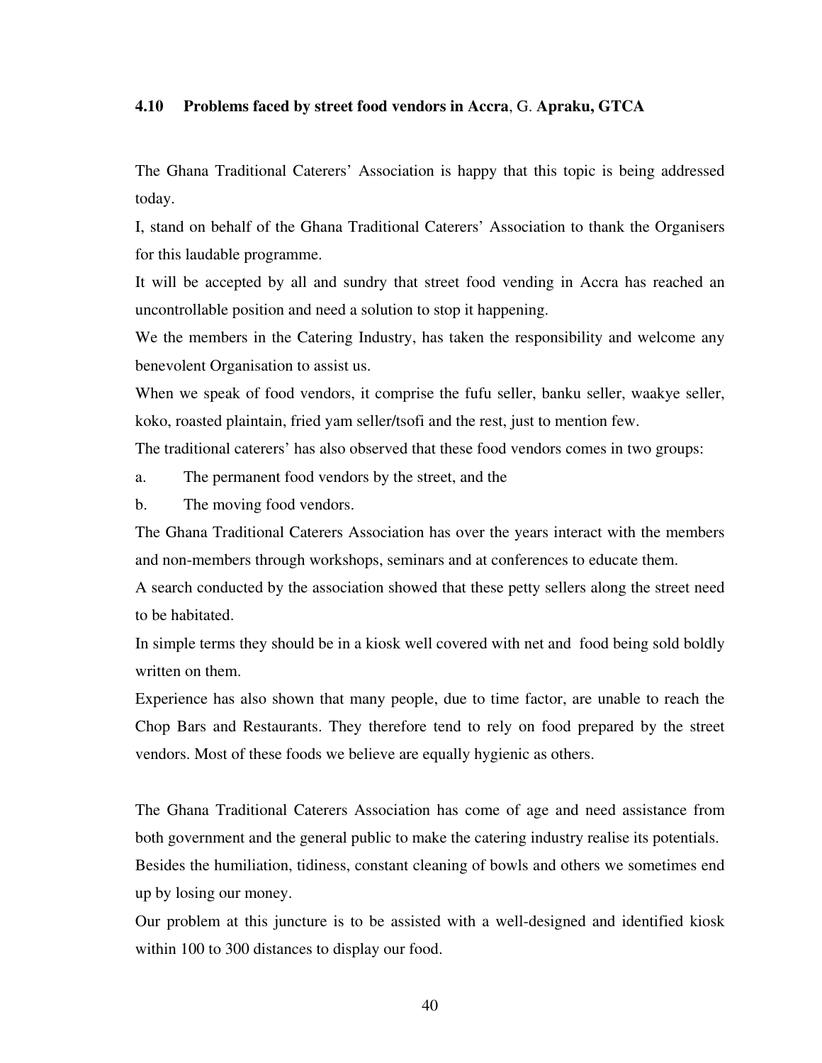### 4.10 Problems faced by street food vendors in Accra, G. **Apraku, GTCA**

The Ghana Traditional Caterers' Association is happy that this topic is being addressed today.

I, stand on behalf of the Ghana Traditional Caterers' Association to thank the Organisers for this laudable programme.

It will be accepted by all and sundry that street food vending in Accra has reached an uncontrollable position and need a solution to stop it happening.

We the members in the Catering Industry, has taken the responsibility and welcome any benevolent Organisation to assist us.

When we speak of food vendors, it comprise the fufu seller, banku seller, waakye seller, koko, roasted plaintain, fried yam seller/tsofi and the rest, just to mention few.

The traditional caterers' has also observed that these food vendors comes in two groups:

a. The permanent food vendors by the street, and the

b. The moving food vendors.

The Ghana Traditional Caterers Association has over the years interact with the members and non-members through workshops, seminars and at conferences to educate them.

A search conducted by the association showed that these petty sellers along the street need to be habitated.

In simple terms they should be in a kiosk well covered with net and food being sold boldly written on them.

Experience has also shown that many people, due to time factor, are unable to reach the Chop Bars and Restaurants. They therefore tend to rely on food prepared by the street vendors. Most of these foods we believe are equally hygienic as others.

The Ghana Traditional Caterers Association has come of age and need assistance from both government and the general public to make the catering industry realise its potentials.

Besides the humiliation, tidiness, constant cleaning of bowls and others we sometimes end up by losing our money.

Our problem at this juncture is to be assisted with a well-designed and identified kiosk within 100 to 300 distances to display our food.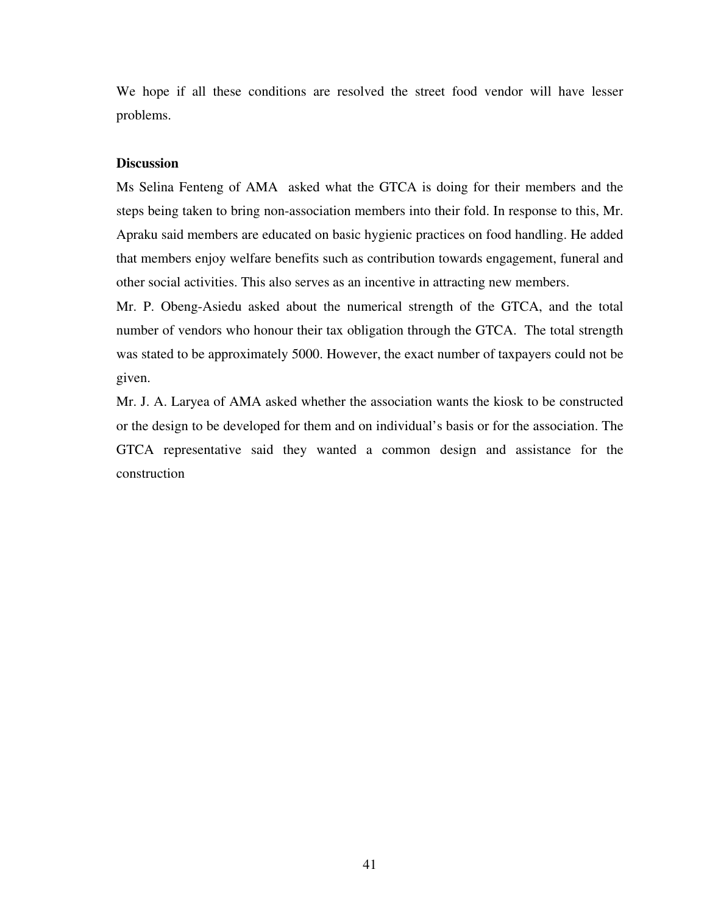We hope if all these conditions are resolved the street food vendor will have lesser problems.

**Discussion**

Ms Selina Fenteng of AMA asked what the GTCA is doing for their members and the steps being taken to bring non-association members into their fold. In response to this, Mr. Apraku said members are educated on basic hygienic practices on food handling. He added that members enjoy welfare benefits such as contribution towards engagement, funeral and other social activities. This also serves as an incentive in attracting new members.

Mr. P. Obeng-Asiedu asked about the numerical strength of the GTCA, and the total number of vendors who honour their tax obligation through the GTCA. The total strength was stated to be approximately 5000. However, the exact number of taxpayers could not be given.

Mr. J. A. Laryea of AMA asked whether the association wants the kiosk to be constructed or the design to be developed for them and on individual's basis or for the association. The GTCA representative said they wanted a common design and assistance for the construction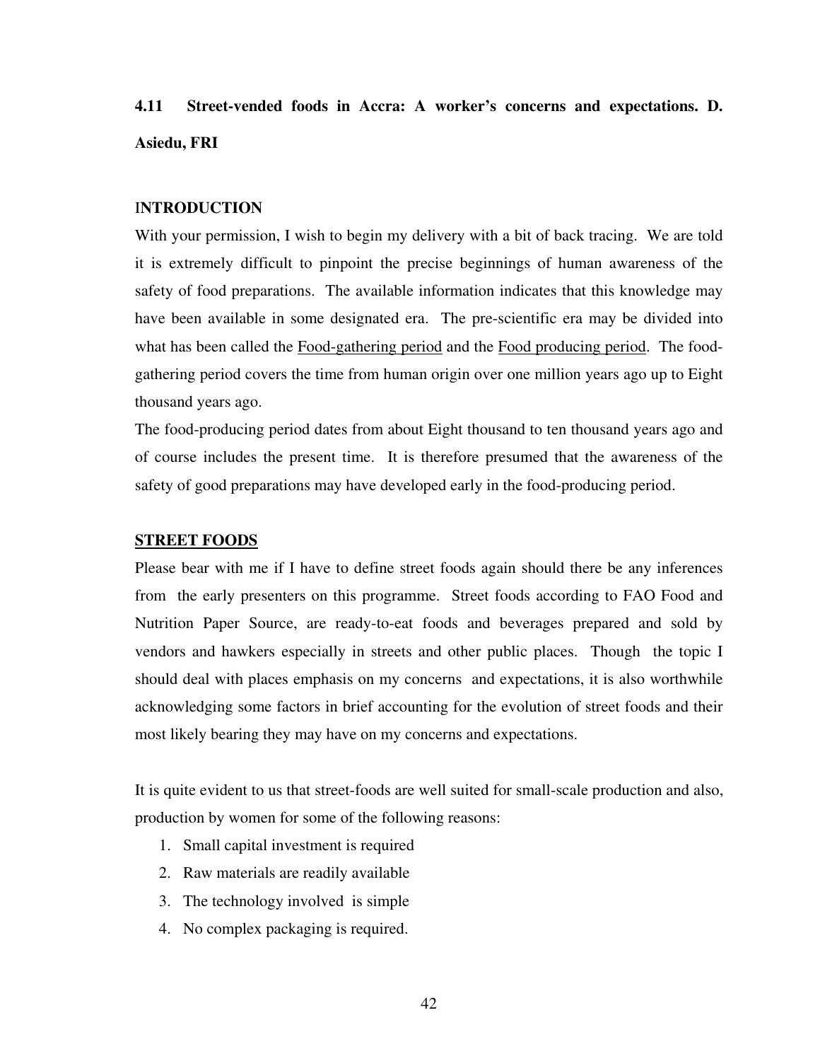## 4.11 Street-vended foods in Accra: A worker's concerns and expectations. D. Asiedu, FRI

### INTRODUCTION

With your permission, I wish to begin my delivery with a bit of back tracing. We are told it is extremely difficult to pinpoint the precise beginnings of human awareness of the safety of food preparations. The available information indicates that this knowledge may have been available in some designated era. The pre-scientific era may be divided into what has been called the Food-gathering period and the Food producing period. The food-gathering period covers the time from human origin over one million years ago up to Eight thousand years ago.

The food-producing period dates from about Eight thousand to ten thousand years ago and of course includes the present time. It is therefore presumed that the awareness of the safety of good preparations may have developed early in the food-producing period.

### STREET FOODS

Please bear with me if I have to define street foods again should there be any inferences from the early presenters on this programme. Street foods according to FAO Food and Nutrition Paper Source, are ready-to-eat foods and beverages prepared and sold by vendors and hawkers especially in streets and other public places. Though the topic I should deal with places emphasis on my concerns and expectations, it is also worthwhile acknowledging some factors in brief accounting for the evolution of street foods and their most likely bearing they may have on my concerns and expectations.

It is quite evident to us that street-foods are well suited for small-scale production and also, production by women for some of the following reasons:

1. Small capital investment is required
2. Raw materials are readily available
3. The technology involved is simple
4. No complex packaging is required.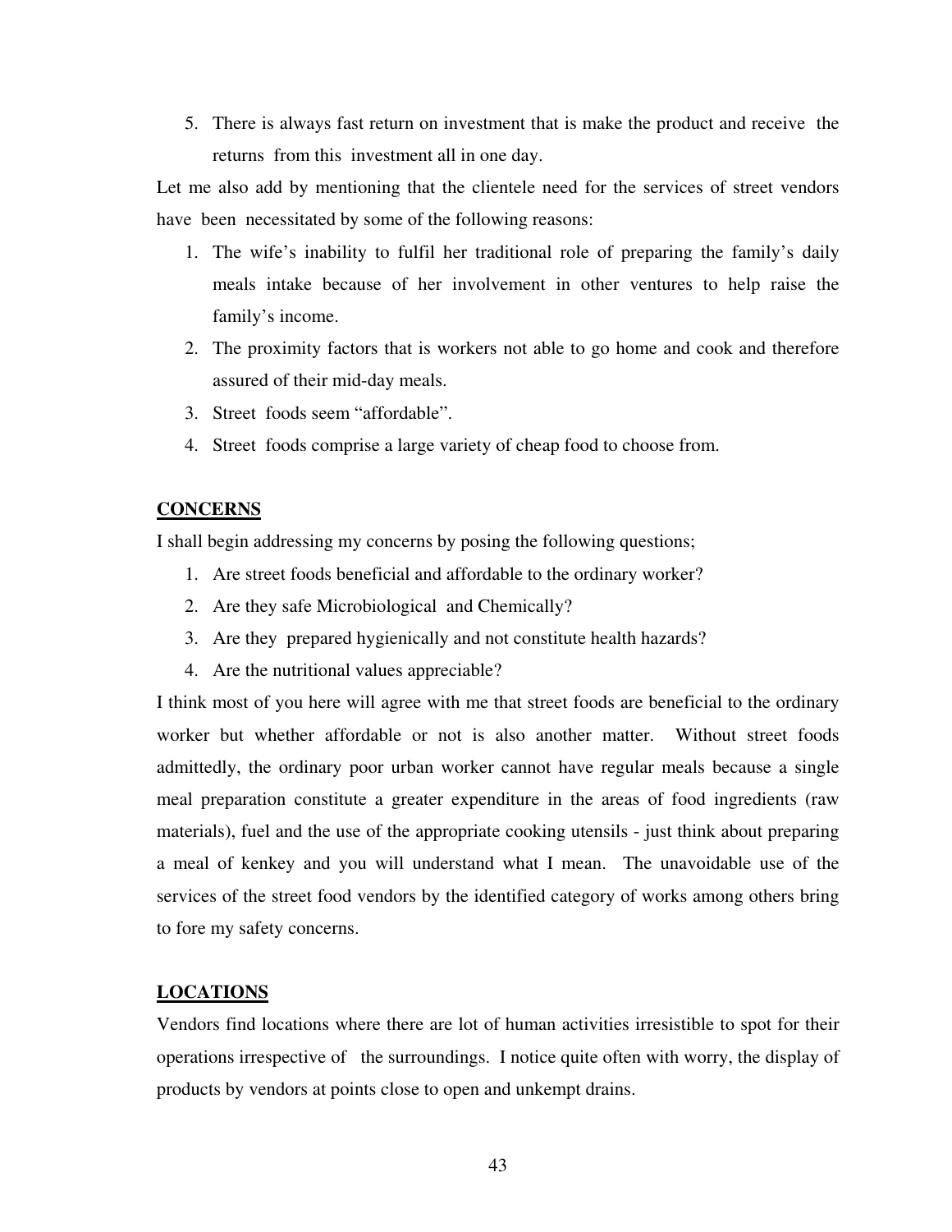5. There is always fast return on investment that is make the product and receive the returns from this investment all in one day.

Let me also add by mentioning that the clientele need for the services of street vendors have been necessitated by some of the following reasons:

1. The wife's inability to fulfil her traditional role of preparing the family's daily meals intake because of her involvement in other ventures to help raise the family's income.
2. The proximity factors that is workers not able to go home and cook and therefore assured of their mid-day meals.
3. Street foods seem "affordable".
4. Street foods comprise a large variety of cheap food to choose from.

**CONCERNS**

I shall begin addressing my concerns by posing the following questions;

1. Are street foods beneficial and affordable to the ordinary worker?
2. Are they safe Microbiological and Chemically?
3. Are they prepared hygienically and not constitute health hazards?
4. Are the nutritional values appreciable?

I think most of you here will agree with me that street foods are beneficial to the ordinary worker but whether affordable or not is also another matter. Without street foods admittedly, the ordinary poor urban worker cannot have regular meals because a single meal preparation constitute a greater expenditure in the areas of food ingredients (raw materials), fuel and the use of the appropriate cooking utensils - just think about preparing a meal of kenkey and you will understand what I mean. The unavoidable use of the services of the street food vendors by the identified category of works among others bring to fore my safety concerns.

**LOCATIONS**

Vendors find locations where there are lot of human activities irresistible to spot for their operations irrespective of the surroundings. I notice quite often with worry, the display of products by vendors at points close to open and unkempt drains.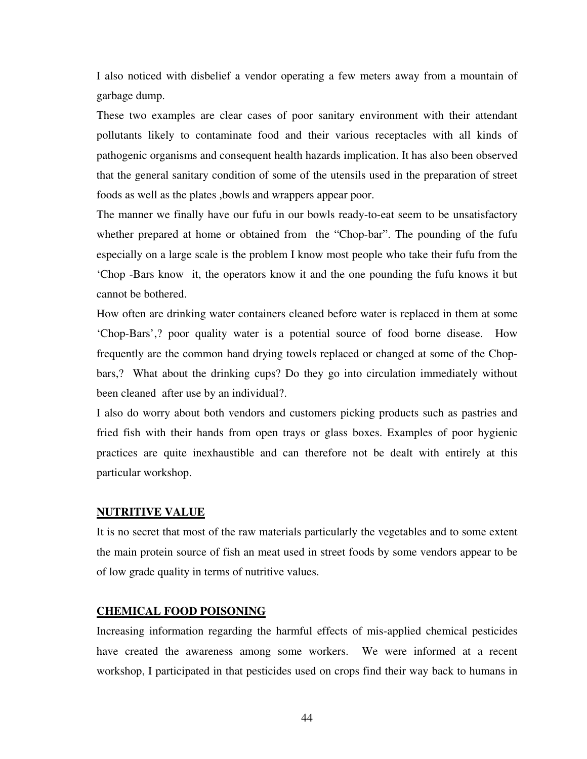I also noticed with disbelief a vendor operating a few meters away from a mountain of garbage dump.

These two examples are clear cases of poor sanitary environment with their attendant pollutants likely to contaminate food and their various receptacles with all kinds of pathogenic organisms and consequent health hazards implication. It has also been observed that the general sanitary condition of some of the utensils used in the preparation of street foods as well as the plates ,bowls and wrappers appear poor.

The manner we finally have our fufu in our bowls ready-to-eat seem to be unsatisfactory whether prepared at home or obtained from the "Chop-bar". The pounding of the fufu especially on a large scale is the problem I know most people who take their fufu from the 'Chop -Bars know it, the operators know it and the one pounding the fufu knows it but cannot be bothered.

How often are drinking water containers cleaned before water is replaced in them at some 'Chop-Bars',? poor quality water is a potential source of food borne disease. How frequently are the common hand drying towels replaced or changed at some of the Chop-bars,? What about the drinking cups? Do they go into circulation immediately without been cleaned after use by an individual?.

I also do worry about both vendors and customers picking products such as pastries and fried fish with their hands from open trays or glass boxes. Examples of poor hygienic practices are quite inexhaustible and can therefore not be dealt with entirely at this particular workshop.

## NUTRITIVE VALUE

It is no secret that most of the raw materials particularly the vegetables and to some extent the main protein source of fish an meat used in street foods by some vendors appear to be of low grade quality in terms of nutritive values.

## CHEMICAL FOOD POISONING

Increasing information regarding the harmful effects of mis-applied chemical pesticides have created the awareness among some workers. We were informed at a recent workshop, I participated in that pesticides used on crops find their way back to humans in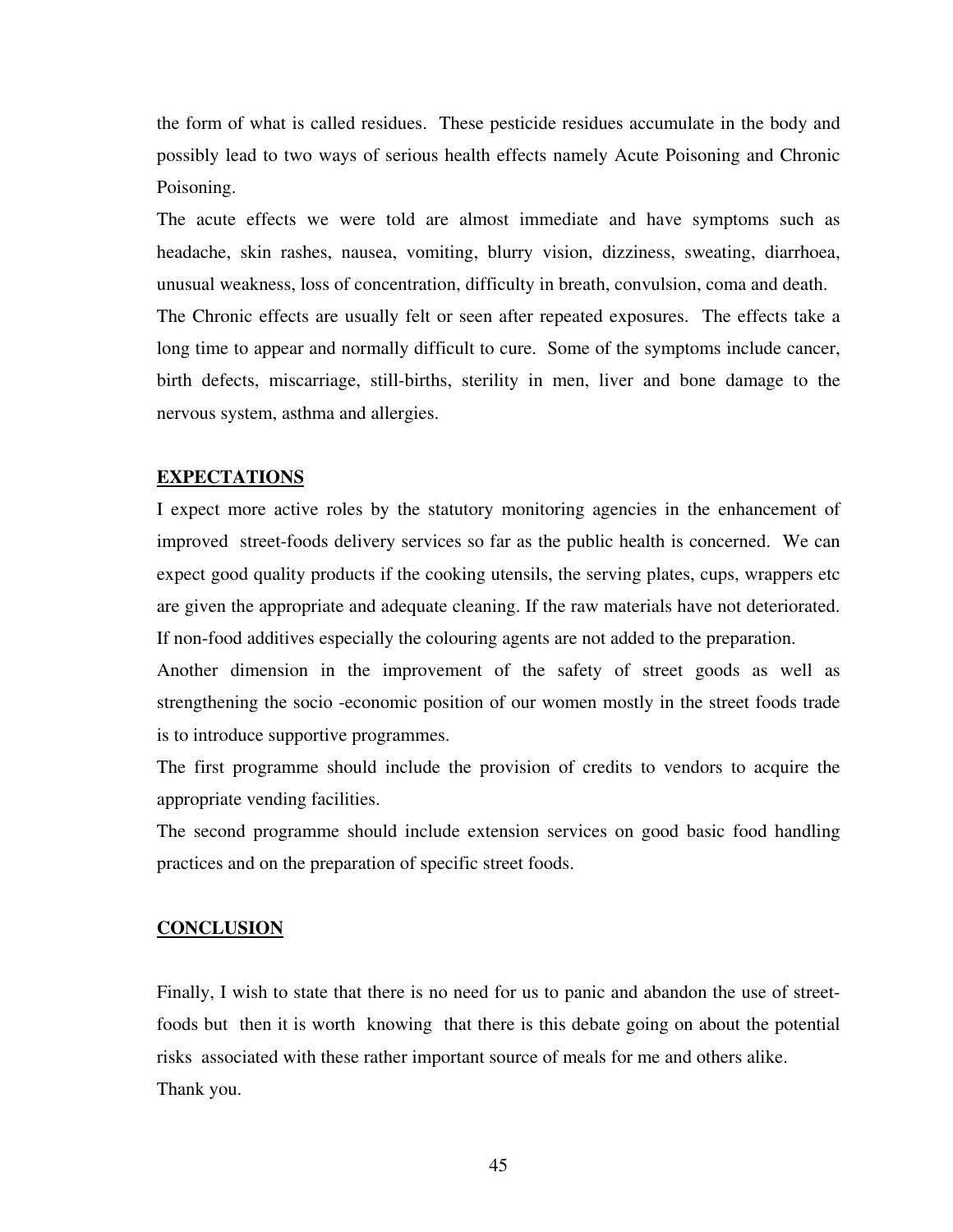the form of what is called residues. These pesticide residues accumulate in the body and possibly lead to two ways of serious health effects namely Acute Poisoning and Chronic Poisoning.

The acute effects we were told are almost immediate and have symptoms such as headache, skin rashes, nausea, vomiting, blurry vision, dizziness, sweating, diarrhoea, unusual weakness, loss of concentration, difficulty in breath, convulsion, coma and death.

The Chronic effects are usually felt or seen after repeated exposures. The effects take a long time to appear and normally difficult to cure. Some of the symptoms include cancer, birth defects, miscarriage, still-births, sterility in men, liver and bone damage to the nervous system, asthma and allergies.

## EXPECTATIONS

I expect more active roles by the statutory monitoring agencies in the enhancement of improved street-foods delivery services so far as the public health is concerned. We can expect good quality products if the cooking utensils, the serving plates, cups, wrappers etc are given the appropriate and adequate cleaning. If the raw materials have not deteriorated. If non-food additives especially the colouring agents are not added to the preparation.

Another dimension in the improvement of the safety of street goods as well as strengthening the socio -economic position of our women mostly in the street foods trade is to introduce supportive programmes.

The first programme should include the provision of credits to vendors to acquire the appropriate vending facilities.

The second programme should include extension services on good basic food handling practices and on the preparation of specific street foods.

## CONCLUSION

Finally, I wish to state that there is no need for us to panic and abandon the use of street-foods but then it is worth knowing that there is this debate going on about the potential risks associated with these rather important source of meals for me and others alike.

Thank you.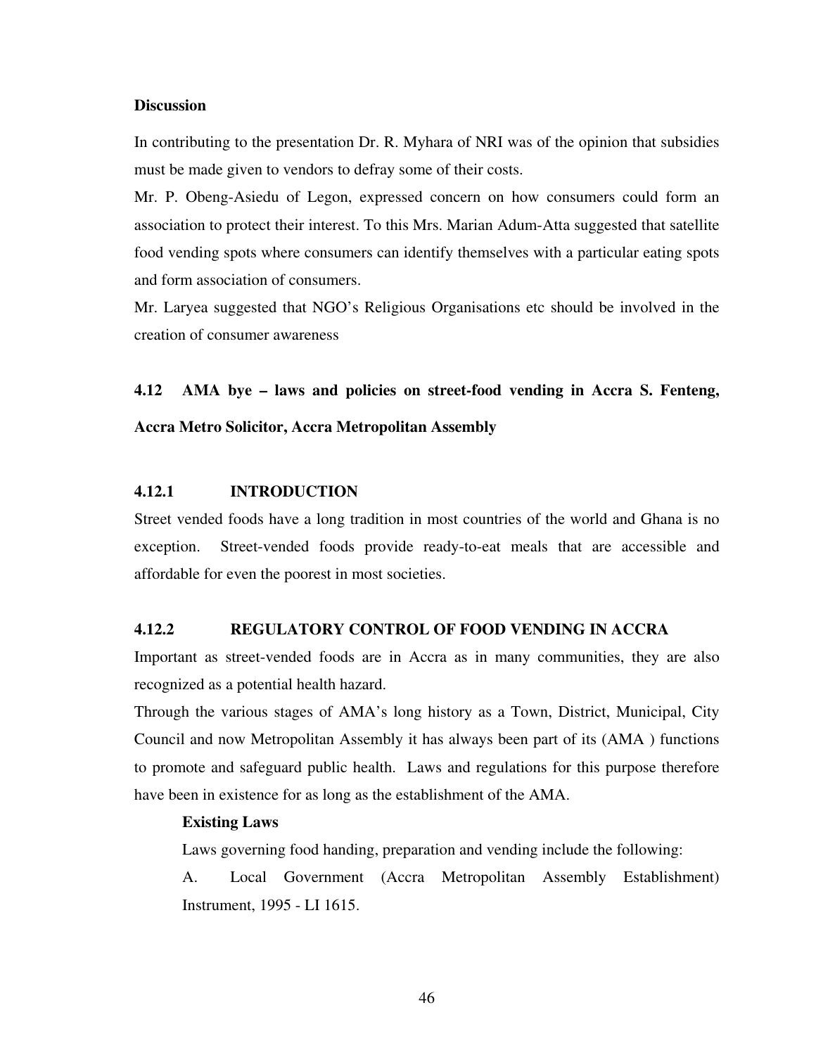**Discussion**

In contributing to the presentation Dr. R. Myhara of NRI was of the opinion that subsidies must be made given to vendors to defray some of their costs.

Mr. P. Obeng-Asiedu of Legon, expressed concern on how consumers could form an association to protect their interest. To this Mrs. Marian Adum-Atta suggested that satellite food vending spots where consumers can identify themselves with a particular eating spots and form association of consumers.

Mr. Laryea suggested that NGO's Religious Organisations etc should be involved in the creation of consumer awareness

## 4.12 AMA bye – laws and policies on street-food vending in Accra S. Fenteng, Accra Metro Solicitor, Accra Metropolitan Assembly

### 4.12.1 INTRODUCTION

Street vended foods have a long tradition in most countries of the world and Ghana is no exception. Street-vended foods provide ready-to-eat meals that are accessible and affordable for even the poorest in most societies.

### 4.12.2 REGULATORY CONTROL OF FOOD VENDING IN ACCRA

Important as street-vended foods are in Accra as in many communities, they are also recognized as a potential health hazard.

Through the various stages of AMA's long history as a Town, District, Municipal, City Council and now Metropolitan Assembly it has always been part of its (AMA ) functions to promote and safeguard public health. Laws and regulations for this purpose therefore have been in existence for as long as the establishment of the AMA.

**Existing Laws**

Laws governing food handing, preparation and vending include the following:

A. Local Government (Accra Metropolitan Assembly Establishment) Instrument, 1995 - LI 1615.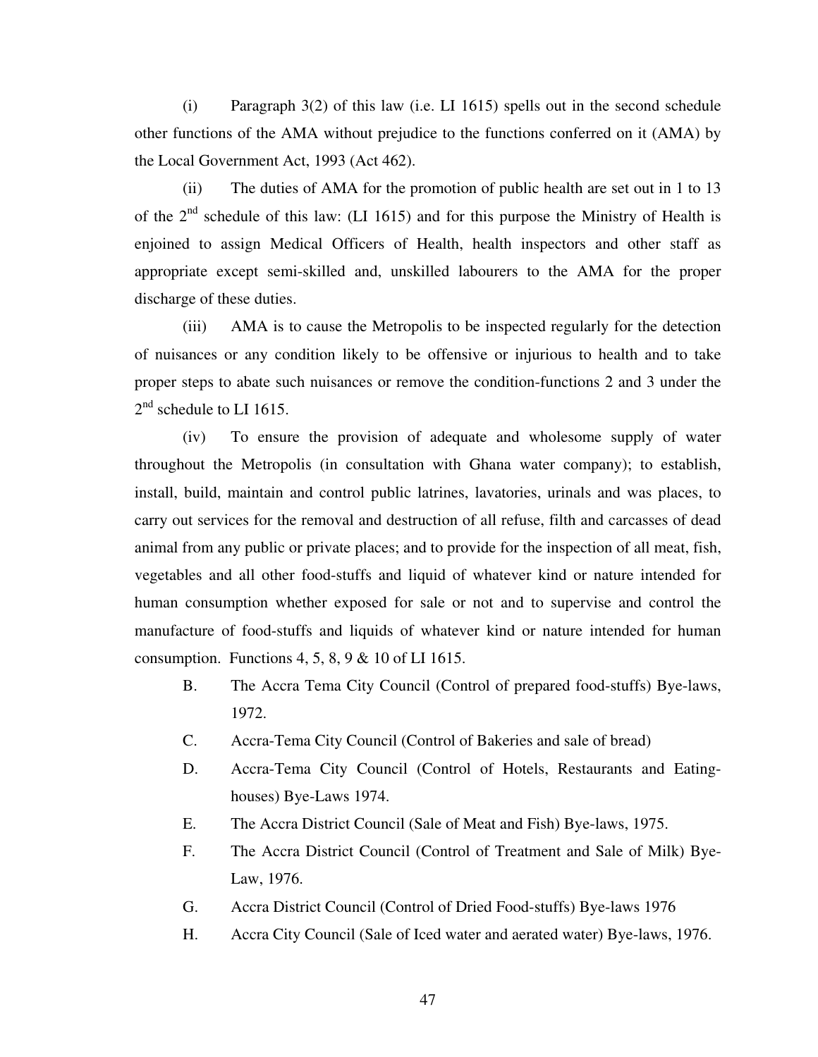(i) Paragraph 3(2) of this law (i.e. LI 1615) spells out in the second schedule other functions of the AMA without prejudice to the functions conferred on it (AMA) by the Local Government Act, 1993 (Act 462).

(ii) The duties of AMA for the promotion of public health are set out in 1 to 13 of the 2nd schedule of this law: (LI 1615) and for this purpose the Ministry of Health is enjoined to assign Medical Officers of Health, health inspectors and other staff as appropriate except semi-skilled and, unskilled labourers to the AMA for the proper discharge of these duties.

(iii) AMA is to cause the Metropolis to be inspected regularly for the detection of nuisances or any condition likely to be offensive or injurious to health and to take proper steps to abate such nuisances or remove the condition-functions 2 and 3 under the 2nd schedule to LI 1615.

(iv) To ensure the provision of adequate and wholesome supply of water throughout the Metropolis (in consultation with Ghana water company); to establish, install, build, maintain and control public latrines, lavatories, urinals and was places, to carry out services for the removal and destruction of all refuse, filth and carcasses of dead animal from any public or private places; and to provide for the inspection of all meat, fish, vegetables and all other food-stuffs and liquid of whatever kind or nature intended for human consumption whether exposed for sale or not and to supervise and control the manufacture of food-stuffs and liquids of whatever kind or nature intended for human consumption. Functions 4, 5, 8, 9 & 10 of LI 1615.

B. The Accra Tema City Council (Control of prepared food-stuffs) Bye-laws, 1972.

C. Accra-Tema City Council (Control of Bakeries and sale of bread)

D. Accra-Tema City Council (Control of Hotels, Restaurants and Eating-houses) Bye-Laws 1974.

E. The Accra District Council (Sale of Meat and Fish) Bye-laws, 1975.

F. The Accra District Council (Control of Treatment and Sale of Milk) Bye-Law, 1976.

G. Accra District Council (Control of Dried Food-stuffs) Bye-laws 1976

H. Accra City Council (Sale of Iced water and aerated water) Bye-laws, 1976.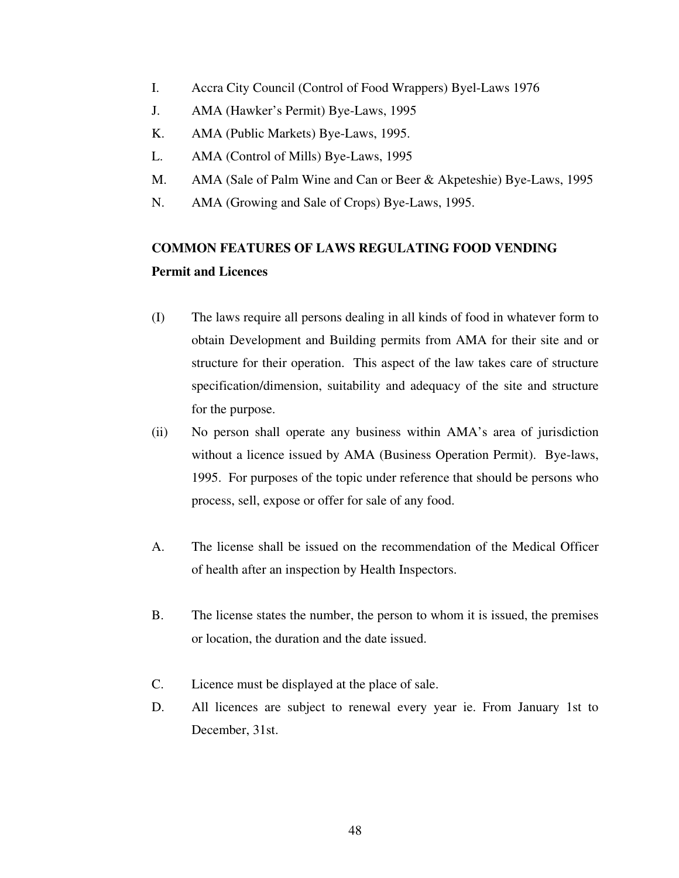I. Accra City Council (Control of Food Wrappers) Byel-Laws 1976

J. AMA (Hawker's Permit) Bye-Laws, 1995

K. AMA (Public Markets) Bye-Laws, 1995.

L. AMA (Control of Mills) Bye-Laws, 1995

M. AMA (Sale of Palm Wine and Can or Beer & Akpeteshie) Bye-Laws, 1995

N. AMA (Growing and Sale of Crops) Bye-Laws, 1995.

**COMMON FEATURES OF LAWS REGULATING FOOD VENDING**

**Permit and Licences**

(I) The laws require all persons dealing in all kinds of food in whatever form to obtain Development and Building permits from AMA for their site and or structure for their operation. This aspect of the law takes care of structure specification/dimension, suitability and adequacy of the site and structure for the purpose.

(ii) No person shall operate any business within AMA's area of jurisdiction without a licence issued by AMA (Business Operation Permit). Bye-laws, 1995. For purposes of the topic under reference that should be persons who process, sell, expose or offer for sale of any food.

A. The license shall be issued on the recommendation of the Medical Officer of health after an inspection by Health Inspectors.

B. The license states the number, the person to whom it is issued, the premises or location, the duration and the date issued.

C. Licence must be displayed at the place of sale.

D. All licences are subject to renewal every year ie. From January 1st to December, 31st.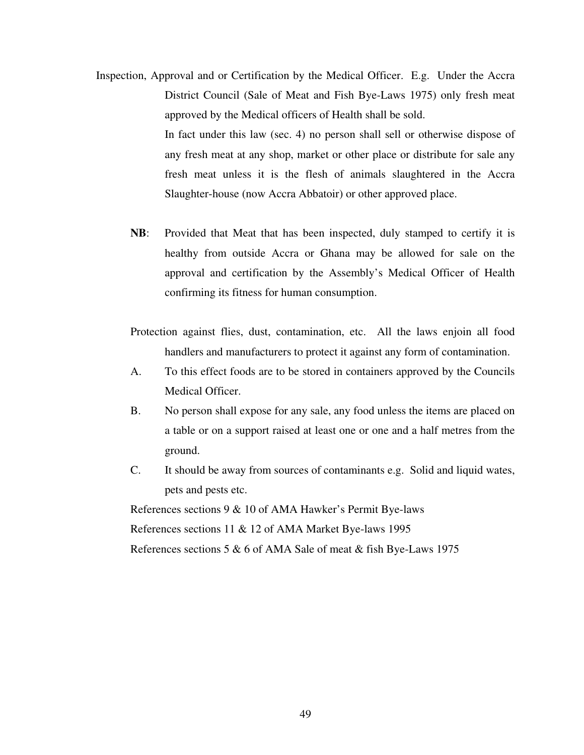Inspection, Approval and or Certification by the Medical Officer. E.g. Under the Accra District Council (Sale of Meat and Fish Bye-Laws 1975) only fresh meat approved by the Medical officers of Health shall be sold.

In fact under this law (sec. 4) no person shall sell or otherwise dispose of any fresh meat at any shop, market or other place or distribute for sale any fresh meat unless it is the flesh of animals slaughtered in the Accra Slaughter-house (now Accra Abbatoir) or other approved place.

**NB**: Provided that Meat that has been inspected, duly stamped to certify it is healthy from outside Accra or Ghana may be allowed for sale on the approval and certification by the Assembly's Medical Officer of Health confirming its fitness for human consumption.

Protection against flies, dust, contamination, etc. All the laws enjoin all food handlers and manufacturers to protect it against any form of contamination.

A. To this effect foods are to be stored in containers approved by the Councils Medical Officer.

B. No person shall expose for any sale, any food unless the items are placed on a table or on a support raised at least one or one and a half metres from the ground.

C. It should be away from sources of contaminants e.g. Solid and liquid wates, pets and pests etc.

References sections 9 & 10 of AMA Hawker's Permit Bye-laws

References sections 11 & 12 of AMA Market Bye-laws 1995

References sections 5 & 6 of AMA Sale of meat & fish Bye-Laws 1975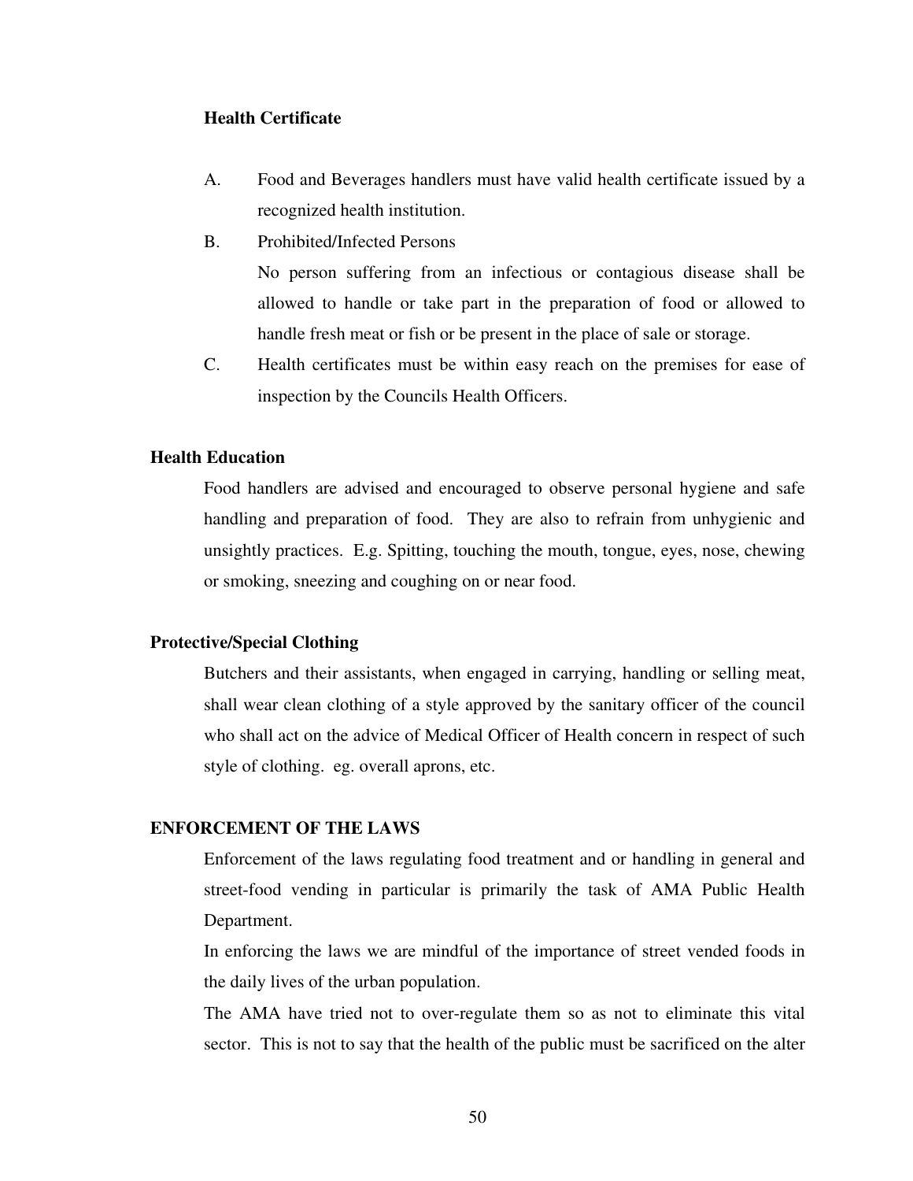### Health Certificate

A. Food and Beverages handlers must have valid health certificate issued by a recognized health institution.

B. Prohibited/Infected Persons

   No person suffering from an infectious or contagious disease shall be allowed to handle or take part in the preparation of food or allowed to handle fresh meat or fish or be present in the place of sale or storage.

C. Health certificates must be within easy reach on the premises for ease of inspection by the Councils Health Officers.

### Health Education

Food handlers are advised and encouraged to observe personal hygiene and safe handling and preparation of food. They are also to refrain from unhygienic and unsightly practices. E.g. Spitting, touching the mouth, tongue, eyes, nose, chewing or smoking, sneezing and coughing on or near food.

### Protective/Special Clothing

Butchers and their assistants, when engaged in carrying, handling or selling meat, shall wear clean clothing of a style approved by the sanitary officer of the council who shall act on the advice of Medical Officer of Health concern in respect of such style of clothing. eg. overall aprons, etc.

## ENFORCEMENT OF THE LAWS

Enforcement of the laws regulating food treatment and or handling in general and street-food vending in particular is primarily the task of AMA Public Health Department.

In enforcing the laws we are mindful of the importance of street vended foods in the daily lives of the urban population.

The AMA have tried not to over-regulate them so as not to eliminate this vital sector. This is not to say that the health of the public must be sacrificed on the alter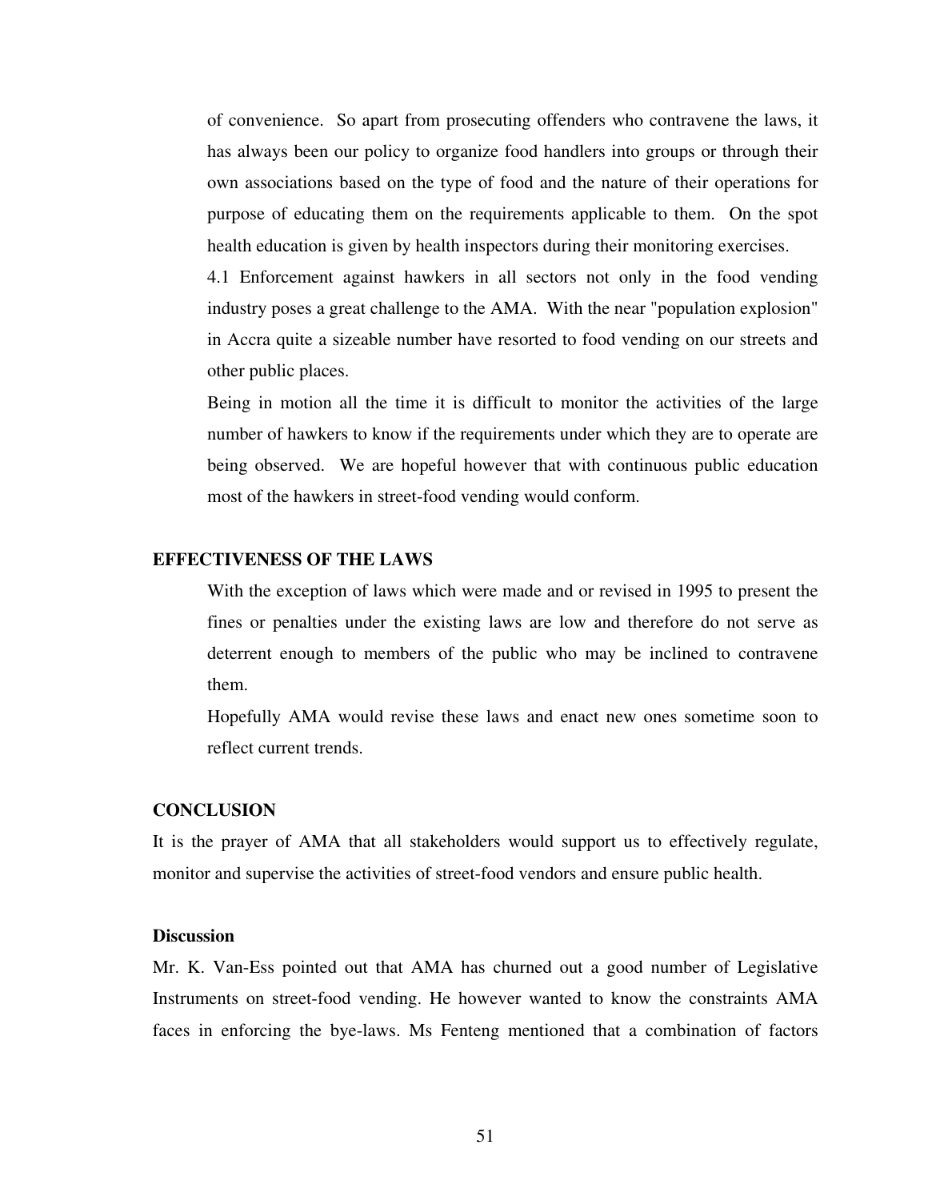of convenience. So apart from prosecuting offenders who contravene the laws, it has always been our policy to organize food handlers into groups or through their own associations based on the type of food and the nature of their operations for purpose of educating them on the requirements applicable to them. On the spot health education is given by health inspectors during their monitoring exercises.

4.1 Enforcement against hawkers in all sectors not only in the food vending industry poses a great challenge to the AMA. With the near "population explosion" in Accra quite a sizeable number have resorted to food vending on our streets and other public places.

Being in motion all the time it is difficult to monitor the activities of the large number of hawkers to know if the requirements under which they are to operate are being observed. We are hopeful however that with continuous public education most of the hawkers in street-food vending would conform.

## EFFECTIVENESS OF THE LAWS

With the exception of laws which were made and or revised in 1995 to present the fines or penalties under the existing laws are low and therefore do not serve as deterrent enough to members of the public who may be inclined to contravene them.

Hopefully AMA would revise these laws and enact new ones sometime soon to reflect current trends.

## CONCLUSION

It is the prayer of AMA that all stakeholders would support us to effectively regulate, monitor and supervise the activities of street-food vendors and ensure public health.

### Discussion

Mr. K. Van-Ess pointed out that AMA has churned out a good number of Legislative Instruments on street-food vending. He however wanted to know the constraints AMA faces in enforcing the bye-laws. Ms Fenteng mentioned that a combination of factors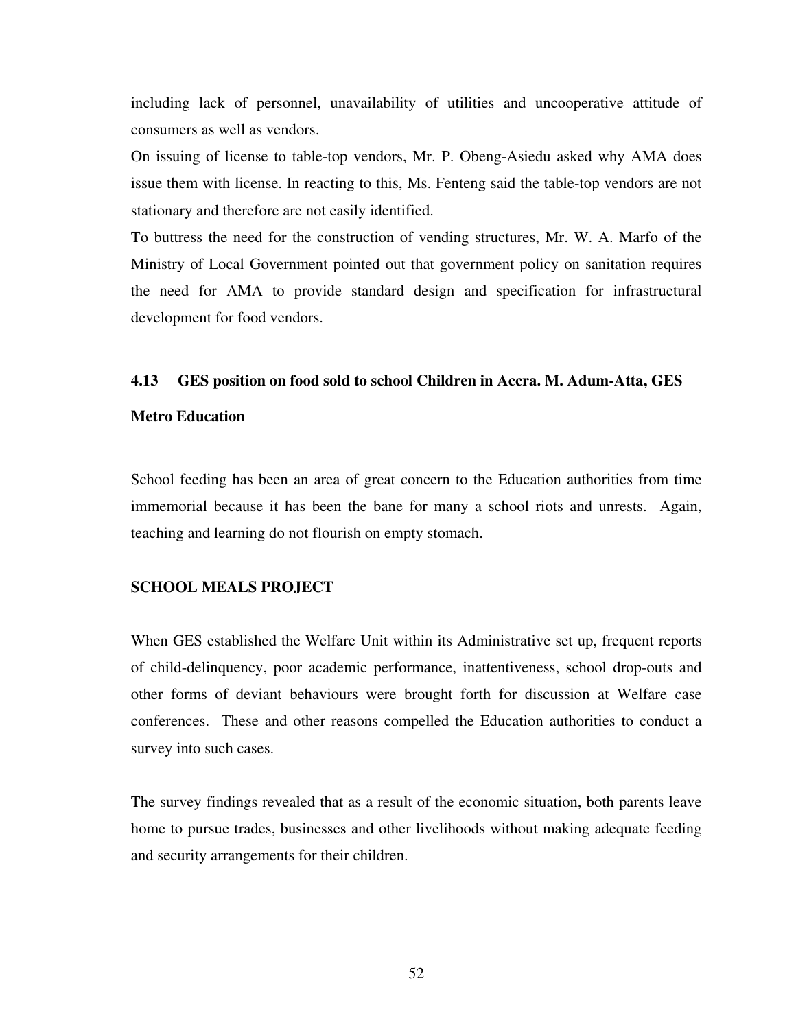including lack of personnel, unavailability of utilities and uncooperative attitude of consumers as well as vendors.

On issuing of license to table-top vendors, Mr. P. Obeng-Asiedu asked why AMA does issue them with license. In reacting to this, Ms. Fenteng said the table-top vendors are not stationary and therefore are not easily identified.

To buttress the need for the construction of vending structures, Mr. W. A. Marfo of the Ministry of Local Government pointed out that government policy on sanitation requires the need for AMA to provide standard design and specification for infrastructural development for food vendors.

### 4.13 GES position on food sold to school Children in Accra. M. Adum-Atta, GES Metro Education

School feeding has been an area of great concern to the Education authorities from time immemorial because it has been the bane for many a school riots and unrests. Again, teaching and learning do not flourish on empty stomach.

**SCHOOL MEALS PROJECT**

When GES established the Welfare Unit within its Administrative set up, frequent reports of child-delinquency, poor academic performance, inattentiveness, school drop-outs and other forms of deviant behaviours were brought forth for discussion at Welfare case conferences. These and other reasons compelled the Education authorities to conduct a survey into such cases.

The survey findings revealed that as a result of the economic situation, both parents leave home to pursue trades, businesses and other livelihoods without making adequate feeding and security arrangements for their children.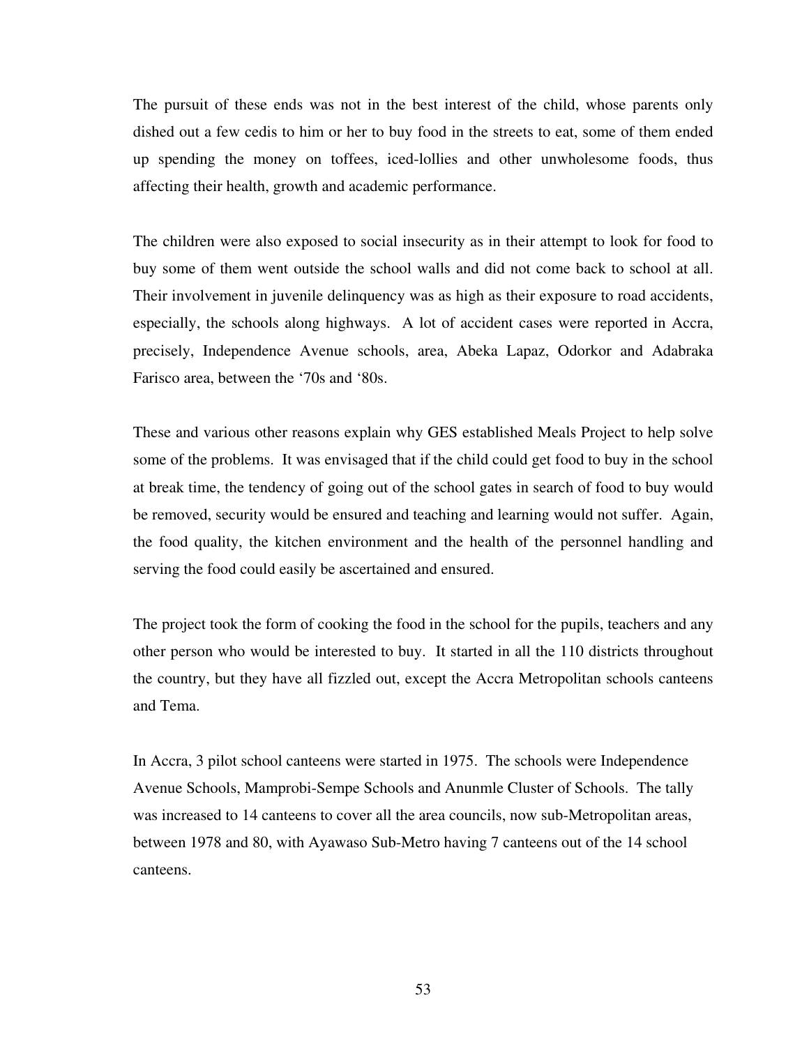The pursuit of these ends was not in the best interest of the child, whose parents only dished out a few cedis to him or her to buy food in the streets to eat, some of them ended up spending the money on toffees, iced-lollies and other unwholesome foods, thus affecting their health, growth and academic performance.

The children were also exposed to social insecurity as in their attempt to look for food to buy some of them went outside the school walls and did not come back to school at all. Their involvement in juvenile delinquency was as high as their exposure to road accidents, especially, the schools along highways. A lot of accident cases were reported in Accra, precisely, Independence Avenue schools, area, Abeka Lapaz, Odorkor and Adabraka Farisco area, between the '70s and '80s.

These and various other reasons explain why GES established Meals Project to help solve some of the problems. It was envisaged that if the child could get food to buy in the school at break time, the tendency of going out of the school gates in search of food to buy would be removed, security would be ensured and teaching and learning would not suffer. Again, the food quality, the kitchen environment and the health of the personnel handling and serving the food could easily be ascertained and ensured.

The project took the form of cooking the food in the school for the pupils, teachers and any other person who would be interested to buy. It started in all the 110 districts throughout the country, but they have all fizzled out, except the Accra Metropolitan schools canteens and Tema.

In Accra, 3 pilot school canteens were started in 1975. The schools were Independence Avenue Schools, Mamprobi-Sempe Schools and Anunmle Cluster of Schools. The tally was increased to 14 canteens to cover all the area councils, now sub-Metropolitan areas, between 1978 and 80, with Ayawaso Sub-Metro having 7 canteens out of the 14 school canteens.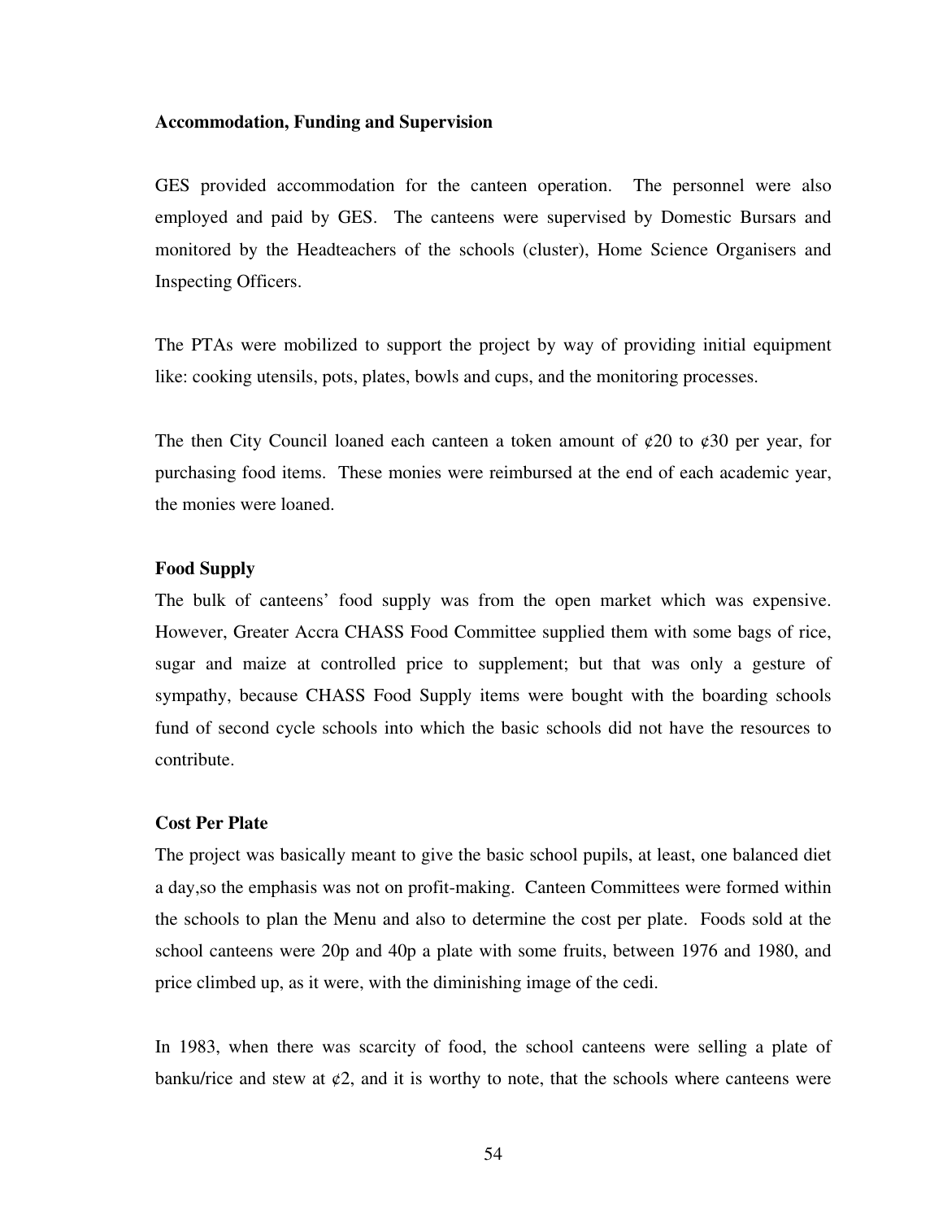**Accommodation, Funding and Supervision**

GES provided accommodation for the canteen operation. The personnel were also employed and paid by GES. The canteens were supervised by Domestic Bursars and monitored by the Headteachers of the schools (cluster), Home Science Organisers and Inspecting Officers.

The PTAs were mobilized to support the project by way of providing initial equipment like: cooking utensils, pots, plates, bowls and cups, and the monitoring processes.

The then City Council loaned each canteen a token amount of ¢20 to ¢30 per year, for purchasing food items. These monies were reimbursed at the end of each academic year, the monies were loaned.

**Food Supply**

The bulk of canteens' food supply was from the open market which was expensive. However, Greater Accra CHASS Food Committee supplied them with some bags of rice, sugar and maize at controlled price to supplement; but that was only a gesture of sympathy, because CHASS Food Supply items were bought with the boarding schools fund of second cycle schools into which the basic schools did not have the resources to contribute.

**Cost Per Plate**

The project was basically meant to give the basic school pupils, at least, one balanced diet a day,so the emphasis was not on profit-making. Canteen Committees were formed within the schools to plan the Menu and also to determine the cost per plate. Foods sold at the school canteens were 20p and 40p a plate with some fruits, between 1976 and 1980, and price climbed up, as it were, with the diminishing image of the cedi.

In 1983, when there was scarcity of food, the school canteens were selling a plate of banku/rice and stew at ¢2, and it is worthy to note, that the schools where canteens were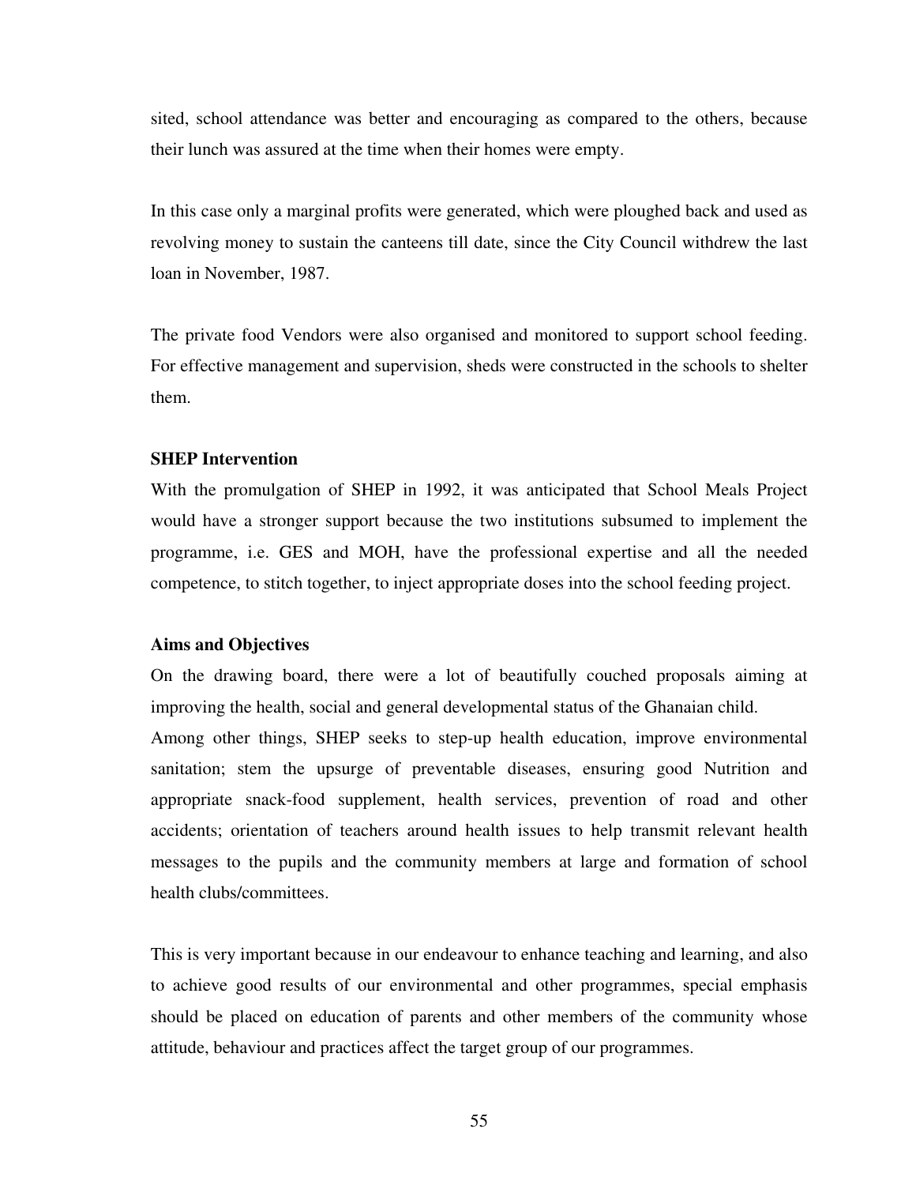sited, school attendance was better and encouraging as compared to the others, because their lunch was assured at the time when their homes were empty.

In this case only a marginal profits were generated, which were ploughed back and used as revolving money to sustain the canteens till date, since the City Council withdrew the last loan in November, 1987.

The private food Vendors were also organised and monitored to support school feeding. For effective management and supervision, sheds were constructed in the schools to shelter them.

**SHEP Intervention**

With the promulgation of SHEP in 1992, it was anticipated that School Meals Project would have a stronger support because the two institutions subsumed to implement the programme, i.e. GES and MOH, have the professional expertise and all the needed competence, to stitch together, to inject appropriate doses into the school feeding project.

**Aims and Objectives**

On the drawing board, there were a lot of beautifully couched proposals aiming at improving the health, social and general developmental status of the Ghanaian child.

Among other things, SHEP seeks to step-up health education, improve environmental sanitation; stem the upsurge of preventable diseases, ensuring good Nutrition and appropriate snack-food supplement, health services, prevention of road and other accidents; orientation of teachers around health issues to help transmit relevant health messages to the pupils and the community members at large and formation of school health clubs/committees.

This is very important because in our endeavour to enhance teaching and learning, and also to achieve good results of our environmental and other programmes, special emphasis should be placed on education of parents and other members of the community whose attitude, behaviour and practices affect the target group of our programmes.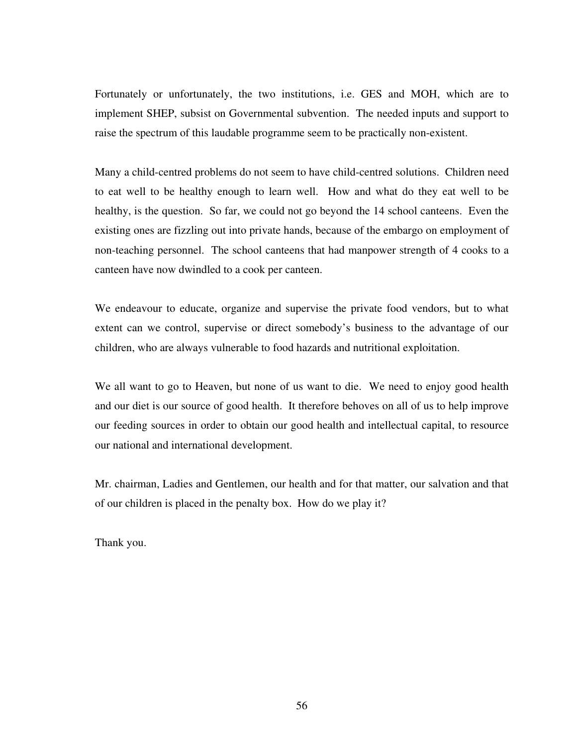Fortunately or unfortunately, the two institutions, i.e. GES and MOH, which are to implement SHEP, subsist on Governmental subvention. The needed inputs and support to raise the spectrum of this laudable programme seem to be practically non-existent.

Many a child-centred problems do not seem to have child-centred solutions. Children need to eat well to be healthy enough to learn well. How and what do they eat well to be healthy, is the question. So far, we could not go beyond the 14 school canteens. Even the existing ones are fizzling out into private hands, because of the embargo on employment of non-teaching personnel. The school canteens that had manpower strength of 4 cooks to a canteen have now dwindled to a cook per canteen.

We endeavour to educate, organize and supervise the private food vendors, but to what extent can we control, supervise or direct somebody's business to the advantage of our children, who are always vulnerable to food hazards and nutritional exploitation.

We all want to go to Heaven, but none of us want to die. We need to enjoy good health and our diet is our source of good health. It therefore behoves on all of us to help improve our feeding sources in order to obtain our good health and intellectual capital, to resource our national and international development.

Mr. chairman, Ladies and Gentlemen, our health and for that matter, our salvation and that of our children is placed in the penalty box. How do we play it?

Thank you.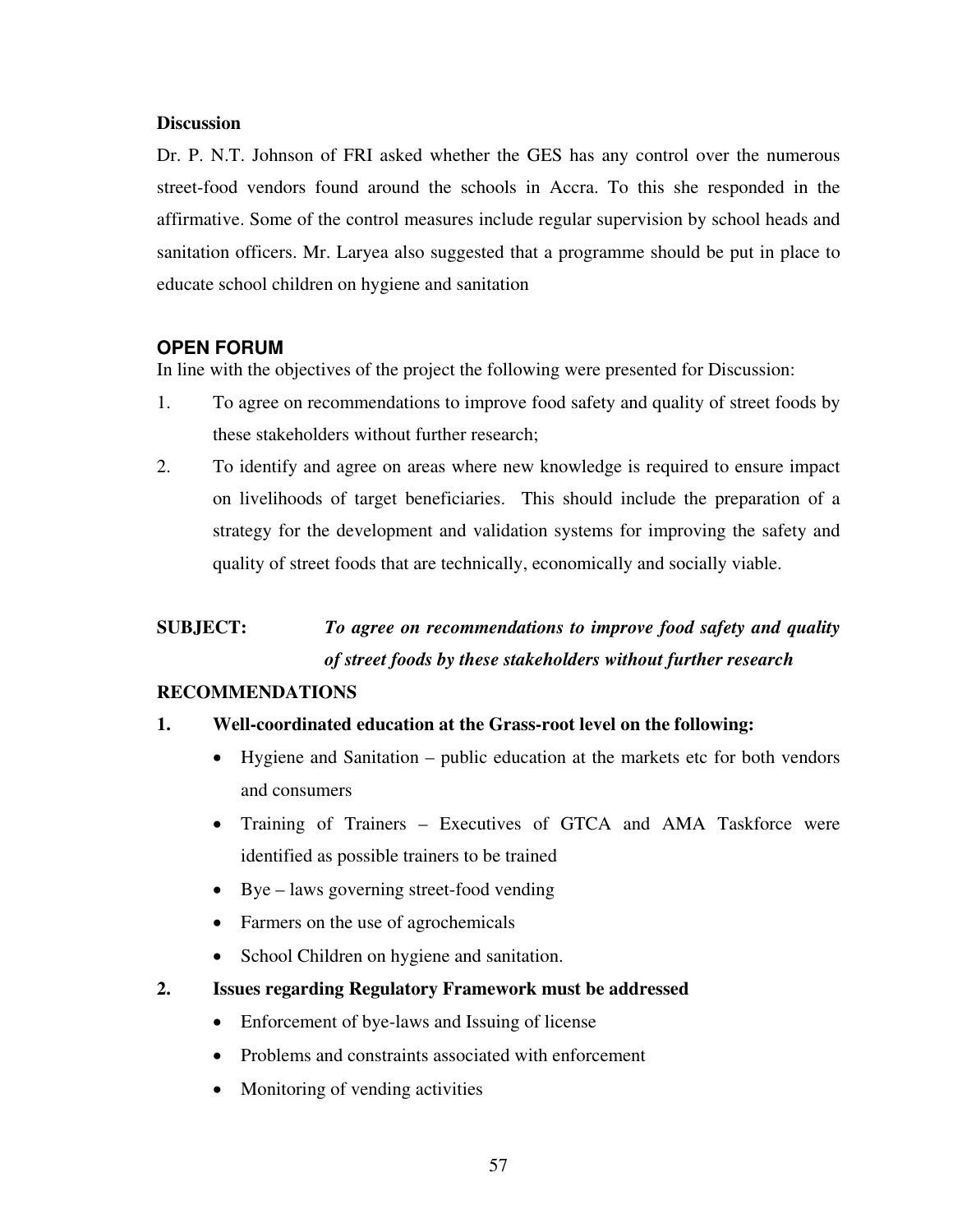**Discussion**

Dr. P. N.T. Johnson of FRI asked whether the GES has any control over the numerous street-food vendors found around the schools in Accra. To this she responded in the affirmative. Some of the control measures include regular supervision by school heads and sanitation officers. Mr. Laryea also suggested that a programme should be put in place to educate school children on hygiene and sanitation

## OPEN FORUM

In line with the objectives of the project the following were presented for Discussion:

1. To agree on recommendations to improve food safety and quality of street foods by these stakeholders without further research;
2. To identify and agree on areas where new knowledge is required to ensure impact on livelihoods of target beneficiaries. This should include the preparation of a strategy for the development and validation systems for improving the safety and quality of street foods that are technically, economically and socially viable.

**SUBJECT:** ***To agree on recommendations to improve food safety and quality of street foods by these stakeholders without further research***

**RECOMMENDATIONS**

**1. Well-coordinated education at the Grass-root level on the following:**

- Hygiene and Sanitation – public education at the markets etc for both vendors and consumers
- Training of Trainers – Executives of GTCA and AMA Taskforce were identified as possible trainers to be trained
- Bye – laws governing street-food vending
- Farmers on the use of agrochemicals
- School Children on hygiene and sanitation.

**2. Issues regarding Regulatory Framework must be addressed**

- Enforcement of bye-laws and Issuing of license
- Problems and constraints associated with enforcement
- Monitoring of vending activities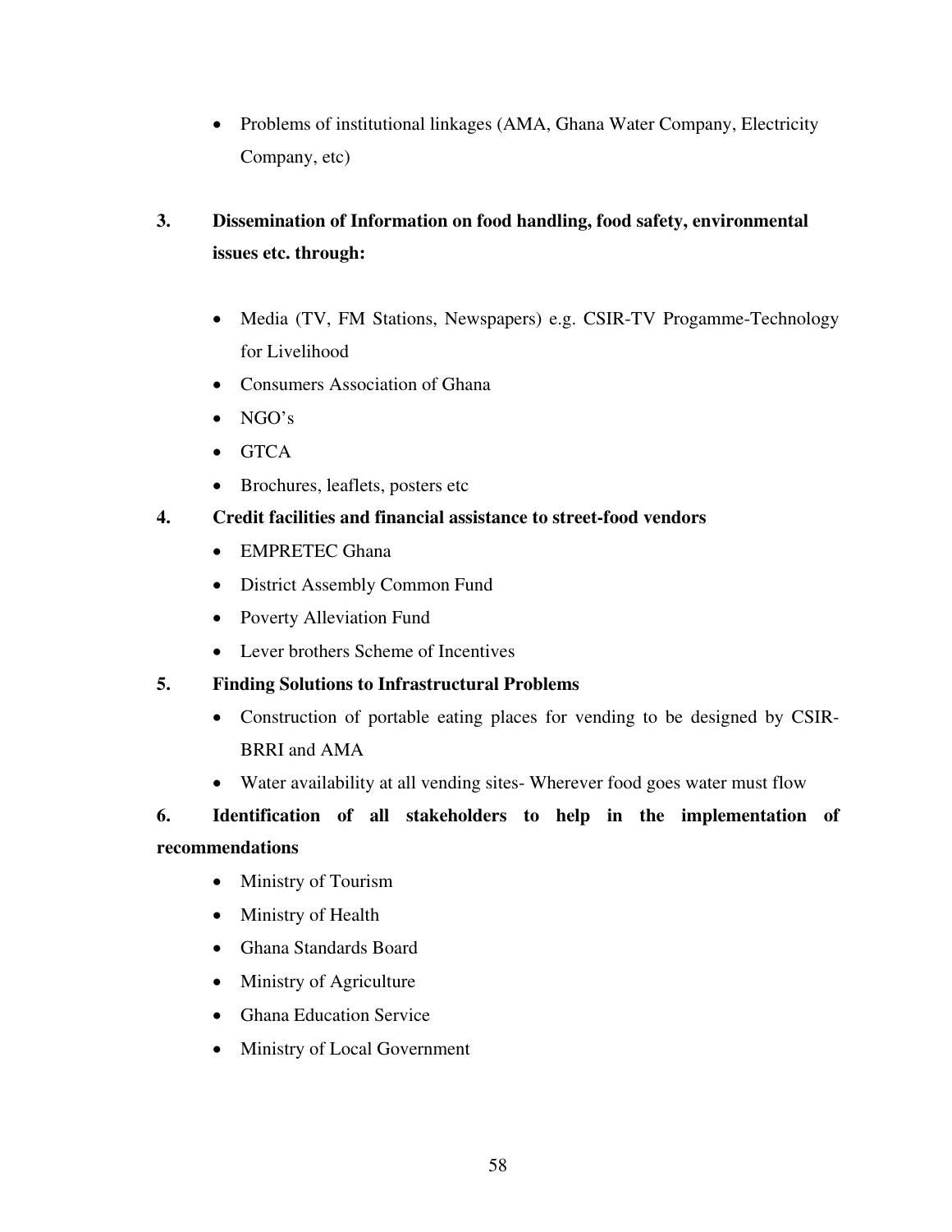- Problems of institutional linkages (AMA, Ghana Water Company, Electricity Company, etc)

**3. Dissemination of Information on food handling, food safety, environmental issues etc. through:**

- Media (TV, FM Stations, Newspapers) e.g. CSIR-TV Progamme-Technology for Livelihood
- Consumers Association of Ghana
- NGO's
- GTCA
- Brochures, leaflets, posters etc

**4. Credit facilities and financial assistance to street-food vendors**

- EMPRETEC Ghana
- District Assembly Common Fund
- Poverty Alleviation Fund
- Lever brothers Scheme of Incentives

**5. Finding Solutions to Infrastructural Problems**

- Construction of portable eating places for vending to be designed by CSIR-BRRI and AMA
- Water availability at all vending sites- Wherever food goes water must flow

**6. Identification of all stakeholders to help in the implementation of recommendations**

- Ministry of Tourism
- Ministry of Health
- Ghana Standards Board
- Ministry of Agriculture
- Ghana Education Service
- Ministry of Local Government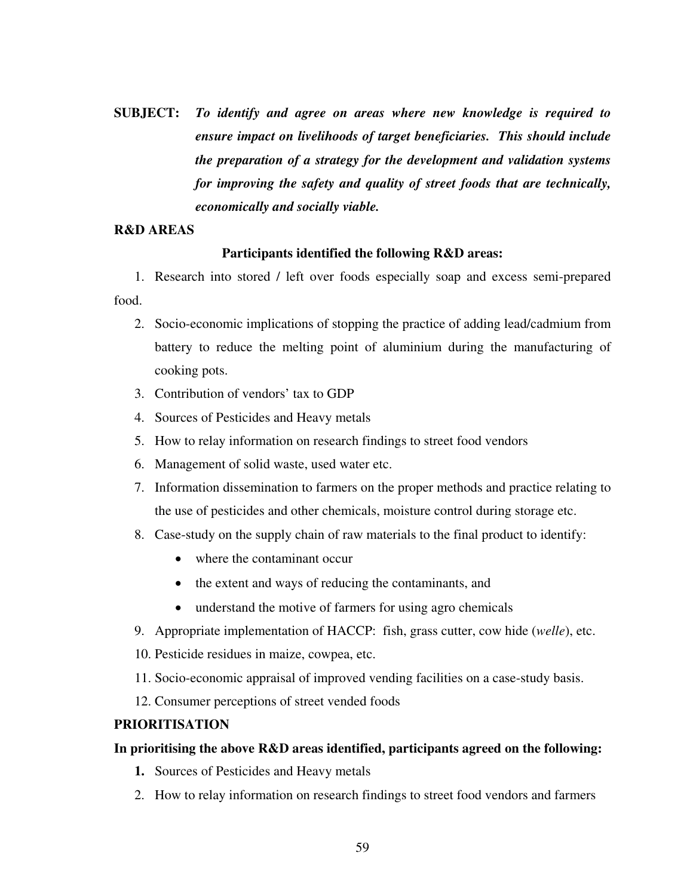**SUBJECT:** ***To identify and agree on areas where new knowledge is required to ensure impact on livelihoods of target beneficiaries. This should include the preparation of a strategy for the development and validation systems for improving the safety and quality of street foods that are technically, economically and socially viable.***

**R&D AREAS**

**Participants identified the following R&D areas:**

1. Research into stored / left over foods especially soap and excess semi-prepared food.
2. Socio-economic implications of stopping the practice of adding lead/cadmium from battery to reduce the melting point of aluminium during the manufacturing of cooking pots.
3. Contribution of vendors' tax to GDP
4. Sources of Pesticides and Heavy metals
5. How to relay information on research findings to street food vendors
6. Management of solid waste, used water etc.
7. Information dissemination to farmers on the proper methods and practice relating to the use of pesticides and other chemicals, moisture control during storage etc.
8. Case-study on the supply chain of raw materials to the final product to identify:
   - where the contaminant occur
   - the extent and ways of reducing the contaminants, and
   - understand the motive of farmers for using agro chemicals
9. Appropriate implementation of HACCP: fish, grass cutter, cow hide (*welle*), etc.
10. Pesticide residues in maize, cowpea, etc.
11. Socio-economic appraisal of improved vending facilities on a case-study basis.
12. Consumer perceptions of street vended foods

**PRIORITISATION**

**In prioritising the above R&D areas identified, participants agreed on the following:**

1. Sources of Pesticides and Heavy metals
2. How to relay information on research findings to street food vendors and farmers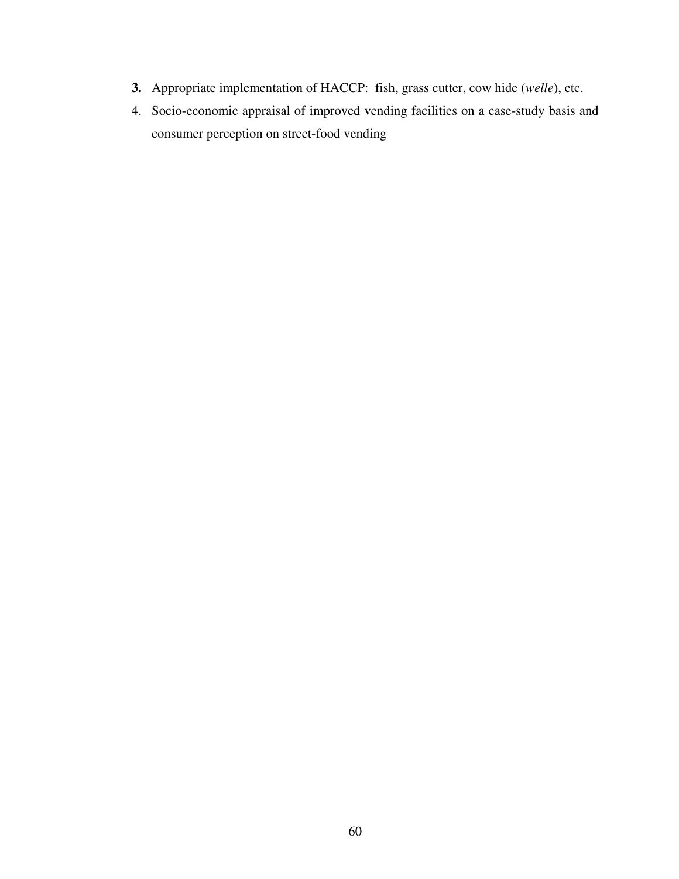3. Appropriate implementation of HACCP: fish, grass cutter, cow hide (*welle*), etc.
4. Socio-economic appraisal of improved vending facilities on a case-study basis and consumer perception on street-food vending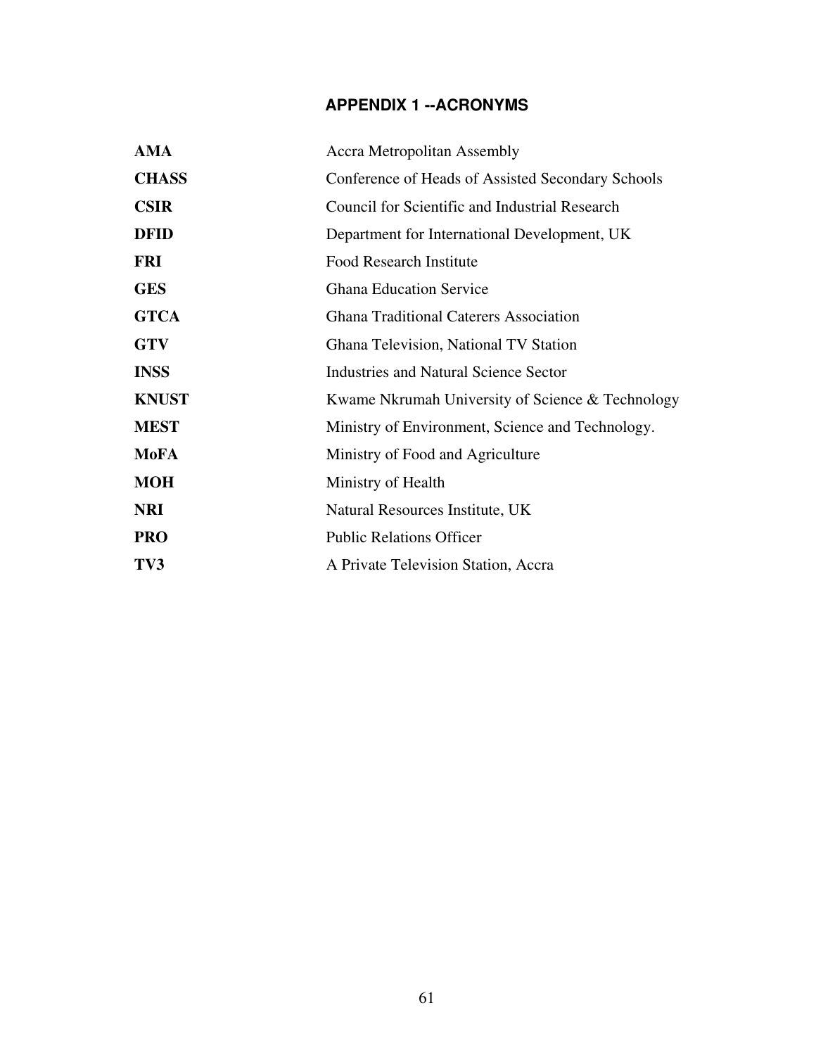## APPENDIX 1 --ACRONYMS

| | |
|---|---|
| **AMA** | Accra Metropolitan Assembly |
| **CHASS** | Conference of Heads of Assisted Secondary Schools |
| **CSIR** | Council for Scientific and Industrial Research |
| **DFID** | Department for International Development, UK |
| **FRI** | Food Research Institute |
| **GES** | Ghana Education Service |
| **GTCA** | Ghana Traditional Caterers Association |
| **GTV** | Ghana Television, National TV Station |
| **INSS** | Industries and Natural Science Sector |
| **KNUST** | Kwame Nkrumah University of Science & Technology |
| **MEST** | Ministry of Environment, Science and Technology. |
| **MoFA** | Ministry of Food and Agriculture |
| **MOH** | Ministry of Health |
| **NRI** | Natural Resources Institute, UK |
| **PRO** | Public Relations Officer |
| **TV3** | A Private Television Station, Accra |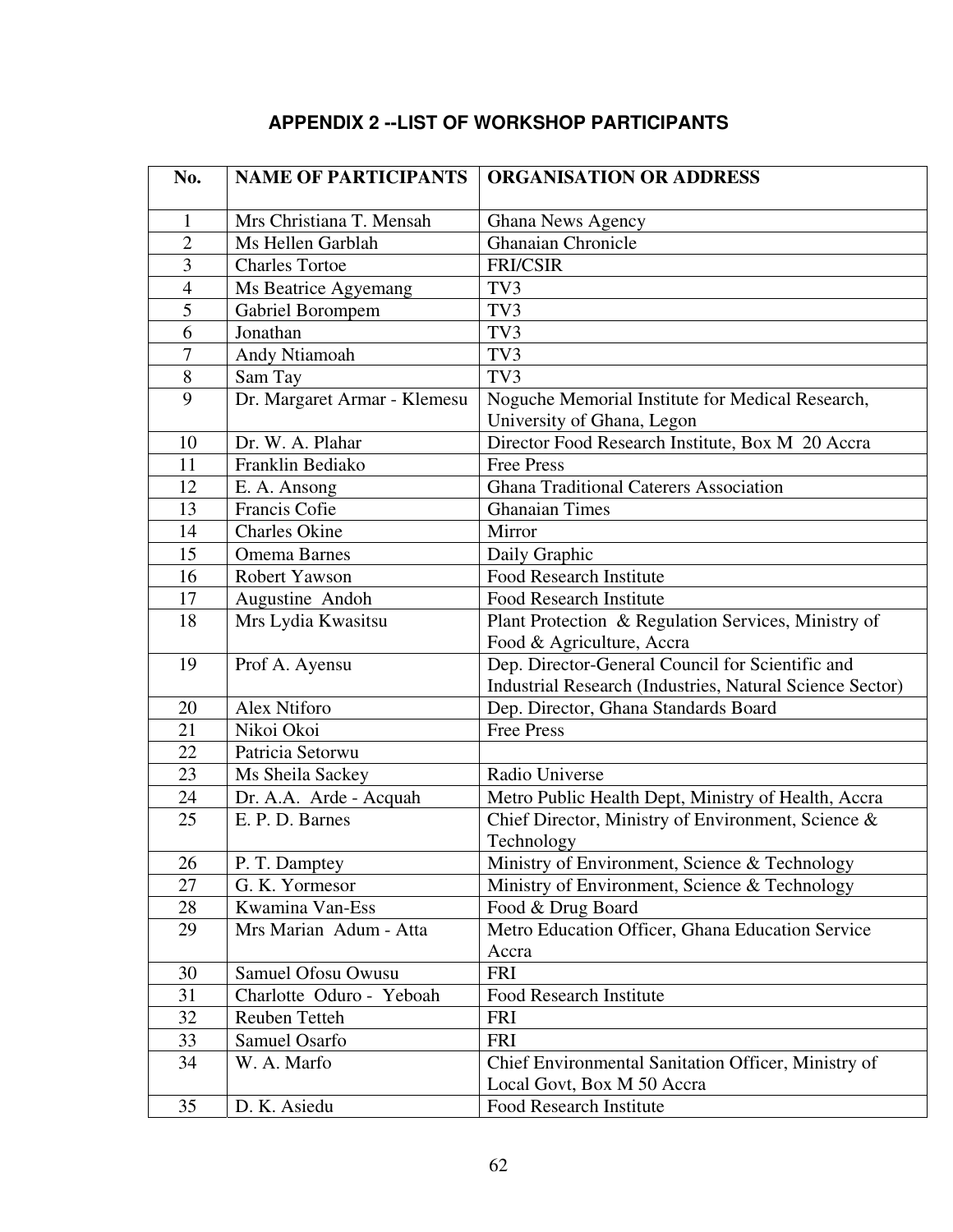## APPENDIX 2 --LIST OF WORKSHOP PARTICIPANTS

| No. | NAME OF PARTICIPANTS | ORGANISATION OR ADDRESS |
|---|---|---|
| 1 | Mrs Christiana T. Mensah | Ghana News Agency |
| 2 | Ms Hellen Garblah | Ghanaian Chronicle |
| 3 | Charles Tortoe | FRI/CSIR |
| 4 | Ms Beatrice Agyemang | TV3 |
| 5 | Gabriel Borompem | TV3 |
| 6 | Jonathan | TV3 |
| 7 | Andy Ntiamoah | TV3 |
| 8 | Sam Tay | TV3 |
| 9 | Dr. Margaret Armar - Klemesu | Noguche Memorial Institute for Medical Research, University of Ghana, Legon |
| 10 | Dr. W. A. Plahar | Director Food Research Institute, Box M 20 Accra |
| 11 | Franklin Bediako | Free Press |
| 12 | E. A. Ansong | Ghana Traditional Caterers Association |
| 13 | Francis Cofie | Ghanaian Times |
| 14 | Charles Okine | Mirror |
| 15 | Omema Barnes | Daily Graphic |
| 16 | Robert Yawson | Food Research Institute |
| 17 | Augustine Andoh | Food Research Institute |
| 18 | Mrs Lydia Kwasitsu | Plant Protection & Regulation Services, Ministry of Food & Agriculture, Accra |
| 19 | Prof A. Ayensu | Dep. Director-General Council for Scientific and Industrial Research (Industries, Natural Science Sector) |
| 20 | Alex Ntiforo | Dep. Director, Ghana Standards Board |
| 21 | Nikoi Okoi | Free Press |
| 22 | Patricia Setorwu | |
| 23 | Ms Sheila Sackey | Radio Universe |
| 24 | Dr. A.A. Arde - Acquah | Metro Public Health Dept, Ministry of Health, Accra |
| 25 | E. P. D. Barnes | Chief Director, Ministry of Environment, Science & Technology |
| 26 | P. T. Damptey | Ministry of Environment, Science & Technology |
| 27 | G. K. Yormesor | Ministry of Environment, Science & Technology |
| 28 | Kwamina Van-Ess | Food & Drug Board |
| 29 | Mrs Marian Adum - Atta | Metro Education Officer, Ghana Education Service Accra |
| 30 | Samuel Ofosu Owusu | FRI |
| 31 | Charlotte Oduro - Yeboah | Food Research Institute |
| 32 | Reuben Tetteh | FRI |
| 33 | Samuel Osarfo | FRI |
| 34 | W. A. Marfo | Chief Environmental Sanitation Officer, Ministry of Local Govt, Box M 50 Accra |
| 35 | D. K. Asiedu | Food Research Institute |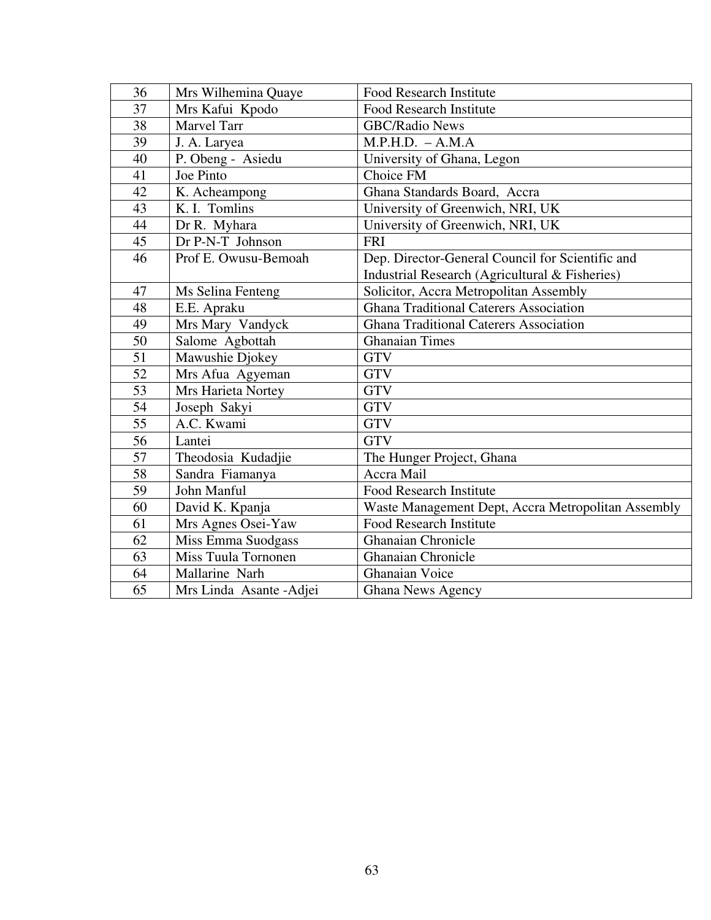| 36 | Mrs Wilhemina Quaye | Food Research Institute |
|---|---|---|
| 37 | Mrs Kafui Kpodo | Food Research Institute |
| 38 | Marvel Tarr | GBC/Radio News |
| 39 | J. A. Laryea | M.P.H.D. – A.M.A |
| 40 | P. Obeng - Asiedu | University of Ghana, Legon |
| 41 | Joe Pinto | Choice FM |
| 42 | K. Acheampong | Ghana Standards Board, Accra |
| 43 | K. I. Tomlins | University of Greenwich, NRI, UK |
| 44 | Dr R. Myhara | University of Greenwich, NRI, UK |
| 45 | Dr P-N-T Johnson | FRI |
| 46 | Prof E. Owusu-Bemoah | Dep. Director-General Council for Scientific and Industrial Research (Agricultural & Fisheries) |
| 47 | Ms Selina Fenteng | Solicitor, Accra Metropolitan Assembly |
| 48 | E.E. Apraku | Ghana Traditional Caterers Association |
| 49 | Mrs Mary Vandyck | Ghana Traditional Caterers Association |
| 50 | Salome Agbottah | Ghanaian Times |
| 51 | Mawushie Djokey | GTV |
| 52 | Mrs Afua Agyeman | GTV |
| 53 | Mrs Harieta Nortey | GTV |
| 54 | Joseph Sakyi | GTV |
| 55 | A.C. Kwami | GTV |
| 56 | Lantei | GTV |
| 57 | Theodosia Kudadjie | The Hunger Project, Ghana |
| 58 | Sandra Fiamanya | Accra Mail |
| 59 | John Manful | Food Research Institute |
| 60 | David K. Kpanja | Waste Management Dept, Accra Metropolitan Assembly |
| 61 | Mrs Agnes Osei-Yaw | Food Research Institute |
| 62 | Miss Emma Suodgass | Ghanaian Chronicle |
| 63 | Miss Tuula Tornonen | Ghanaian Chronicle |
| 64 | Mallarine Narh | Ghanaian Voice |
| 65 | Mrs Linda Asante -Adjei | Ghana News Agency |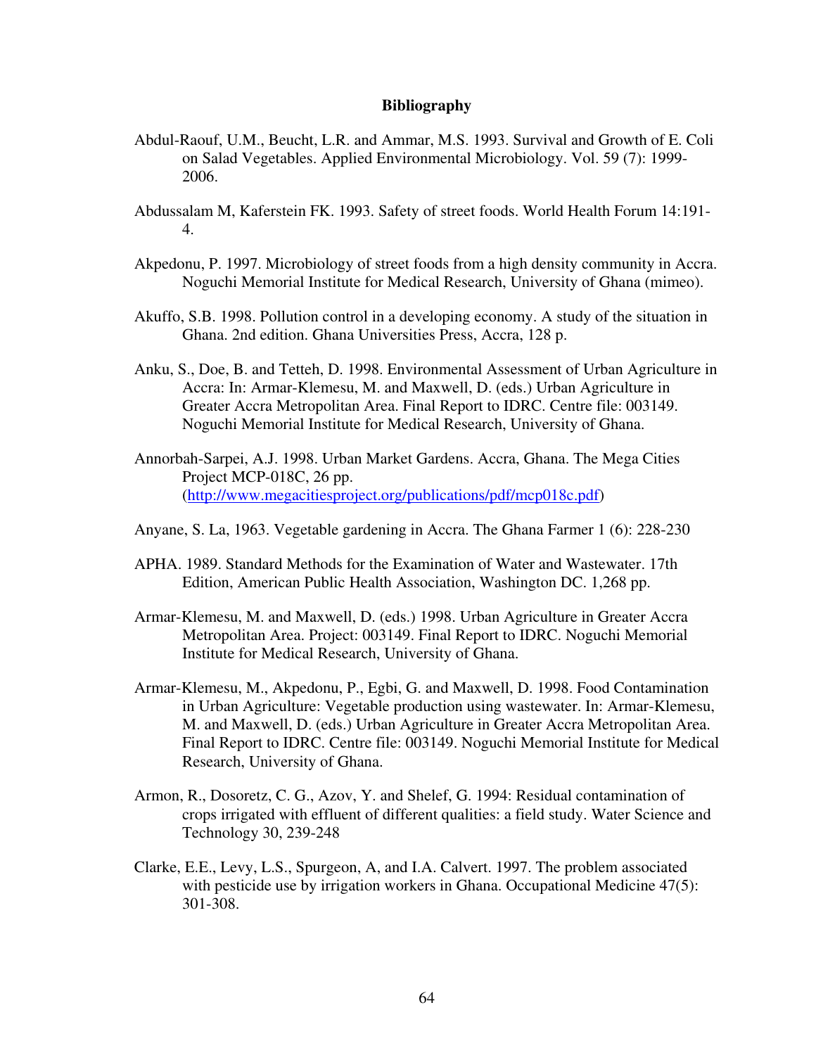# Bibliography

Abdul-Raouf, U.M., Beucht, L.R. and Ammar, M.S. 1993. Survival and Growth of E. Coli on Salad Vegetables. Applied Environmental Microbiology. Vol. 59 (7): 1999-2006.

Abdussalam M, Kaferstein FK. 1993. Safety of street foods. World Health Forum 14:191-4.

Akpedonu, P. 1997. Microbiology of street foods from a high density community in Accra. Noguchi Memorial Institute for Medical Research, University of Ghana (mimeo).

Akuffo, S.B. 1998. Pollution control in a developing economy. A study of the situation in Ghana. 2nd edition. Ghana Universities Press, Accra, 128 p.

Anku, S., Doe, B. and Tetteh, D. 1998. Environmental Assessment of Urban Agriculture in Accra: In: Armar-Klemesu, M. and Maxwell, D. (eds.) Urban Agriculture in Greater Accra Metropolitan Area. Final Report to IDRC. Centre file: 003149. Noguchi Memorial Institute for Medical Research, University of Ghana.

Annorbah-Sarpei, A.J. 1998. Urban Market Gardens. Accra, Ghana. The Mega Cities Project MCP-018C, 26 pp. (http://www.megacitiesproject.org/publications/pdf/mcp018c.pdf)

Anyane, S. La, 1963. Vegetable gardening in Accra. The Ghana Farmer 1 (6): 228-230

APHA. 1989. Standard Methods for the Examination of Water and Wastewater. 17th Edition, American Public Health Association, Washington DC. 1,268 pp.

Armar-Klemesu, M. and Maxwell, D. (eds.) 1998. Urban Agriculture in Greater Accra Metropolitan Area. Project: 003149. Final Report to IDRC. Noguchi Memorial Institute for Medical Research, University of Ghana.

Armar-Klemesu, M., Akpedonu, P., Egbi, G. and Maxwell, D. 1998. Food Contamination in Urban Agriculture: Vegetable production using wastewater. In: Armar-Klemesu, M. and Maxwell, D. (eds.) Urban Agriculture in Greater Accra Metropolitan Area. Final Report to IDRC. Centre file: 003149. Noguchi Memorial Institute for Medical Research, University of Ghana.

Armon, R., Dosoretz, C. G., Azov, Y. and Shelef, G. 1994: Residual contamination of crops irrigated with effluent of different qualities: a field study. Water Science and Technology 30, 239-248

Clarke, E.E., Levy, L.S., Spurgeon, A, and I.A. Calvert. 1997. The problem associated with pesticide use by irrigation workers in Ghana. Occupational Medicine 47(5): 301-308.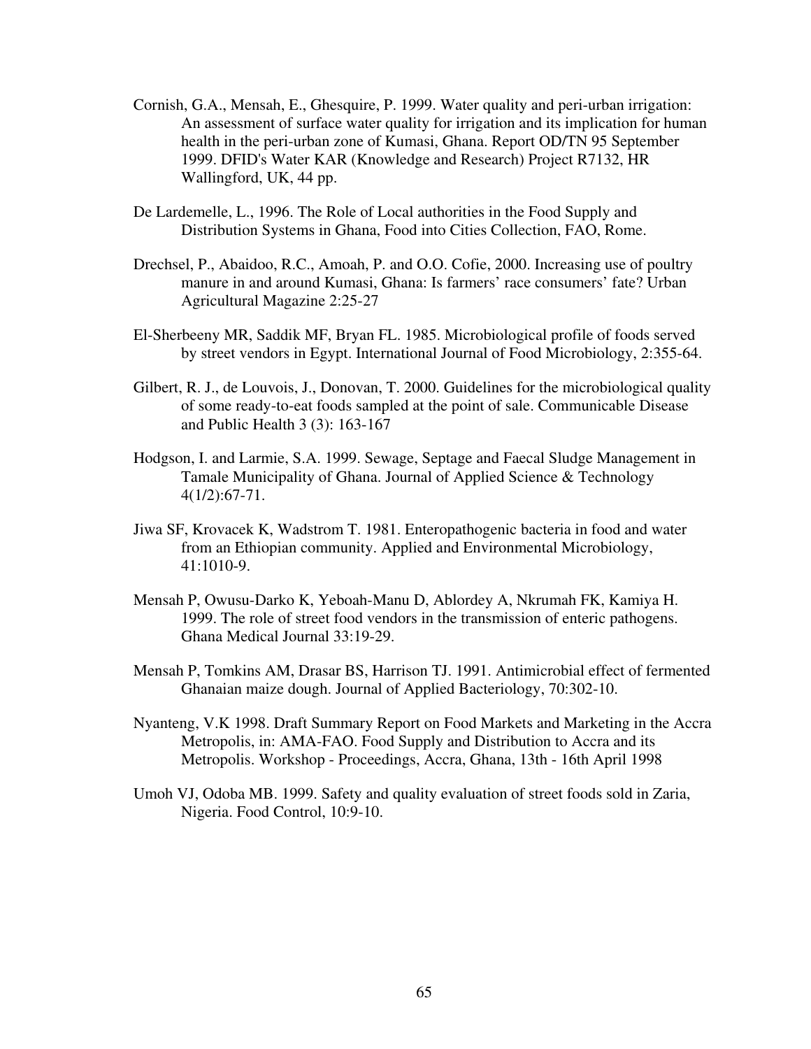Cornish, G.A., Mensah, E., Ghesquire, P. 1999. Water quality and peri-urban irrigation: An assessment of surface water quality for irrigation and its implication for human health in the peri-urban zone of Kumasi, Ghana. Report OD/TN 95 September 1999. DFID's Water KAR (Knowledge and Research) Project R7132, HR Wallingford, UK, 44 pp.

De Lardemelle, L., 1996. The Role of Local authorities in the Food Supply and Distribution Systems in Ghana, Food into Cities Collection, FAO, Rome.

Drechsel, P., Abaidoo, R.C., Amoah, P. and O.O. Cofie, 2000. Increasing use of poultry manure in and around Kumasi, Ghana: Is farmers' race consumers' fate? Urban Agricultural Magazine 2:25-27

El-Sherbeeny MR, Saddik MF, Bryan FL. 1985. Microbiological profile of foods served by street vendors in Egypt. International Journal of Food Microbiology, 2:355-64.

Gilbert, R. J., de Louvois, J., Donovan, T. 2000. Guidelines for the microbiological quality of some ready-to-eat foods sampled at the point of sale. Communicable Disease and Public Health 3 (3): 163-167

Hodgson, I. and Larmie, S.A. 1999. Sewage, Septage and Faecal Sludge Management in Tamale Municipality of Ghana. Journal of Applied Science & Technology 4(1/2):67-71.

Jiwa SF, Krovacek K, Wadstrom T. 1981. Enteropathogenic bacteria in food and water from an Ethiopian community. Applied and Environmental Microbiology, 41:1010-9.

Mensah P, Owusu-Darko K, Yeboah-Manu D, Ablordey A, Nkrumah FK, Kamiya H. 1999. The role of street food vendors in the transmission of enteric pathogens. Ghana Medical Journal 33:19-29.

Mensah P, Tomkins AM, Drasar BS, Harrison TJ. 1991. Antimicrobial effect of fermented Ghanaian maize dough. Journal of Applied Bacteriology, 70:302-10.

Nyanteng, V.K 1998. Draft Summary Report on Food Markets and Marketing in the Accra Metropolis, in: AMA-FAO. Food Supply and Distribution to Accra and its Metropolis. Workshop - Proceedings, Accra, Ghana, 13th - 16th April 1998

Umoh VJ, Odoba MB. 1999. Safety and quality evaluation of street foods sold in Zaria, Nigeria. Food Control, 10:9-10.